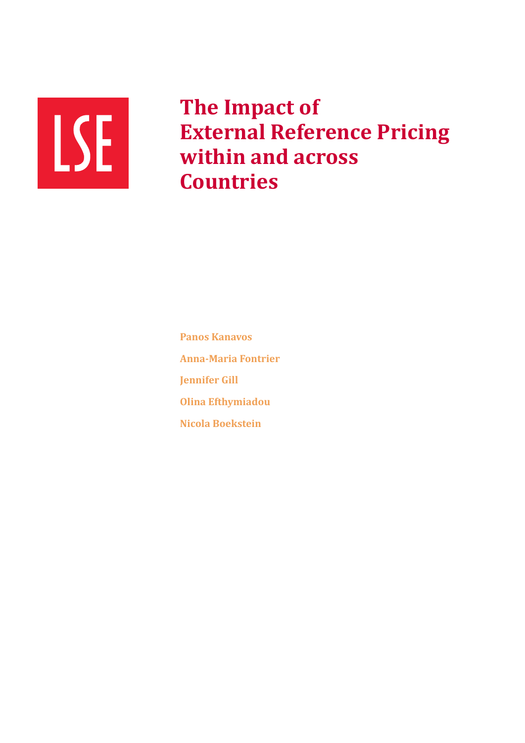LSE

# The Impact of External Reference Pricing within and across Countries

**Panos Kanavos**

**Anna-Maria Fontrier**

**Jennifer Gill**

**Olina Efthymiadou**

**Nicola Boekstein**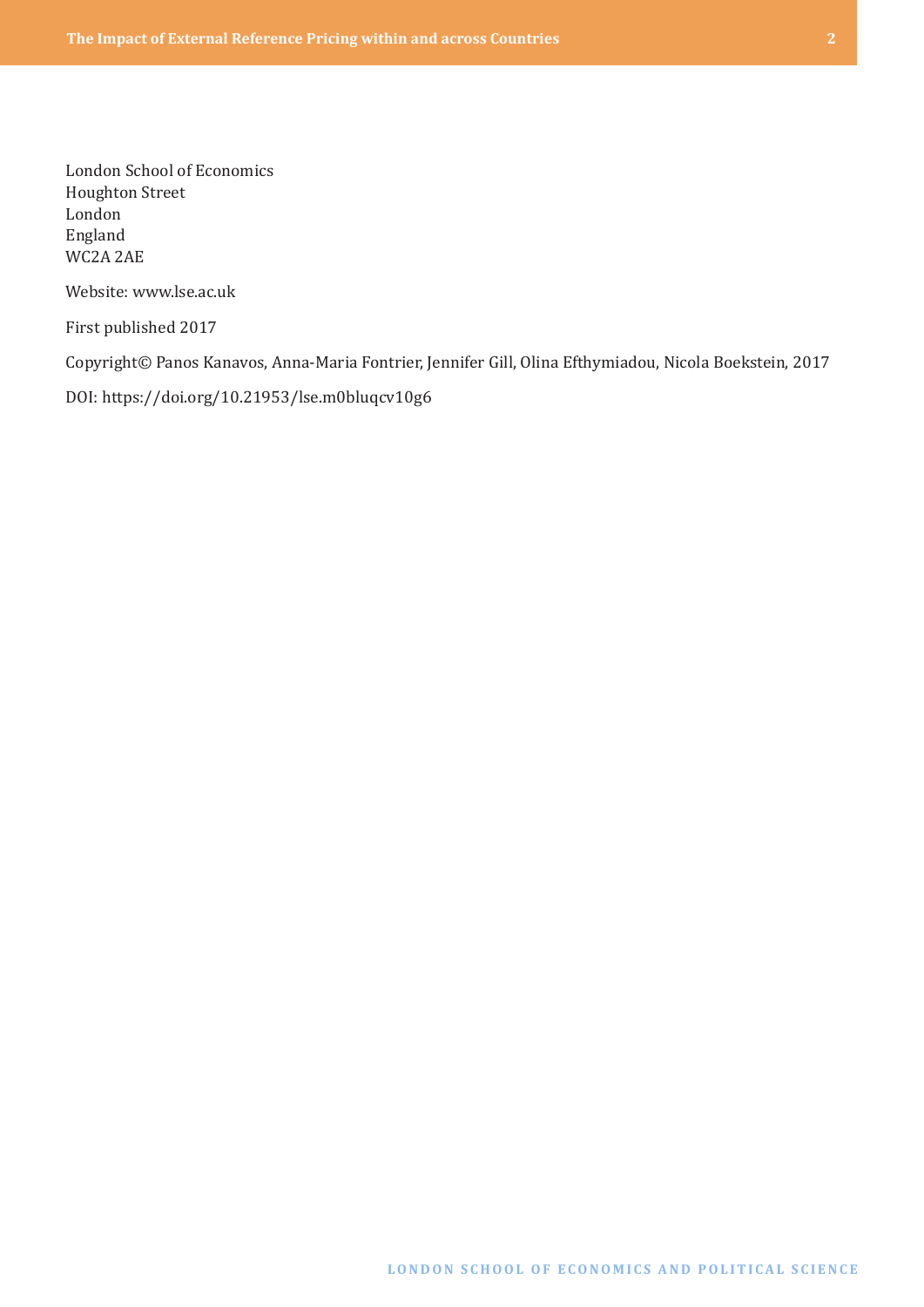London School of Economics  
Houghton Street  
London  
England  
WC2A 2AE

Website: www.lse.ac.uk

First published 2017

Copyright© Panos Kanavos, Anna-Maria Fontrier, Jennifer Gill, Olina Efthymiadou, Nicola Boekstein, 2017

DOI: https://doi.org/10.21953/lse.m0bluqcv10g6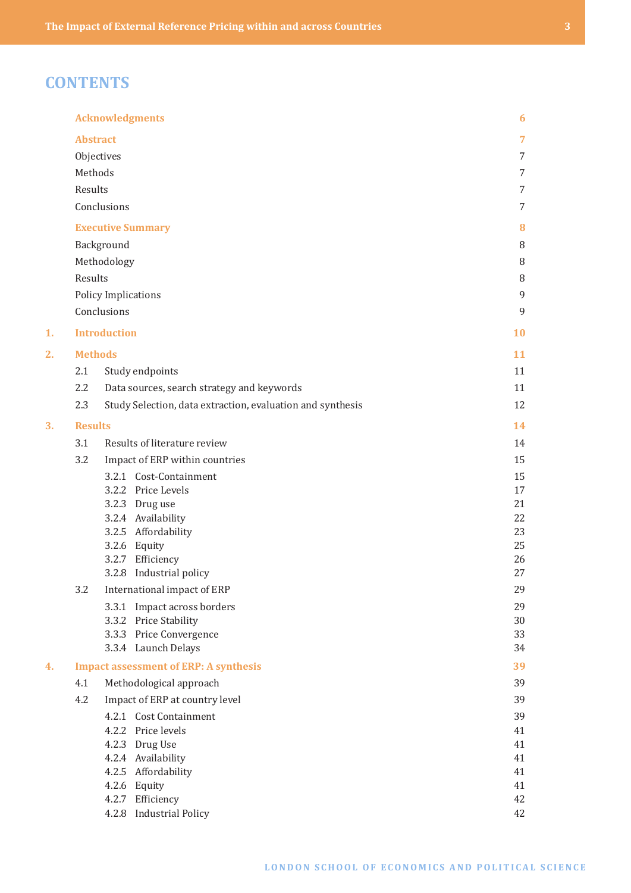# CONTENTS

| | | |
|---|---|---|
| **Acknowledgments** | | **6** |
| **Abstract** | | **7** |
| | Objectives | 7 |
| | Methods | 7 |
| | Results | 7 |
| | Conclusions | 7 |
| **Executive Summary** | | **8** |
| | Background | 8 |
| | Methodology | 8 |
| | Results | 8 |
| | Policy Implications | 9 |
| | Conclusions | 9 |
| **1.** | **Introduction** | **10** |
| **2.** | **Methods** | **11** |
| 2.1 | Study endpoints | 11 |
| 2.2 | Data sources, search strategy and keywords | 11 |
| 2.3 | Study Selection, data extraction, evaluation and synthesis | 12 |
| **3.** | **Results** | **14** |
| 3.1 | Results of literature review | 14 |
| 3.2 | Impact of ERP within countries | 15 |
| 3.2.1 | Cost-Containment | 15 |
| 3.2.2 | Price Levels | 17 |
| 3.2.3 | Drug use | 21 |
| 3.2.4 | Availability | 22 |
| 3.2.5 | Affordability | 23 |
| 3.2.6 | Equity | 25 |
| 3.2.7 | Efficiency | 26 |
| 3.2.8 | Industrial policy | 27 |
| 3.2 | International impact of ERP | 29 |
| 3.3.1 | Impact across borders | 29 |
| 3.3.2 | Price Stability | 30 |
| 3.3.3 | Price Convergence | 33 |
| 3.3.4 | Launch Delays | 34 |
| **4.** | **Impact assessment of ERP: A synthesis** | **39** |
| 4.1 | Methodological approach | 39 |
| 4.2 | Impact of ERP at country level | 39 |
| 4.2.1 | Cost Containment | 39 |
| 4.2.2 | Price levels | 41 |
| 4.2.3 | Drug Use | 41 |
| 4.2.4 | Availability | 41 |
| 4.2.5 | Affordability | 41 |
| 4.2.6 | Equity | 41 |
| 4.2.7 | Efficiency | 42 |
| 4.2.8 | Industrial Policy | 42 |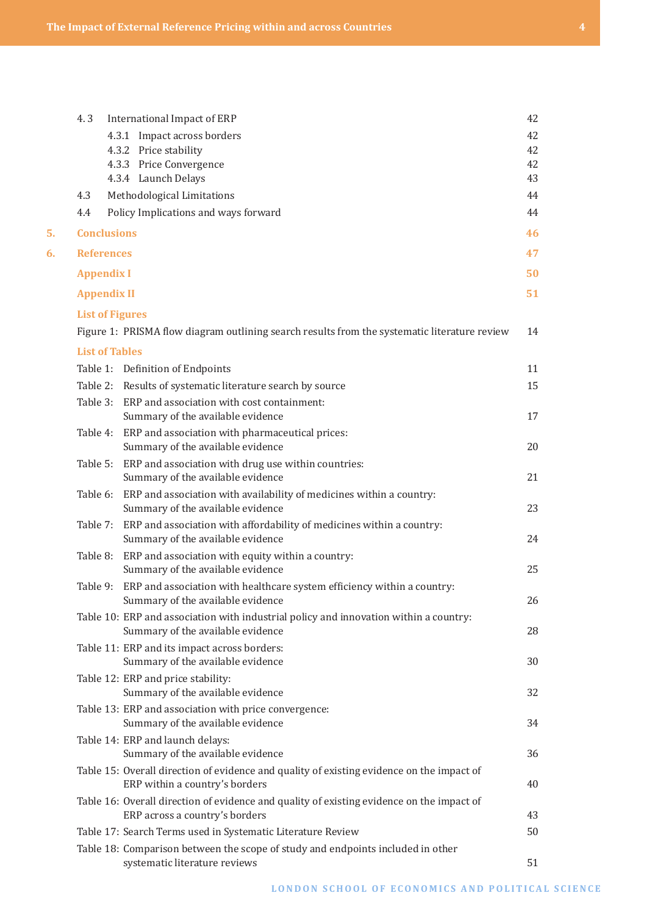- 4.3 International Impact of ERP — 42
  - 4.3.1 Impact across borders — 42
  - 4.3.2 Price stability — 42
  - 4.3.3 Price Convergence — 42
  - 4.3.4 Launch Delays — 43
- 4.3 Methodological Limitations — 44
- 4.4 Policy Implications and ways forward — 44

**5. Conclusions — 46**

**6. References — 47**

**Appendix I — 50**

**Appendix II — 51**

**List of Figures**

Figure 1: PRISMA flow diagram outlining search results from the systematic literature review — 14

**List of Tables**

- Table 1: Definition of Endpoints — 11
- Table 2: Results of systematic literature search by source — 15
- Table 3: ERP and association with cost containment: Summary of the available evidence — 17
- Table 4: ERP and association with pharmaceutical prices: Summary of the available evidence — 20
- Table 5: ERP and association with drug use within countries: Summary of the available evidence — 21
- Table 6: ERP and association with availability of medicines within a country: Summary of the available evidence — 23
- Table 7: ERP and association with affordability of medicines within a country: Summary of the available evidence — 24
- Table 8: ERP and association with equity within a country: Summary of the available evidence — 25
- Table 9: ERP and association with healthcare system efficiency within a country: Summary of the available evidence — 26
- Table 10: ERP and association with industrial policy and innovation within a country: Summary of the available evidence — 28
- Table 11: ERP and its impact across borders: Summary of the available evidence — 30
- Table 12: ERP and price stability: Summary of the available evidence — 32
- Table 13: ERP and association with price convergence: Summary of the available evidence — 34
- Table 14: ERP and launch delays: Summary of the available evidence — 36
- Table 15: Overall direction of evidence and quality of existing evidence on the impact of ERP within a country's borders — 40
- Table 16: Overall direction of evidence and quality of existing evidence on the impact of ERP across a country's borders — 43
- Table 17: Search Terms used in Systematic Literature Review — 50
- Table 18: Comparison between the scope of study and endpoints included in other systematic literature reviews — 51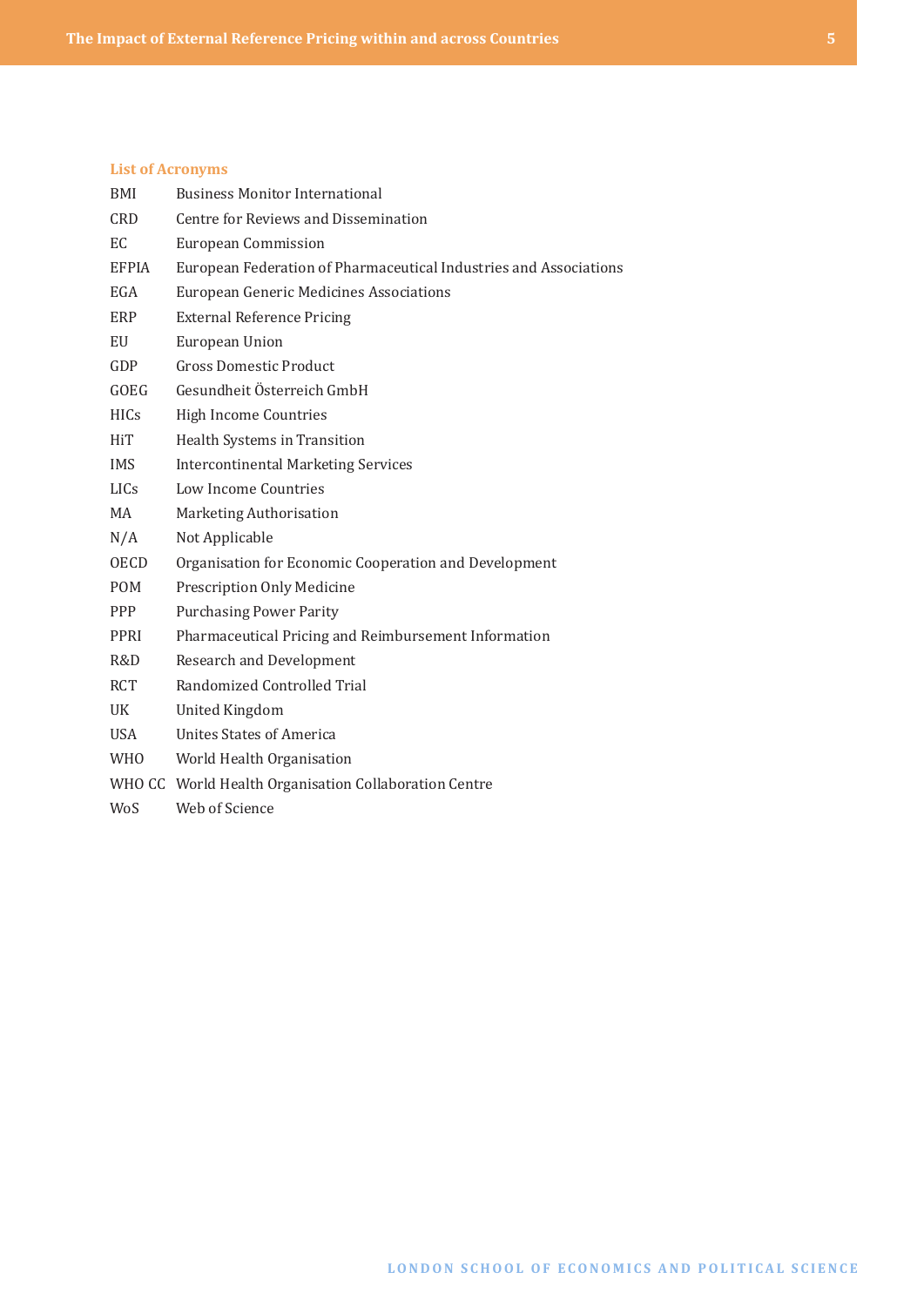## List of Acronyms

| | |
|---|---|
| BMI | Business Monitor International |
| CRD | Centre for Reviews and Dissemination |
| EC | European Commission |
| EFPIA | European Federation of Pharmaceutical Industries and Associations |
| EGA | European Generic Medicines Associations |
| ERP | External Reference Pricing |
| EU | European Union |
| GDP | Gross Domestic Product |
| GOEG | Gesundheit Österreich GmbH |
| HICs | High Income Countries |
| HiT | Health Systems in Transition |
| IMS | Intercontinental Marketing Services |
| LICs | Low Income Countries |
| MA | Marketing Authorisation |
| N/A | Not Applicable |
| OECD | Organisation for Economic Cooperation and Development |
| POM | Prescription Only Medicine |
| PPP | Purchasing Power Parity |
| PPRI | Pharmaceutical Pricing and Reimbursement Information |
| R&D | Research and Development |
| RCT | Randomized Controlled Trial |
| UK | United Kingdom |
| USA | Unites States of America |
| WHO | World Health Organisation |
| WHO CC | World Health Organisation Collaboration Centre |
| WoS | Web of Science |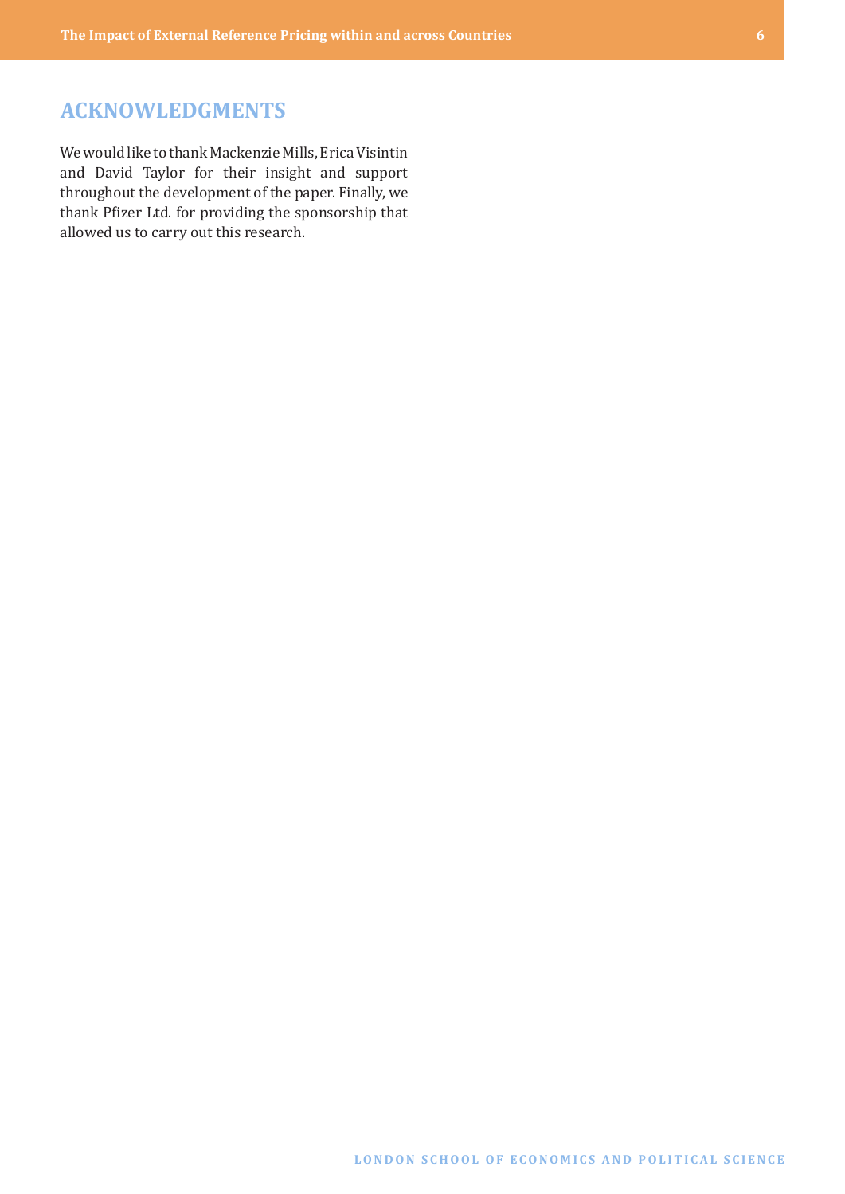## ACKNOWLEDGMENTS

We would like to thank Mackenzie Mills, Erica Visintin and David Taylor for their insight and support throughout the development of the paper. Finally, we thank Pfizer Ltd. for providing the sponsorship that allowed us to carry out this research.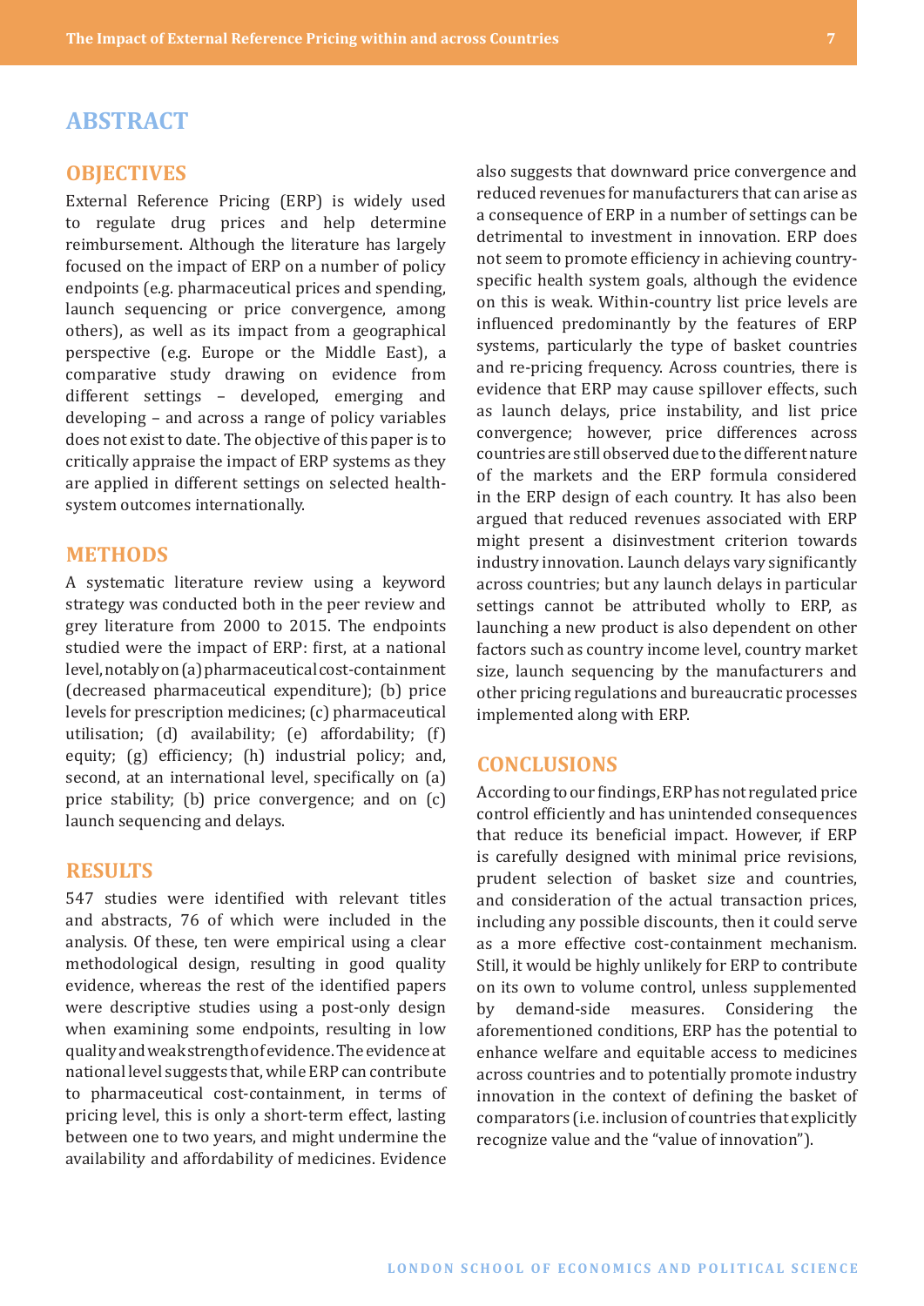# ABSTRACT

## OBJECTIVES

External Reference Pricing (ERP) is widely used to regulate drug prices and help determine reimbursement. Although the literature has largely focused on the impact of ERP on a number of policy endpoints (e.g. pharmaceutical prices and spending, launch sequencing or price convergence, among others), as well as its impact from a geographical perspective (e.g. Europe or the Middle East), a comparative study drawing on evidence from different settings – developed, emerging and developing – and across a range of policy variables does not exist to date. The objective of this paper is to critically appraise the impact of ERP systems as they are applied in different settings on selected health-system outcomes internationally.

## METHODS

A systematic literature review using a keyword strategy was conducted both in the peer review and grey literature from 2000 to 2015. The endpoints studied were the impact of ERP: first, at a national level, notably on (a) pharmaceutical cost-containment (decreased pharmaceutical expenditure); (b) price levels for prescription medicines; (c) pharmaceutical utilisation; (d) availability; (e) affordability; (f) equity; (g) efficiency; (h) industrial policy; and, second, at an international level, specifically on (a) price stability; (b) price convergence; and on (c) launch sequencing and delays.

## RESULTS

547 studies were identified with relevant titles and abstracts, 76 of which were included in the analysis. Of these, ten were empirical using a clear methodological design, resulting in good quality evidence, whereas the rest of the identified papers were descriptive studies using a post-only design when examining some endpoints, resulting in low quality and weak strength of evidence. The evidence at national level suggests that, while ERP can contribute to pharmaceutical cost-containment, in terms of pricing level, this is only a short-term effect, lasting between one to two years, and might undermine the availability and affordability of medicines. Evidence also suggests that downward price convergence and reduced revenues for manufacturers that can arise as a consequence of ERP in a number of settings can be detrimental to investment in innovation. ERP does not seem to promote efficiency in achieving country-specific health system goals, although the evidence on this is weak. Within-country list price levels are influenced predominantly by the features of ERP systems, particularly the type of basket countries and re-pricing frequency. Across countries, there is evidence that ERP may cause spillover effects, such as launch delays, price instability, and list price convergence; however, price differences across countries are still observed due to the different nature of the markets and the ERP formula considered in the ERP design of each country. It has also been argued that reduced revenues associated with ERP might present a disinvestment criterion towards industry innovation. Launch delays vary significantly across countries; but any launch delays in particular settings cannot be attributed wholly to ERP, as launching a new product is also dependent on other factors such as country income level, country market size, launch sequencing by the manufacturers and other pricing regulations and bureaucratic processes implemented along with ERP.

## CONCLUSIONS

According to our findings, ERP has not regulated price control efficiently and has unintended consequences that reduce its beneficial impact. However, if ERP is carefully designed with minimal price revisions, prudent selection of basket size and countries, and consideration of the actual transaction prices, including any possible discounts, then it could serve as a more effective cost-containment mechanism. Still, it would be highly unlikely for ERP to contribute on its own to volume control, unless supplemented by demand-side measures. Considering the aforementioned conditions, ERP has the potential to enhance welfare and equitable access to medicines across countries and to potentially promote industry innovation in the context of defining the basket of comparators (i.e. inclusion of countries that explicitly recognize value and the "value of innovation").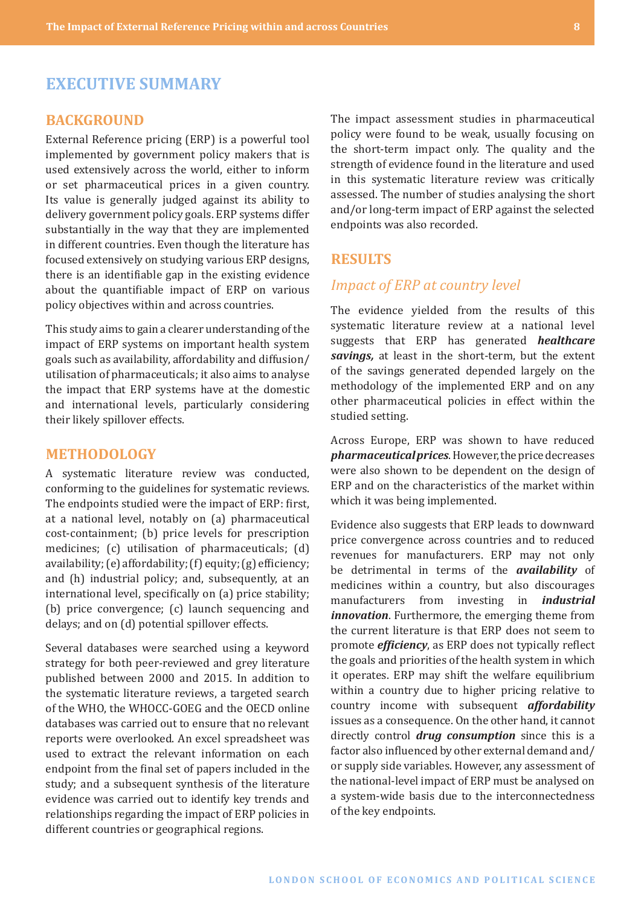# EXECUTIVE SUMMARY

## BACKGROUND

External Reference pricing (ERP) is a powerful tool implemented by government policy makers that is used extensively across the world, either to inform or set pharmaceutical prices in a given country. Its value is generally judged against its ability to delivery government policy goals. ERP systems differ substantially in the way that they are implemented in different countries. Even though the literature has focused extensively on studying various ERP designs, there is an identifiable gap in the existing evidence about the quantifiable impact of ERP on various policy objectives within and across countries.

This study aims to gain a clearer understanding of the impact of ERP systems on important health system goals such as availability, affordability and diffusion/utilisation of pharmaceuticals; it also aims to analyse the impact that ERP systems have at the domestic and international levels, particularly considering their likely spillover effects.

## METHODOLOGY

A systematic literature review was conducted, conforming to the guidelines for systematic reviews. The endpoints studied were the impact of ERP: first, at a national level, notably on (a) pharmaceutical cost-containment; (b) price levels for prescription medicines; (c) utilisation of pharmaceuticals; (d) availability; (e) affordability; (f) equity; (g) efficiency; and (h) industrial policy; and, subsequently, at an international level, specifically on (a) price stability; (b) price convergence; (c) launch sequencing and delays; and on (d) potential spillover effects.

Several databases were searched using a keyword strategy for both peer-reviewed and grey literature published between 2000 and 2015. In addition to the systematic literature reviews, a targeted search of the WHO, the WHOCC-GOEG and the OECD online databases was carried out to ensure that no relevant reports were overlooked. An excel spreadsheet was used to extract the relevant information on each endpoint from the final set of papers included in the study; and a subsequent synthesis of the literature evidence was carried out to identify key trends and relationships regarding the impact of ERP policies in different countries or geographical regions.

The impact assessment studies in pharmaceutical policy were found to be weak, usually focusing on the short-term impact only. The quality and the strength of evidence found in the literature and used in this systematic literature review was critically assessed. The number of studies analysing the short and/or long-term impact of ERP against the selected endpoints was also recorded.

## RESULTS

### *Impact of ERP at country level*

The evidence yielded from the results of this systematic literature review at a national level suggests that ERP has generated ***healthcare savings,*** at least in the short-term, but the extent of the savings generated depended largely on the methodology of the implemented ERP and on any other pharmaceutical policies in effect within the studied setting.

Across Europe, ERP was shown to have reduced ***pharmaceutical prices***. However, the price decreases were also shown to be dependent on the design of ERP and on the characteristics of the market within which it was being implemented.

Evidence also suggests that ERP leads to downward price convergence across countries and to reduced revenues for manufacturers. ERP may not only be detrimental in terms of the ***availability*** of medicines within a country, but also discourages manufacturers from investing in ***industrial innovation***. Furthermore, the emerging theme from the current literature is that ERP does not seem to promote ***efficiency***, as ERP does not typically reflect the goals and priorities of the health system in which it operates. ERP may shift the welfare equilibrium within a country due to higher pricing relative to country income with subsequent ***affordability*** issues as a consequence. On the other hand, it cannot directly control ***drug consumption*** since this is a factor also influenced by other external demand and/or supply side variables. However, any assessment of the national-level impact of ERP must be analysed on a system-wide basis due to the interconnectedness of the key endpoints.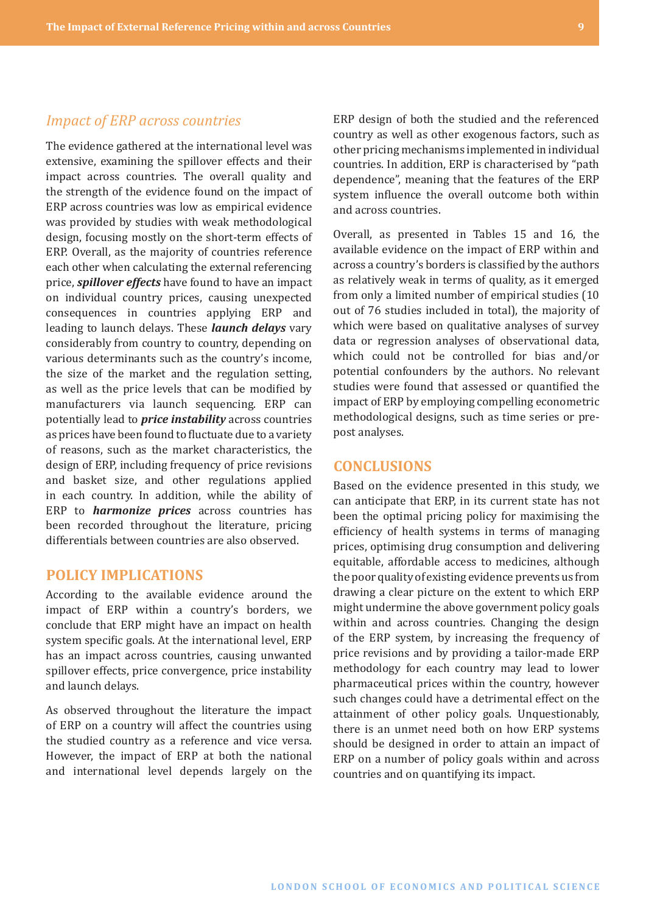### *Impact of ERP across countries*

The evidence gathered at the international level was extensive, examining the spillover effects and their impact across countries. The overall quality and the strength of the evidence found on the impact of ERP across countries was low as empirical evidence was provided by studies with weak methodological design, focusing mostly on the short-term effects of ERP. Overall, as the majority of countries reference each other when calculating the external referencing price, ***spillover effects*** have found to have an impact on individual country prices, causing unexpected consequences in countries applying ERP and leading to launch delays. These ***launch delays*** vary considerably from country to country, depending on various determinants such as the country's income, the size of the market and the regulation setting, as well as the price levels that can be modified by manufacturers via launch sequencing. ERP can potentially lead to ***price instability*** across countries as prices have been found to fluctuate due to a variety of reasons, such as the market characteristics, the design of ERP, including frequency of price revisions and basket size, and other regulations applied in each country. In addition, while the ability of ERP to ***harmonize prices*** across countries has been recorded throughout the literature, pricing differentials between countries are also observed.

## POLICY IMPLICATIONS

According to the available evidence around the impact of ERP within a country's borders, we conclude that ERP might have an impact on health system specific goals. At the international level, ERP has an impact across countries, causing unwanted spillover effects, price convergence, price instability and launch delays.

As observed throughout the literature the impact of ERP on a country will affect the countries using the studied country as a reference and vice versa. However, the impact of ERP at both the national and international level depends largely on the ERP design of both the studied and the referenced country as well as other exogenous factors, such as other pricing mechanisms implemented in individual countries. In addition, ERP is characterised by "path dependence", meaning that the features of the ERP system influence the overall outcome both within and across countries.

Overall, as presented in Tables 15 and 16, the available evidence on the impact of ERP within and across a country's borders is classified by the authors as relatively weak in terms of quality, as it emerged from only a limited number of empirical studies (10 out of 76 studies included in total), the majority of which were based on qualitative analyses of survey data or regression analyses of observational data, which could not be controlled for bias and/or potential confounders by the authors. No relevant studies were found that assessed or quantified the impact of ERP by employing compelling econometric methodological designs, such as time series or pre-post analyses.

## CONCLUSIONS

Based on the evidence presented in this study, we can anticipate that ERP, in its current state has not been the optimal pricing policy for maximising the efficiency of health systems in terms of managing prices, optimising drug consumption and delivering equitable, affordable access to medicines, although the poor quality of existing evidence prevents us from drawing a clear picture on the extent to which ERP might undermine the above government policy goals within and across countries. Changing the design of the ERP system, by increasing the frequency of price revisions and by providing a tailor-made ERP methodology for each country may lead to lower pharmaceutical prices within the country, however such changes could have a detrimental effect on the attainment of other policy goals. Unquestionably, there is an unmet need both on how ERP systems should be designed in order to attain an impact of ERP on a number of policy goals within and across countries and on quantifying its impact.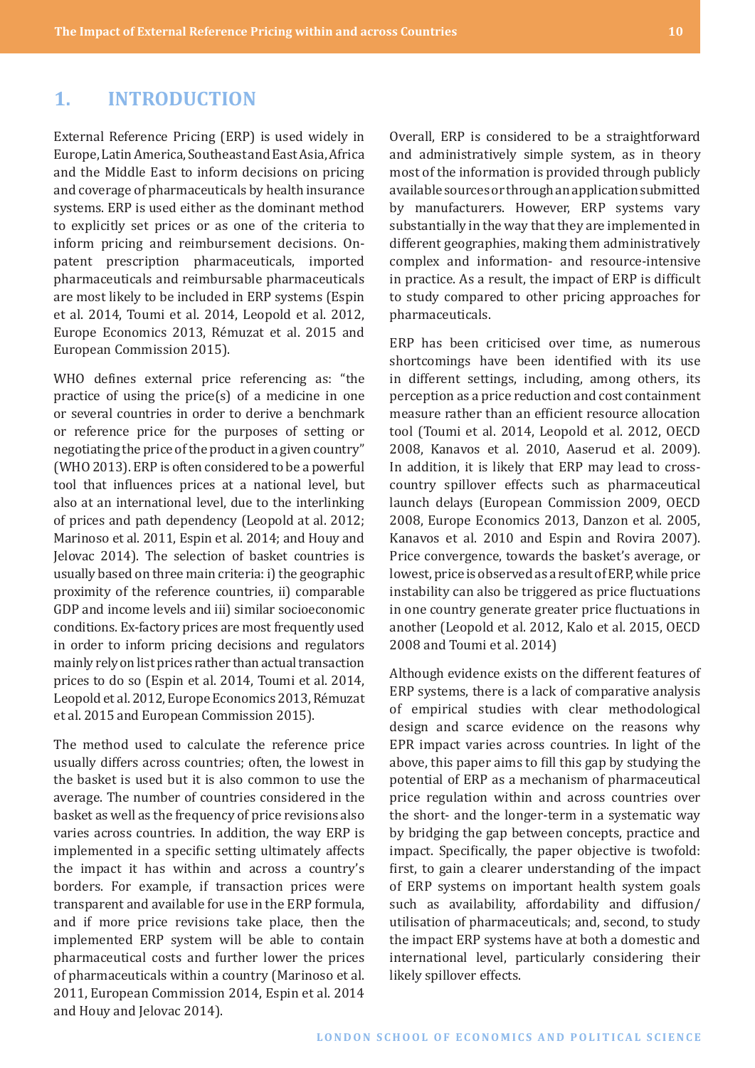# 1. INTRODUCTION

External Reference Pricing (ERP) is used widely in Europe, Latin America, Southeast and East Asia, Africa and the Middle East to inform decisions on pricing and coverage of pharmaceuticals by health insurance systems. ERP is used either as the dominant method to explicitly set prices or as one of the criteria to inform pricing and reimbursement decisions. On-patent prescription pharmaceuticals, imported pharmaceuticals and reimbursable pharmaceuticals are most likely to be included in ERP systems (Espin et al. 2014, Toumi et al. 2014, Leopold et al. 2012, Europe Economics 2013, Rémuzat et al. 2015 and European Commission 2015).

WHO defines external price referencing as: "the practice of using the price(s) of a medicine in one or several countries in order to derive a benchmark or reference price for the purposes of setting or negotiating the price of the product in a given country" (WHO 2013). ERP is often considered to be a powerful tool that influences prices at a national level, but also at an international level, due to the interlinking of prices and path dependency (Leopold at al. 2012; Marinoso et al. 2011, Espin et al. 2014; and Houy and Jelovac 2014). The selection of basket countries is usually based on three main criteria: i) the geographic proximity of the reference countries, ii) comparable GDP and income levels and iii) similar socioeconomic conditions. Ex-factory prices are most frequently used in order to inform pricing decisions and regulators mainly rely on list prices rather than actual transaction prices to do so (Espin et al. 2014, Toumi et al. 2014, Leopold et al. 2012, Europe Economics 2013, Rémuzat et al. 2015 and European Commission 2015).

The method used to calculate the reference price usually differs across countries; often, the lowest in the basket is used but it is also common to use the average. The number of countries considered in the basket as well as the frequency of price revisions also varies across countries. In addition, the way ERP is implemented in a specific setting ultimately affects the impact it has within and across a country's borders. For example, if transaction prices were transparent and available for use in the ERP formula, and if more price revisions take place, then the implemented ERP system will be able to contain pharmaceutical costs and further lower the prices of pharmaceuticals within a country (Marinoso et al. 2011, European Commission 2014, Espin et al. 2014 and Houy and Jelovac 2014).

Overall, ERP is considered to be a straightforward and administratively simple system, as in theory most of the information is provided through publicly available sources or through an application submitted by manufacturers. However, ERP systems vary substantially in the way that they are implemented in different geographies, making them administratively complex and information- and resource-intensive in practice. As a result, the impact of ERP is difficult to study compared to other pricing approaches for pharmaceuticals.

ERP has been criticised over time, as numerous shortcomings have been identified with its use in different settings, including, among others, its perception as a price reduction and cost containment measure rather than an efficient resource allocation tool (Toumi et al. 2014, Leopold et al. 2012, OECD 2008, Kanavos et al. 2010, Aaserud et al. 2009). In addition, it is likely that ERP may lead to cross-country spillover effects such as pharmaceutical launch delays (European Commission 2009, OECD 2008, Europe Economics 2013, Danzon et al. 2005, Kanavos et al. 2010 and Espin and Rovira 2007). Price convergence, towards the basket's average, or lowest, price is observed as a result of ERP, while price instability can also be triggered as price fluctuations in one country generate greater price fluctuations in another (Leopold et al. 2012, Kalo et al. 2015, OECD 2008 and Toumi et al. 2014)

Although evidence exists on the different features of ERP systems, there is a lack of comparative analysis of empirical studies with clear methodological design and scarce evidence on the reasons why EPR impact varies across countries. In light of the above, this paper aims to fill this gap by studying the potential of ERP as a mechanism of pharmaceutical price regulation within and across countries over the short- and the longer-term in a systematic way by bridging the gap between concepts, practice and impact. Specifically, the paper objective is twofold: first, to gain a clearer understanding of the impact of ERP systems on important health system goals such as availability, affordability and diffusion/utilisation of pharmaceuticals; and, second, to study the impact ERP systems have at both a domestic and international level, particularly considering their likely spillover effects.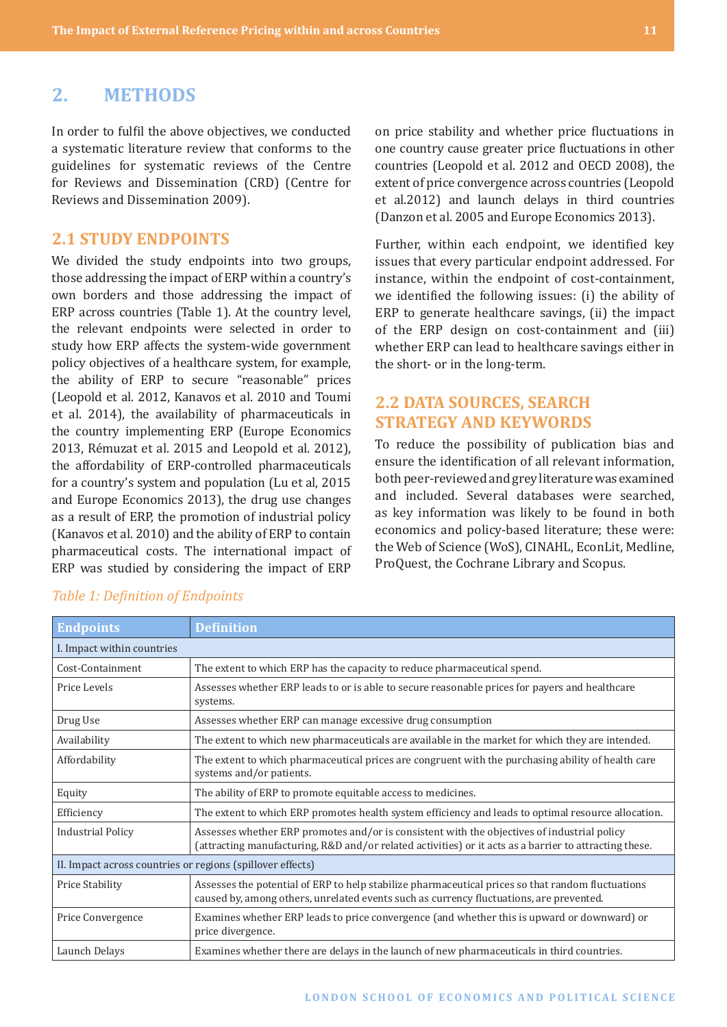# 2. METHODS

In order to fulfil the above objectives, we conducted a systematic literature review that conforms to the guidelines for systematic reviews of the Centre for Reviews and Dissemination (CRD) (Centre for Reviews and Dissemination 2009).

## 2.1 STUDY ENDPOINTS

We divided the study endpoints into two groups, those addressing the impact of ERP within a country's own borders and those addressing the impact of ERP across countries (Table 1). At the country level, the relevant endpoints were selected in order to study how ERP affects the system-wide government policy objectives of a healthcare system, for example, the ability of ERP to secure "reasonable" prices (Leopold et al. 2012, Kanavos et al. 2010 and Toumi et al. 2014), the availability of pharmaceuticals in the country implementing ERP (Europe Economics 2013, Rémuzat et al. 2015 and Leopold et al. 2012), the affordability of ERP-controlled pharmaceuticals for a country's system and population (Lu et al, 2015 and Europe Economics 2013), the drug use changes as a result of ERP, the promotion of industrial policy (Kanavos et al. 2010) and the ability of ERP to contain pharmaceutical costs. The international impact of ERP was studied by considering the impact of ERP on price stability and whether price fluctuations in one country cause greater price fluctuations in other countries (Leopold et al. 2012 and OECD 2008), the extent of price convergence across countries (Leopold et al.2012) and launch delays in third countries (Danzon et al. 2005 and Europe Economics 2013).

Further, within each endpoint, we identified key issues that every particular endpoint addressed. For instance, within the endpoint of cost-containment, we identified the following issues: (i) the ability of ERP to generate healthcare savings, (ii) the impact of the ERP design on cost-containment and (iii) whether ERP can lead to healthcare savings either in the short- or in the long-term.

## 2.2 DATA SOURCES, SEARCH STRATEGY AND KEYWORDS

To reduce the possibility of publication bias and ensure the identification of all relevant information, both peer-reviewed and grey literature was examined and included. Several databases were searched, as key information was likely to be found in both economics and policy-based literature; these were: the Web of Science (WoS), CINAHL, EconLit, Medline, ProQuest, the Cochrane Library and Scopus.

*Table 1: Definition of Endpoints*

| Endpoints | Definition |
|---|---|
| I. Impact within countries | |
| Cost-Containment | The extent to which ERP has the capacity to reduce pharmaceutical spend. |
| Price Levels | Assesses whether ERP leads to or is able to secure reasonable prices for payers and healthcare systems. |
| Drug Use | Assesses whether ERP can manage excessive drug consumption |
| Availability | The extent to which new pharmaceuticals are available in the market for which they are intended. |
| Affordability | The extent to which pharmaceutical prices are congruent with the purchasing ability of health care systems and/or patients. |
| Equity | The ability of ERP to promote equitable access to medicines. |
| Efficiency | The extent to which ERP promotes health system efficiency and leads to optimal resource allocation. |
| Industrial Policy | Assesses whether ERP promotes and/or is consistent with the objectives of industrial policy (attracting manufacturing, R&D and/or related activities) or it acts as a barrier to attracting these. |
| II. Impact across countries or regions (spillover effects) | |
| Price Stability | Assesses the potential of ERP to help stabilize pharmaceutical prices so that random fluctuations caused by, among others, unrelated events such as currency fluctuations, are prevented. |
| Price Convergence | Examines whether ERP leads to price convergence (and whether this is upward or downward) or price divergence. |
| Launch Delays | Examines whether there are delays in the launch of new pharmaceuticals in third countries. |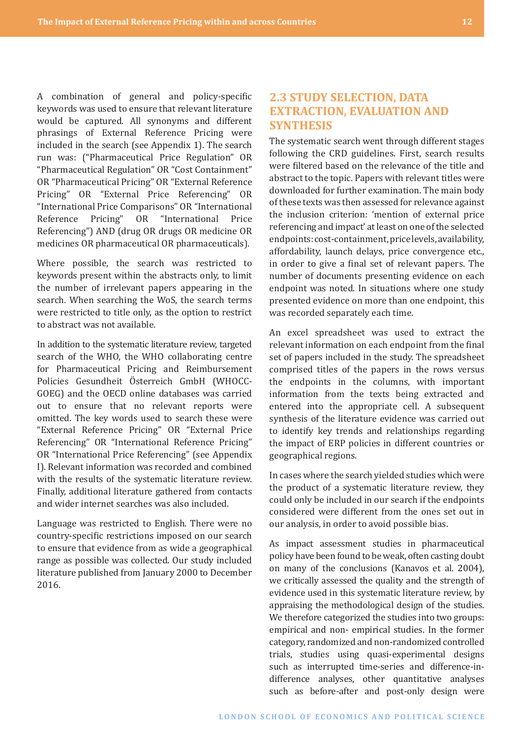A combination of general and policy-specific keywords was used to ensure that relevant literature would be captured. All synonyms and different phrasings of External Reference Pricing were included in the search (see Appendix 1). The search run was: ("Pharmaceutical Price Regulation" OR "Pharmaceutical Regulation" OR "Cost Containment" OR "Pharmaceutical Pricing" OR "External Reference Pricing" OR "External Price Referencing" OR "International Price Comparisons" OR "International Reference Pricing" OR "International Price Referencing") AND (drug OR drugs OR medicine OR medicines OR pharmaceutical OR pharmaceuticals).

Where possible, the search was restricted to keywords present within the abstracts only, to limit the number of irrelevant papers appearing in the search. When searching the WoS, the search terms were restricted to title only, as the option to restrict to abstract was not available.

In addition to the systematic literature review, targeted search of the WHO, the WHO collaborating centre for Pharmaceutical Pricing and Reimbursement Policies Gesundheit Österreich GmbH (WHOCC-GOEG) and the OECD online databases was carried out to ensure that no relevant reports were omitted. The key words used to search these were "External Reference Pricing" OR "External Price Referencing" OR "International Reference Pricing" OR "International Price Referencing" (see Appendix I). Relevant information was recorded and combined with the results of the systematic literature review. Finally, additional literature gathered from contacts and wider internet searches was also included.

Language was restricted to English. There were no country-specific restrictions imposed on our search to ensure that evidence from as wide a geographical range as possible was collected. Our study included literature published from January 2000 to December 2016.

## 2.3 STUDY SELECTION, DATA EXTRACTION, EVALUATION AND SYNTHESIS

The systematic search went through different stages following the CRD guidelines. First, search results were filtered based on the relevance of the title and abstract to the topic. Papers with relevant titles were downloaded for further examination. The main body of these texts was then assessed for relevance against the inclusion criterion: 'mention of external price referencing and impact' at least on one of the selected endpoints: cost-containment, price levels, availability, affordability, launch delays, price convergence etc., in order to give a final set of relevant papers. The number of documents presenting evidence on each endpoint was noted. In situations where one study presented evidence on more than one endpoint, this was recorded separately each time.

An excel spreadsheet was used to extract the relevant information on each endpoint from the final set of papers included in the study. The spreadsheet comprised titles of the papers in the rows versus the endpoints in the columns, with important information from the texts being extracted and entered into the appropriate cell. A subsequent synthesis of the literature evidence was carried out to identify key trends and relationships regarding the impact of ERP policies in different countries or geographical regions.

In cases where the search yielded studies which were the product of a systematic literature review, they could only be included in our search if the endpoints considered were different from the ones set out in our analysis, in order to avoid possible bias.

As impact assessment studies in pharmaceutical policy have been found to be weak, often casting doubt on many of the conclusions (Kanavos et al. 2004), we critically assessed the quality and the strength of evidence used in this systematic literature review, by appraising the methodological design of the studies. We therefore categorized the studies into two groups: empirical and non- empirical studies. In the former category, randomized and non-randomized controlled trials, studies using quasi-experimental designs such as interrupted time-series and difference-in-difference analyses, other quantitative analyses such as before-after and post-only design were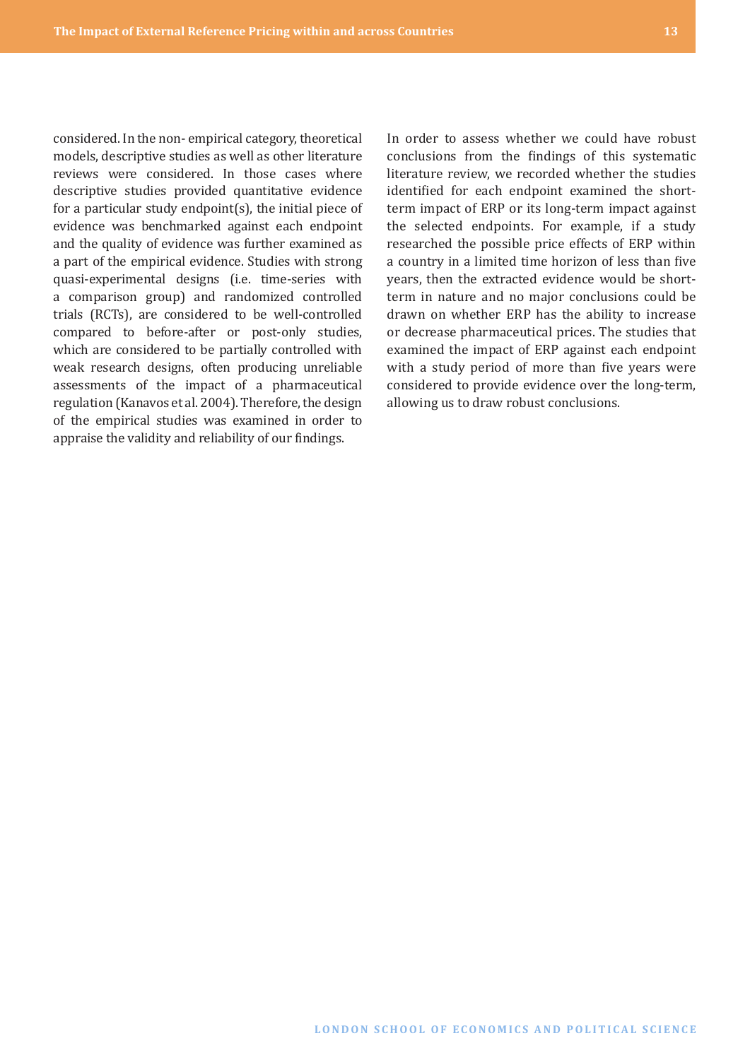considered. In the non- empirical category, theoretical models, descriptive studies as well as other literature reviews were considered. In those cases where descriptive studies provided quantitative evidence for a particular study endpoint(s), the initial piece of evidence was benchmarked against each endpoint and the quality of evidence was further examined as a part of the empirical evidence. Studies with strong quasi-experimental designs (i.e. time-series with a comparison group) and randomized controlled trials (RCTs), are considered to be well-controlled compared to before-after or post-only studies, which are considered to be partially controlled with weak research designs, often producing unreliable assessments of the impact of a pharmaceutical regulation (Kanavos et al. 2004). Therefore, the design of the empirical studies was examined in order to appraise the validity and reliability of our findings.

In order to assess whether we could have robust conclusions from the findings of this systematic literature review, we recorded whether the studies identified for each endpoint examined the short-term impact of ERP or its long-term impact against the selected endpoints. For example, if a study researched the possible price effects of ERP within a country in a limited time horizon of less than five years, then the extracted evidence would be short-term in nature and no major conclusions could be drawn on whether ERP has the ability to increase or decrease pharmaceutical prices. The studies that examined the impact of ERP against each endpoint with a study period of more than five years were considered to provide evidence over the long-term, allowing us to draw robust conclusions.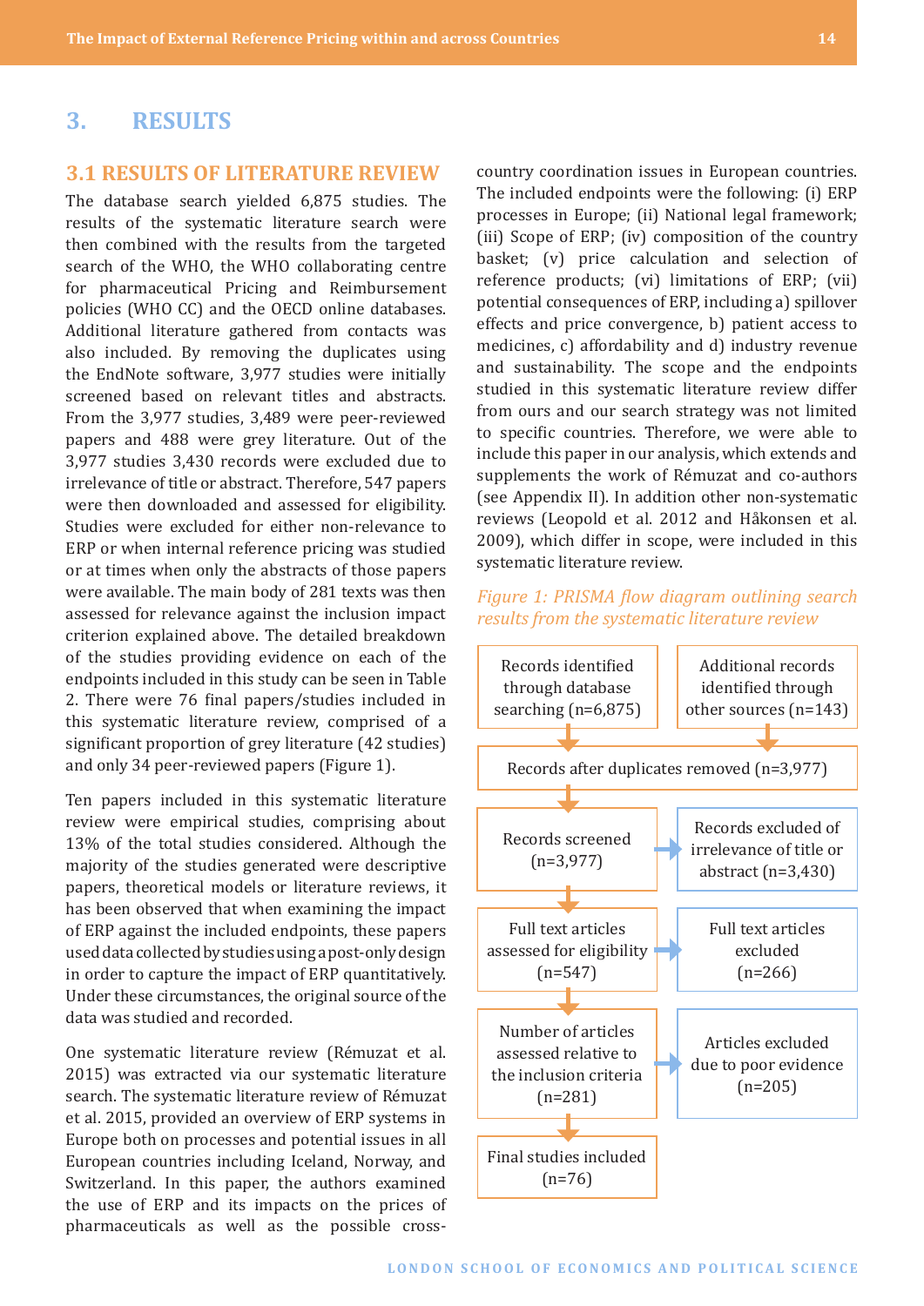# 3. RESULTS

## 3.1 RESULTS OF LITERATURE REVIEW

The database search yielded 6,875 studies. The results of the systematic literature search were then combined with the results from the targeted search of the WHO, the WHO collaborating centre for pharmaceutical Pricing and Reimbursement policies (WHO CC) and the OECD online databases. Additional literature gathered from contacts was also included. By removing the duplicates using the EndNote software, 3,977 studies were initially screened based on relevant titles and abstracts. From the 3,977 studies, 3,489 were peer-reviewed papers and 488 were grey literature. Out of the 3,977 studies 3,430 records were excluded due to irrelevance of title or abstract. Therefore, 547 papers were then downloaded and assessed for eligibility. Studies were excluded for either non-relevance to ERP or when internal reference pricing was studied or at times when only the abstracts of those papers were available. The main body of 281 texts was then assessed for relevance against the inclusion impact criterion explained above. The detailed breakdown of the studies providing evidence on each of the endpoints included in this study can be seen in Table 2. There were 76 final papers/studies included in this systematic literature review, comprised of a significant proportion of grey literature (42 studies) and only 34 peer-reviewed papers (Figure 1).

Ten papers included in this systematic literature review were empirical studies, comprising about 13% of the total studies considered. Although the majority of the studies generated were descriptive papers, theoretical models or literature reviews, it has been observed that when examining the impact of ERP against the included endpoints, these papers used data collected by studies using a post-only design in order to capture the impact of ERP quantitatively. Under these circumstances, the original source of the data was studied and recorded.

One systematic literature review (Rémuzat et al. 2015) was extracted via our systematic literature search. The systematic literature review of Rémuzat et al. 2015, provided an overview of ERP systems in Europe both on processes and potential issues in all European countries including Iceland, Norway, and Switzerland. In this paper, the authors examined the use of ERP and its impacts on the prices of pharmaceuticals as well as the possible cross-country coordination issues in European countries. The included endpoints were the following: (i) ERP processes in Europe; (ii) National legal framework; (iii) Scope of ERP; (iv) composition of the country basket; (v) price calculation and selection of reference products; (vi) limitations of ERP; (vii) potential consequences of ERP, including a) spillover effects and price convergence, b) patient access to medicines, c) affordability and d) industry revenue and sustainability. The scope and the endpoints studied in this systematic literature review differ from ours and our search strategy was not limited to specific countries. Therefore, we were able to include this paper in our analysis, which extends and supplements the work of Rémuzat and co-authors (see Appendix II). In addition other non-systematic reviews (Leopold et al. 2012 and Håkonsen et al. 2009), which differ in scope, were included in this systematic literature review.

*Figure 1: PRISMA flow diagram outlining search results from the systematic literature review*

| Main flow | Side boxes |
|---|---|
| Records identified through database searching (n=6,875) | Additional records identified through other sources (n=143) |
| Records after duplicates removed (n=3,977) | |
| Records screened (n=3,977) | Records excluded of irrelevance of title or abstract (n=3,430) |
| Full text articles assessed for eligibility (n=547) | Full text articles excluded (n=266) |
| Number of articles assessed relative to the inclusion criteria (n=281) | Articles excluded due to poor evidence (n=205) |
| Final studies included (n=76) | |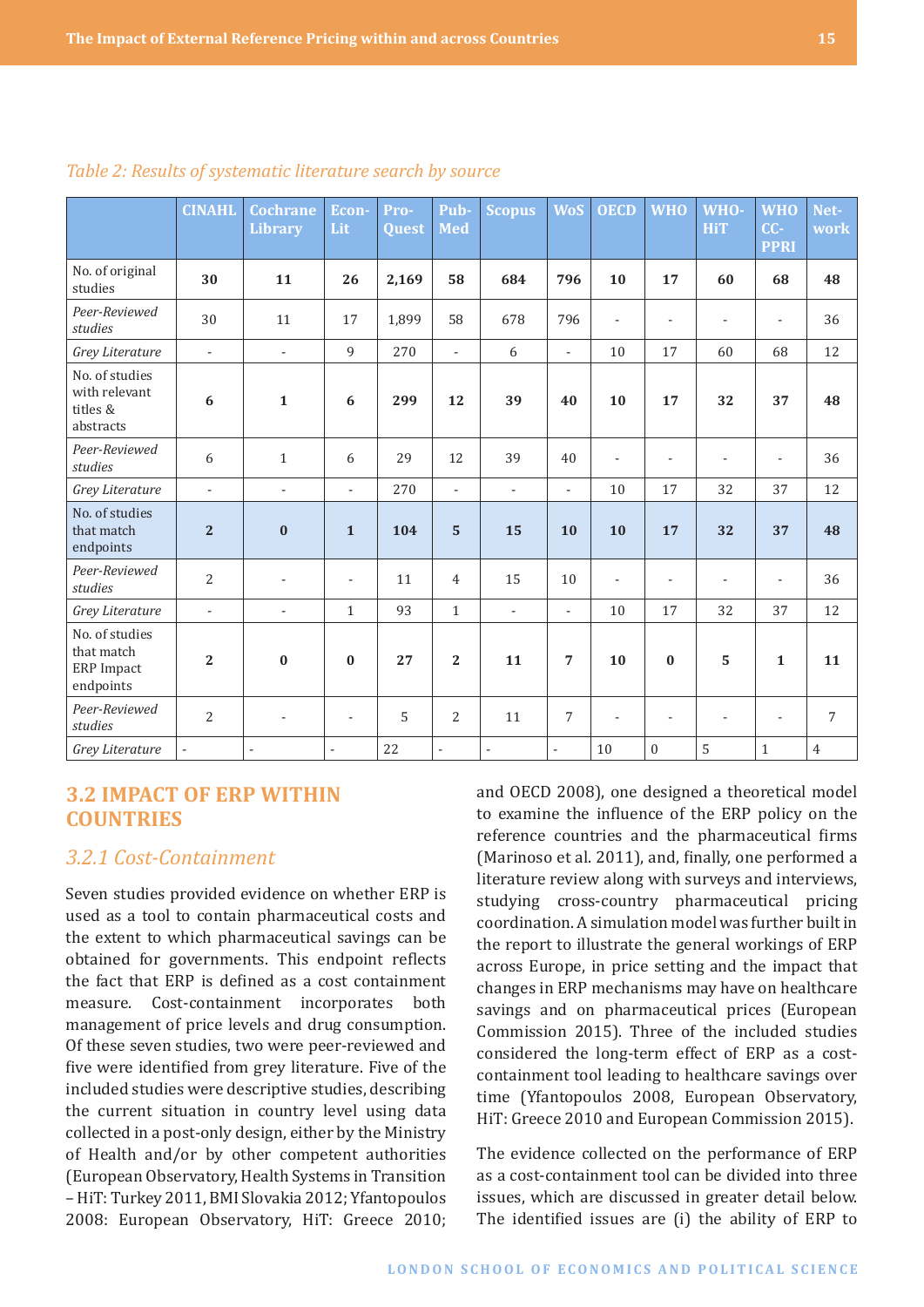*Table 2: Results of systematic literature search by source*

| | CINAHL | Cochrane Library | Econ-Lit | Pro-Quest | Pub-Med | Scopus | WoS | OECD | WHO | WHO-HiT | WHO CC-PPRI | Net-work |
|---|---|---|---|---|---|---|---|---|---|---|---|---|
| No. of original studies | **30** | **11** | **26** | **2,169** | **58** | **684** | **796** | **10** | **17** | **60** | **68** | **48** |
| *Peer-Reviewed studies* | 30 | 11 | 17 | 1,899 | 58 | 678 | 796 | - | - | - | - | 36 |
| *Grey Literature* | - | - | 9 | 270 | - | 6 | - | 10 | 17 | 60 | 68 | 12 |
| No. of studies with relevant titles & abstracts | **6** | **1** | **6** | **299** | **12** | **39** | **40** | **10** | **17** | **32** | **37** | **48** |
| *Peer-Reviewed studies* | 6 | 1 | 6 | 29 | 12 | 39 | 40 | - | - | - | - | 36 |
| *Grey Literature* | - | - | - | 270 | - | - | - | 10 | 17 | 32 | 37 | 12 |
| No. of studies that match endpoints | **2** | **0** | **1** | **104** | **5** | **15** | **10** | **10** | **17** | **32** | **37** | **48** |
| *Peer-Reviewed studies* | 2 | - | - | 11 | 4 | 15 | 10 | - | - | - | - | 36 |
| *Grey Literature* | - | - | 1 | 93 | 1 | - | - | 10 | 17 | 32 | 37 | 12 |
| No. of studies that match ERP Impact endpoints | **2** | **0** | **0** | **27** | **2** | **11** | **7** | **10** | **0** | **5** | **1** | **11** |
| *Peer-Reviewed studies* | 2 | - | - | 5 | 2 | 11 | 7 | - | - | - | - | 7 |
| *Grey Literature* | - | - | - | 22 | - | - | - | 10 | 0 | 5 | 1 | 4 |

## 3.2 IMPACT OF ERP WITHIN COUNTRIES

### *3.2.1 Cost-Containment*

Seven studies provided evidence on whether ERP is used as a tool to contain pharmaceutical costs and the extent to which pharmaceutical savings can be obtained for governments. This endpoint reflects the fact that ERP is defined as a cost containment measure. Cost-containment incorporates both management of price levels and drug consumption. Of these seven studies, two were peer-reviewed and five were identified from grey literature. Five of the included studies were descriptive studies, describing the current situation in country level using data collected in a post-only design, either by the Ministry of Health and/or by other competent authorities (European Observatory, Health Systems in Transition – HiT: Turkey 2011, BMI Slovakia 2012; Yfantopoulos 2008: European Observatory, HiT: Greece 2010; and OECD 2008), one designed a theoretical model to examine the influence of the ERP policy on the reference countries and the pharmaceutical firms (Marinoso et al. 2011), and, finally, one performed a literature review along with surveys and interviews, studying cross-country pharmaceutical pricing coordination. A simulation model was further built in the report to illustrate the general workings of ERP across Europe, in price setting and the impact that changes in ERP mechanisms may have on healthcare savings and on pharmaceutical prices (European Commission 2015). Three of the included studies considered the long-term effect of ERP as a cost-containment tool leading to healthcare savings over time (Yfantopoulos 2008, European Observatory, HiT: Greece 2010 and European Commission 2015).

The evidence collected on the performance of ERP as a cost-containment tool can be divided into three issues, which are discussed in greater detail below. The identified issues are (i) the ability of ERP to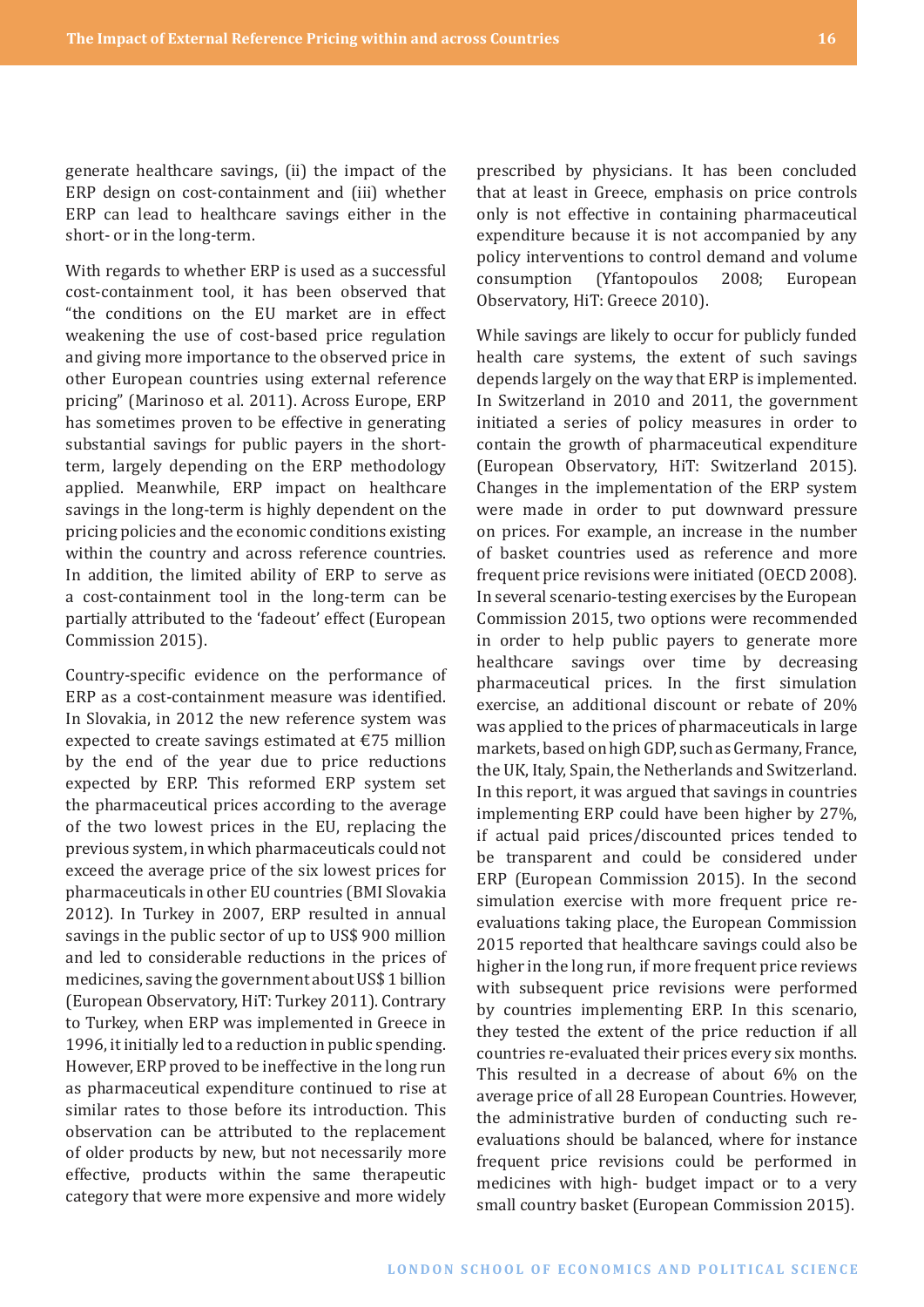generate healthcare savings, (ii) the impact of the ERP design on cost-containment and (iii) whether ERP can lead to healthcare savings either in the short- or in the long-term.

With regards to whether ERP is used as a successful cost-containment tool, it has been observed that "the conditions on the EU market are in effect weakening the use of cost-based price regulation and giving more importance to the observed price in other European countries using external reference pricing" (Marinoso et al. 2011). Across Europe, ERP has sometimes proven to be effective in generating substantial savings for public payers in the short-term, largely depending on the ERP methodology applied. Meanwhile, ERP impact on healthcare savings in the long-term is highly dependent on the pricing policies and the economic conditions existing within the country and across reference countries. In addition, the limited ability of ERP to serve as a cost-containment tool in the long-term can be partially attributed to the 'fadeout' effect (European Commission 2015).

Country-specific evidence on the performance of ERP as a cost-containment measure was identified. In Slovakia, in 2012 the new reference system was expected to create savings estimated at €75 million by the end of the year due to price reductions expected by ERP. This reformed ERP system set the pharmaceutical prices according to the average of the two lowest prices in the EU, replacing the previous system, in which pharmaceuticals could not exceed the average price of the six lowest prices for pharmaceuticals in other EU countries (BMI Slovakia 2012). In Turkey in 2007, ERP resulted in annual savings in the public sector of up to US$ 900 million and led to considerable reductions in the prices of medicines, saving the government about US$ 1 billion (European Observatory, HiT: Turkey 2011). Contrary to Turkey, when ERP was implemented in Greece in 1996, it initially led to a reduction in public spending. However, ERP proved to be ineffective in the long run as pharmaceutical expenditure continued to rise at similar rates to those before its introduction. This observation can be attributed to the replacement of older products by new, but not necessarily more effective, products within the same therapeutic category that were more expensive and more widely prescribed by physicians. It has been concluded that at least in Greece, emphasis on price controls only is not effective in containing pharmaceutical expenditure because it is not accompanied by any policy interventions to control demand and volume consumption (Yfantopoulos 2008; European Observatory, HiT: Greece 2010).

While savings are likely to occur for publicly funded health care systems, the extent of such savings depends largely on the way that ERP is implemented. In Switzerland in 2010 and 2011, the government initiated a series of policy measures in order to contain the growth of pharmaceutical expenditure (European Observatory, HiT: Switzerland 2015). Changes in the implementation of the ERP system were made in order to put downward pressure on prices. For example, an increase in the number of basket countries used as reference and more frequent price revisions were initiated (OECD 2008). In several scenario-testing exercises by the European Commission 2015, two options were recommended in order to help public payers to generate more healthcare savings over time by decreasing pharmaceutical prices. In the first simulation exercise, an additional discount or rebate of 20% was applied to the prices of pharmaceuticals in large markets, based on high GDP, such as Germany, France, the UK, Italy, Spain, the Netherlands and Switzerland. In this report, it was argued that savings in countries implementing ERP could have been higher by 27%, if actual paid prices/discounted prices tended to be transparent and could be considered under ERP (European Commission 2015). In the second simulation exercise with more frequent price re-evaluations taking place, the European Commission 2015 reported that healthcare savings could also be higher in the long run, if more frequent price reviews with subsequent price revisions were performed by countries implementing ERP. In this scenario, they tested the extent of the price reduction if all countries re-evaluated their prices every six months. This resulted in a decrease of about 6% on the average price of all 28 European Countries. However, the administrative burden of conducting such re-evaluations should be balanced, where for instance frequent price revisions could be performed in medicines with high- budget impact or to a very small country basket (European Commission 2015).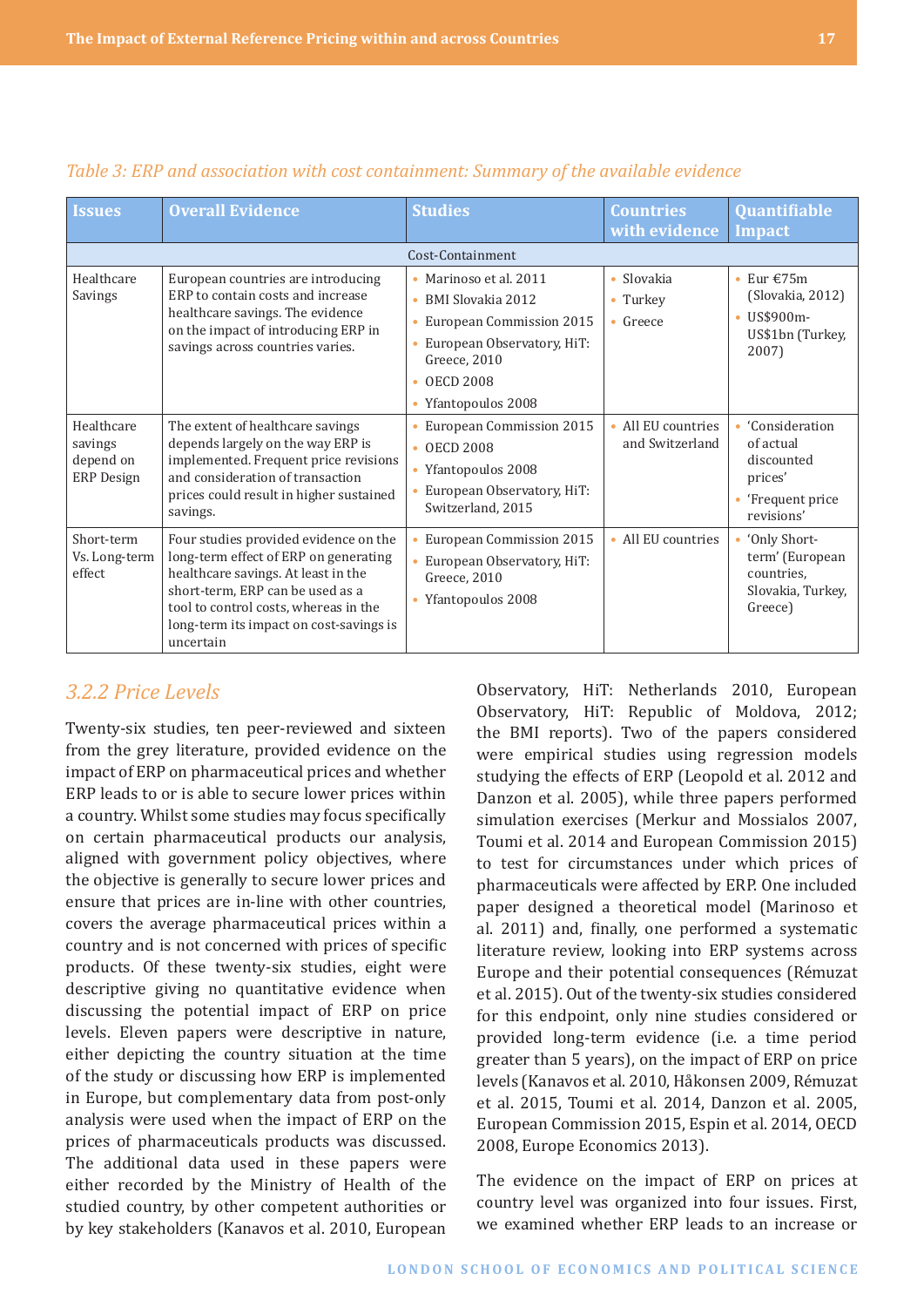*Table 3: ERP and association with cost containment: Summary of the available evidence*

| Issues | Overall Evidence | Studies | Countries with evidence | Quantifiable Impact |
|---|---|---|---|---|
| | | Cost-Containment | | |
| Healthcare Savings | European countries are introducing ERP to contain costs and increase healthcare savings. The evidence on the impact of introducing ERP in savings across countries varies. | • Marinoso et al. 2011<br>• BMI Slovakia 2012<br>• European Commission 2015<br>• European Observatory, HiT: Greece, 2010<br>• OECD 2008<br>• Yfantopoulos 2008 | • Slovakia<br>• Turkey<br>• Greece | • Eur €75m (Slovakia, 2012)<br>• US$900m-US$1bn (Turkey, 2007) |
| Healthcare savings depend on ERP Design | The extent of healthcare savings depends largely on the way ERP is implemented. Frequent price revisions and consideration of transaction prices could result in higher sustained savings. | • European Commission 2015<br>• OECD 2008<br>• Yfantopoulos 2008<br>• European Observatory, HiT: Switzerland, 2015 | • All EU countries and Switzerland | • 'Consideration of actual discounted prices'<br>• 'Frequent price revisions' |
| Short-term Vs. Long-term effect | Four studies provided evidence on the long-term effect of ERP on generating healthcare savings. At least in the short-term, ERP can be used as a tool to control costs, whereas in the long-term its impact on cost-savings is uncertain | • European Commission 2015<br>• European Observatory, HiT: Greece, 2010<br>• Yfantopoulos 2008 | • All EU countries | • 'Only Short-term' (European countries, Slovakia, Turkey, Greece) |

### 3.2.2 Price Levels

Twenty-six studies, ten peer-reviewed and sixteen from the grey literature, provided evidence on the impact of ERP on pharmaceutical prices and whether ERP leads to or is able to secure lower prices within a country. Whilst some studies may focus specifically on certain pharmaceutical products our analysis, aligned with government policy objectives, where the objective is generally to secure lower prices and ensure that prices are in-line with other countries, covers the average pharmaceutical prices within a country and is not concerned with prices of specific products. Of these twenty-six studies, eight were descriptive giving no quantitative evidence when discussing the potential impact of ERP on price levels. Eleven papers were descriptive in nature, either depicting the country situation at the time of the study or discussing how ERP is implemented in Europe, but complementary data from post-only analysis were used when the impact of ERP on the prices of pharmaceuticals products was discussed. The additional data used in these papers were either recorded by the Ministry of Health of the studied country, by other competent authorities or by key stakeholders (Kanavos et al. 2010, European Observatory, HiT: Netherlands 2010, European Observatory, HiT: Republic of Moldova, 2012; the BMI reports). Two of the papers considered were empirical studies using regression models studying the effects of ERP (Leopold et al. 2012 and Danzon et al. 2005), while three papers performed simulation exercises (Merkur and Mossialos 2007, Toumi et al. 2014 and European Commission 2015) to test for circumstances under which prices of pharmaceuticals were affected by ERP. One included paper designed a theoretical model (Marinoso et al. 2011) and, finally, one performed a systematic literature review, looking into ERP systems across Europe and their potential consequences (Rémuzat et al. 2015). Out of the twenty-six studies considered for this endpoint, only nine studies considered or provided long-term evidence (i.e. a time period greater than 5 years), on the impact of ERP on price levels (Kanavos et al. 2010, Håkonsen 2009, Rémuzat et al. 2015, Toumi et al. 2014, Danzon et al. 2005, European Commission 2015, Espin et al. 2014, OECD 2008, Europe Economics 2013).

The evidence on the impact of ERP on prices at country level was organized into four issues. First, we examined whether ERP leads to an increase or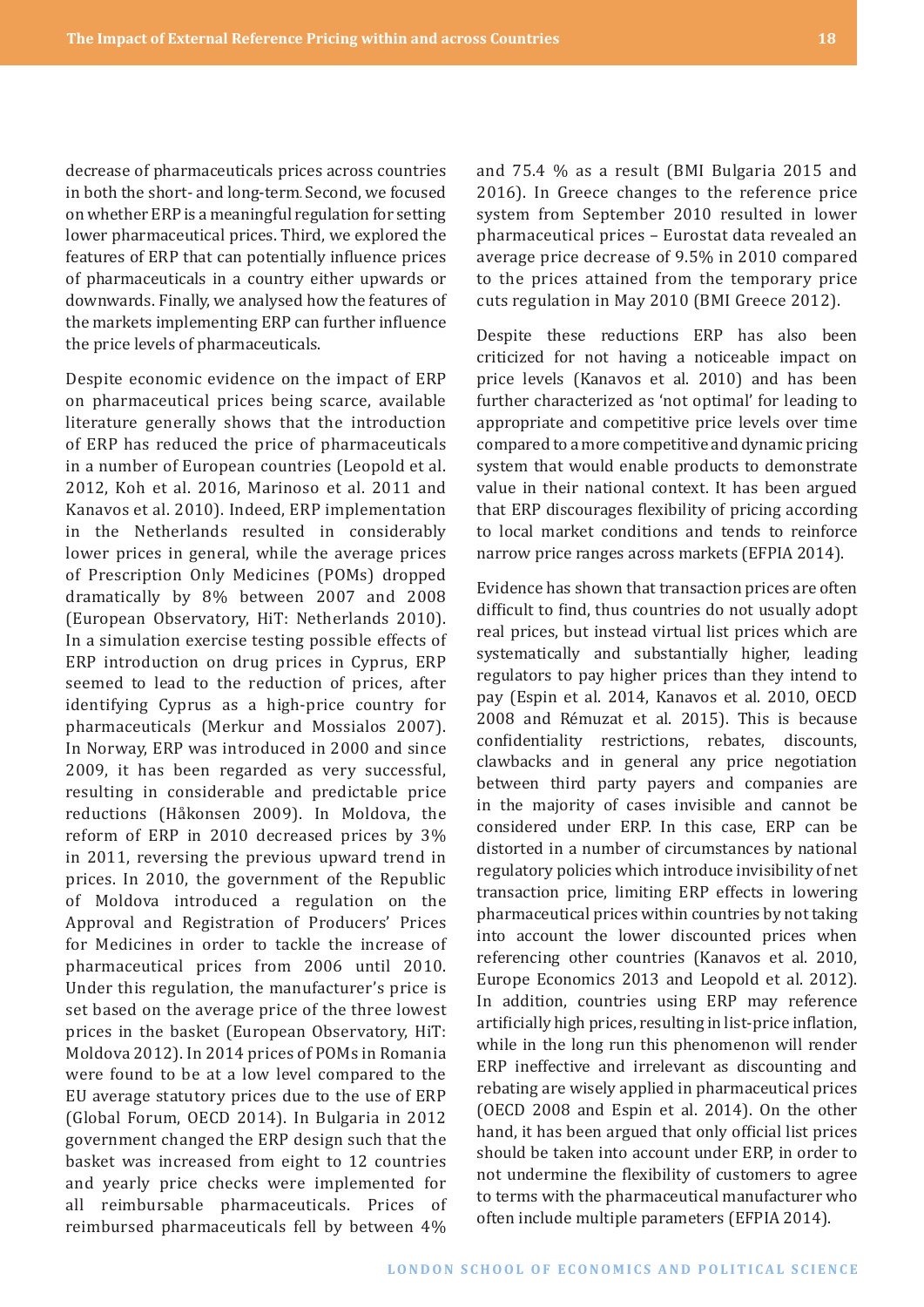decrease of pharmaceuticals prices across countries in both the short- and long-term. Second, we focused on whether ERP is a meaningful regulation for setting lower pharmaceutical prices. Third, we explored the features of ERP that can potentially influence prices of pharmaceuticals in a country either upwards or downwards. Finally, we analysed how the features of the markets implementing ERP can further influence the price levels of pharmaceuticals.

Despite economic evidence on the impact of ERP on pharmaceutical prices being scarce, available literature generally shows that the introduction of ERP has reduced the price of pharmaceuticals in a number of European countries (Leopold et al. 2012, Koh et al. 2016, Marinoso et al. 2011 and Kanavos et al. 2010). Indeed, ERP implementation in the Netherlands resulted in considerably lower prices in general, while the average prices of Prescription Only Medicines (POMs) dropped dramatically by 8% between 2007 and 2008 (European Observatory, HiT: Netherlands 2010). In a simulation exercise testing possible effects of ERP introduction on drug prices in Cyprus, ERP seemed to lead to the reduction of prices, after identifying Cyprus as a high-price country for pharmaceuticals (Merkur and Mossialos 2007). In Norway, ERP was introduced in 2000 and since 2009, it has been regarded as very successful, resulting in considerable and predictable price reductions (Håkonsen 2009). In Moldova, the reform of ERP in 2010 decreased prices by 3% in 2011, reversing the previous upward trend in prices. In 2010, the government of the Republic of Moldova introduced a regulation on the Approval and Registration of Producers' Prices for Medicines in order to tackle the increase of pharmaceutical prices from 2006 until 2010. Under this regulation, the manufacturer's price is set based on the average price of the three lowest prices in the basket (European Observatory, HiT: Moldova 2012). In 2014 prices of POMs in Romania were found to be at a low level compared to the EU average statutory prices due to the use of ERP (Global Forum, OECD 2014). In Bulgaria in 2012 government changed the ERP design such that the basket was increased from eight to 12 countries and yearly price checks were implemented for all reimbursable pharmaceuticals. Prices of reimbursed pharmaceuticals fell by between 4% and 75.4 % as a result (BMI Bulgaria 2015 and 2016). In Greece changes to the reference price system from September 2010 resulted in lower pharmaceutical prices – Eurostat data revealed an average price decrease of 9.5% in 2010 compared to the prices attained from the temporary price cuts regulation in May 2010 (BMI Greece 2012).

Despite these reductions ERP has also been criticized for not having a noticeable impact on price levels (Kanavos et al. 2010) and has been further characterized as 'not optimal' for leading to appropriate and competitive price levels over time compared to a more competitive and dynamic pricing system that would enable products to demonstrate value in their national context. It has been argued that ERP discourages flexibility of pricing according to local market conditions and tends to reinforce narrow price ranges across markets (EFPIA 2014).

Evidence has shown that transaction prices are often difficult to find, thus countries do not usually adopt real prices, but instead virtual list prices which are systematically and substantially higher, leading regulators to pay higher prices than they intend to pay (Espin et al. 2014, Kanavos et al. 2010, OECD 2008 and Rémuzat et al. 2015). This is because confidentiality restrictions, rebates, discounts, clawbacks and in general any price negotiation between third party payers and companies are in the majority of cases invisible and cannot be considered under ERP. In this case, ERP can be distorted in a number of circumstances by national regulatory policies which introduce invisibility of net transaction price, limiting ERP effects in lowering pharmaceutical prices within countries by not taking into account the lower discounted prices when referencing other countries (Kanavos et al. 2010, Europe Economics 2013 and Leopold et al. 2012). In addition, countries using ERP may reference artificially high prices, resulting in list-price inflation, while in the long run this phenomenon will render ERP ineffective and irrelevant as discounting and rebating are wisely applied in pharmaceutical prices (OECD 2008 and Espin et al. 2014). On the other hand, it has been argued that only official list prices should be taken into account under ERP, in order to not undermine the flexibility of customers to agree to terms with the pharmaceutical manufacturer who often include multiple parameters (EFPIA 2014).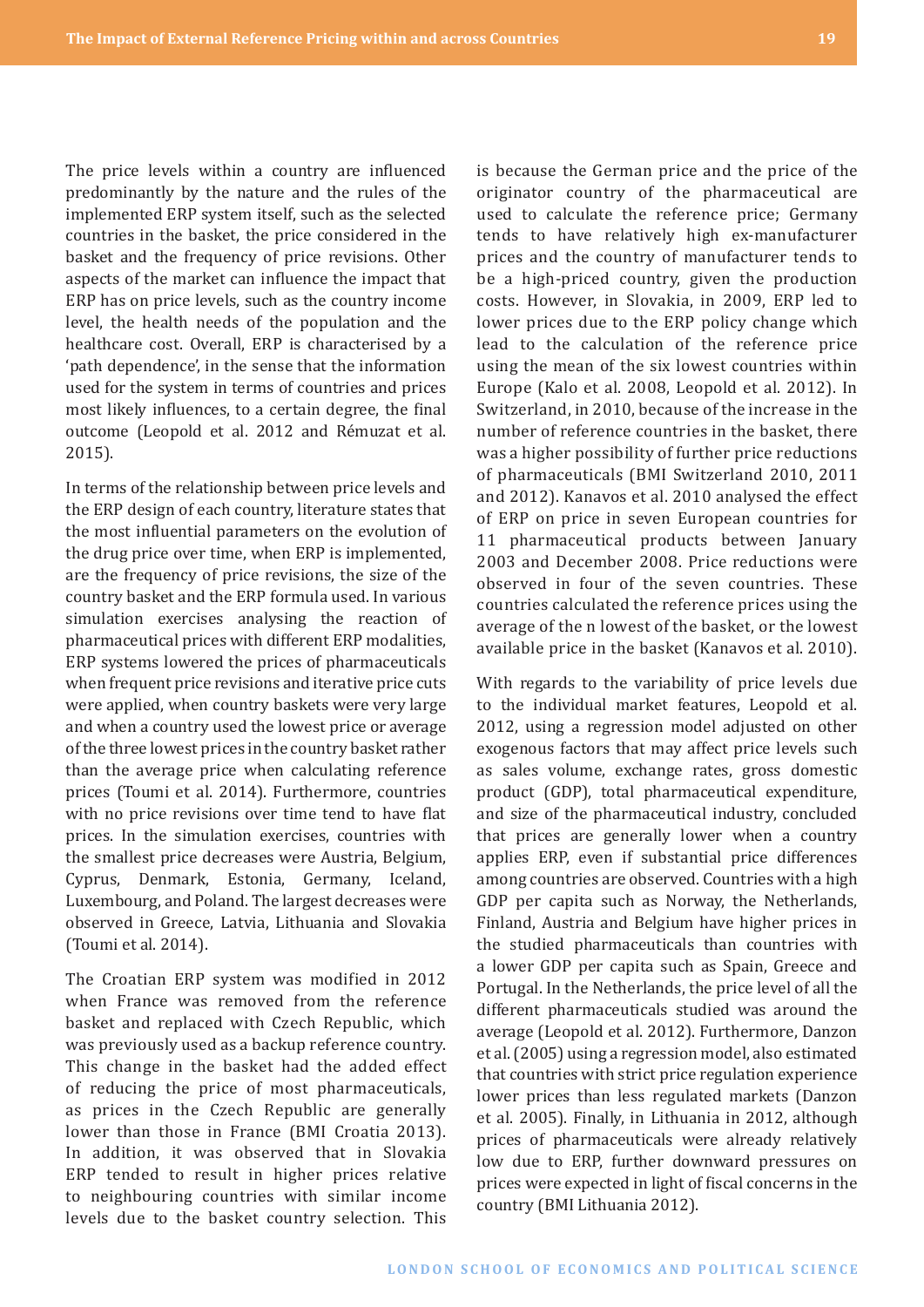The price levels within a country are influenced predominantly by the nature and the rules of the implemented ERP system itself, such as the selected countries in the basket, the price considered in the basket and the frequency of price revisions. Other aspects of the market can influence the impact that ERP has on price levels, such as the country income level, the health needs of the population and the healthcare cost. Overall, ERP is characterised by a 'path dependence', in the sense that the information used for the system in terms of countries and prices most likely influences, to a certain degree, the final outcome (Leopold et al. 2012 and Rémuzat et al. 2015).

In terms of the relationship between price levels and the ERP design of each country, literature states that the most influential parameters on the evolution of the drug price over time, when ERP is implemented, are the frequency of price revisions, the size of the country basket and the ERP formula used. In various simulation exercises analysing the reaction of pharmaceutical prices with different ERP modalities, ERP systems lowered the prices of pharmaceuticals when frequent price revisions and iterative price cuts were applied, when country baskets were very large and when a country used the lowest price or average of the three lowest prices in the country basket rather than the average price when calculating reference prices (Toumi et al. 2014). Furthermore, countries with no price revisions over time tend to have flat prices. In the simulation exercises, countries with the smallest price decreases were Austria, Belgium, Cyprus, Denmark, Estonia, Germany, Iceland, Luxembourg, and Poland. The largest decreases were observed in Greece, Latvia, Lithuania and Slovakia (Toumi et al. 2014).

The Croatian ERP system was modified in 2012 when France was removed from the reference basket and replaced with Czech Republic, which was previously used as a backup reference country. This change in the basket had the added effect of reducing the price of most pharmaceuticals, as prices in the Czech Republic are generally lower than those in France (BMI Croatia 2013). In addition, it was observed that in Slovakia ERP tended to result in higher prices relative to neighbouring countries with similar income levels due to the basket country selection. This is because the German price and the price of the originator country of the pharmaceutical are used to calculate the reference price; Germany tends to have relatively high ex-manufacturer prices and the country of manufacturer tends to be a high-priced country, given the production costs. However, in Slovakia, in 2009, ERP led to lower prices due to the ERP policy change which lead to the calculation of the reference price using the mean of the six lowest countries within Europe (Kalo et al. 2008, Leopold et al. 2012). In Switzerland, in 2010, because of the increase in the number of reference countries in the basket, there was a higher possibility of further price reductions of pharmaceuticals (BMI Switzerland 2010, 2011 and 2012). Kanavos et al. 2010 analysed the effect of ERP on price in seven European countries for 11 pharmaceutical products between January 2003 and December 2008. Price reductions were observed in four of the seven countries. These countries calculated the reference prices using the average of the n lowest of the basket, or the lowest available price in the basket (Kanavos et al. 2010).

With regards to the variability of price levels due to the individual market features, Leopold et al. 2012, using a regression model adjusted on other exogenous factors that may affect price levels such as sales volume, exchange rates, gross domestic product (GDP), total pharmaceutical expenditure, and size of the pharmaceutical industry, concluded that prices are generally lower when a country applies ERP, even if substantial price differences among countries are observed. Countries with a high GDP per capita such as Norway, the Netherlands, Finland, Austria and Belgium have higher prices in the studied pharmaceuticals than countries with a lower GDP per capita such as Spain, Greece and Portugal. In the Netherlands, the price level of all the different pharmaceuticals studied was around the average (Leopold et al. 2012). Furthermore, Danzon et al. (2005) using a regression model, also estimated that countries with strict price regulation experience lower prices than less regulated markets (Danzon et al. 2005). Finally, in Lithuania in 2012, although prices of pharmaceuticals were already relatively low due to ERP, further downward pressures on prices were expected in light of fiscal concerns in the country (BMI Lithuania 2012).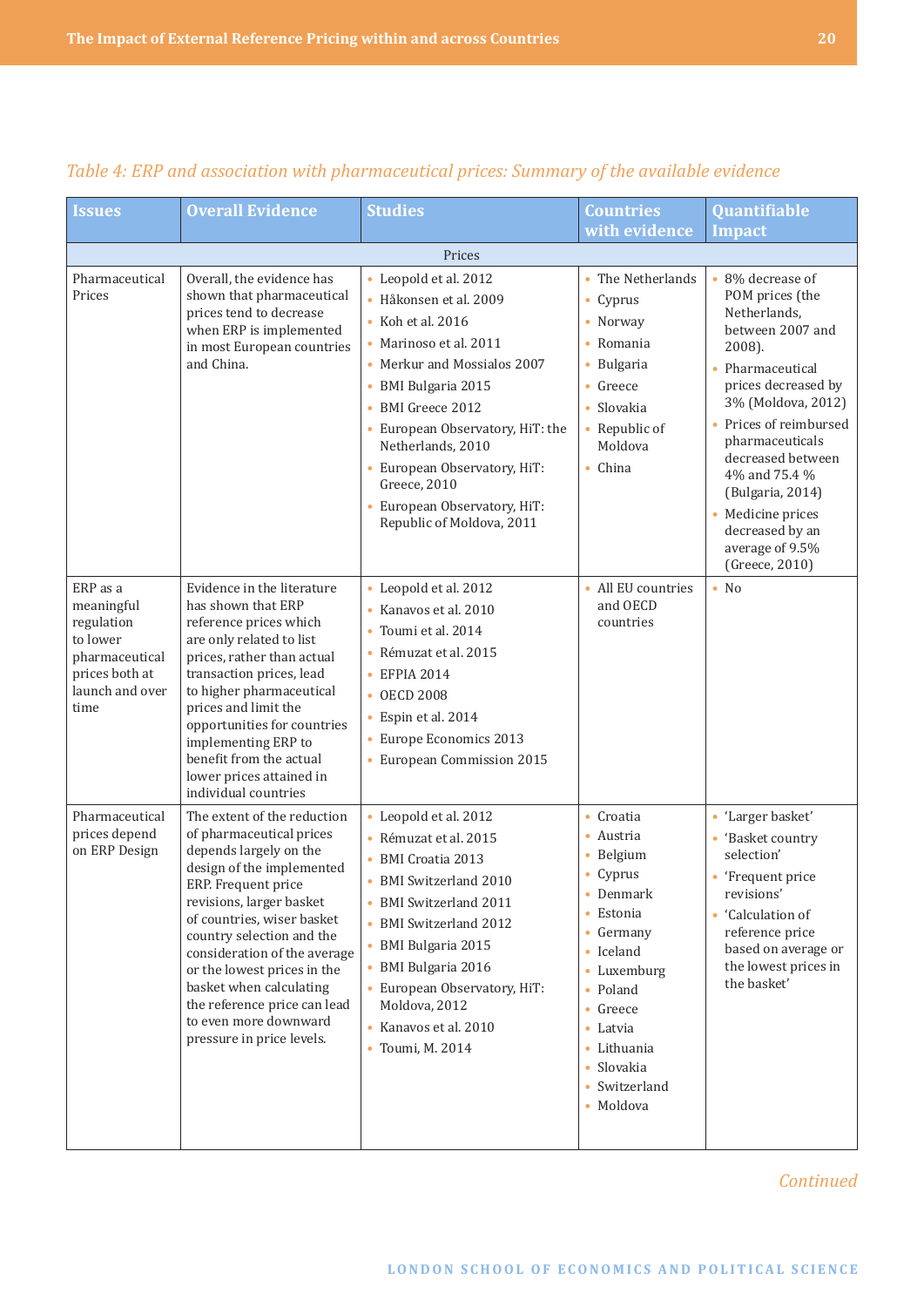*Table 4: ERP and association with pharmaceutical prices: Summary of the available evidence*

| Issues | Overall Evidence | Studies | Countries with evidence | Quantifiable Impact |
|---|---|---|---|---|
| | | Prices | | |
| Pharmaceutical Prices | Overall, the evidence has shown that pharmaceutical prices tend to decrease when ERP is implemented in most European countries and China. | • Leopold et al. 2012<br>• Håkonsen et al. 2009<br>• Koh et al. 2016<br>• Marinoso et al. 2011<br>• Merkur and Mossialos 2007<br>• BMI Bulgaria 2015<br>• BMI Greece 2012<br>• European Observatory, HiT: the Netherlands, 2010<br>• European Observatory, HiT: Greece, 2010<br>• European Observatory, HiT: Republic of Moldova, 2011 | • The Netherlands<br>• Cyprus<br>• Norway<br>• Romania<br>• Bulgaria<br>• Greece<br>• Slovakia<br>• Republic of Moldova<br>• China | • 8% decrease of POM prices (the Netherlands, between 2007 and 2008).<br>• Pharmaceutical prices decreased by 3% (Moldova, 2012)<br>• Prices of reimbursed pharmaceuticals decreased between 4% and 75.4 % (Bulgaria, 2014)<br>• Medicine prices decreased by an average of 9.5% (Greece, 2010) |
| ERP as a meaningful regulation to lower pharmaceutical prices both at launch and over time | Evidence in the literature has shown that ERP reference prices which are only related to list prices, rather than actual transaction prices, lead to higher pharmaceutical prices and limit the opportunities for countries implementing ERP to benefit from the actual lower prices attained in individual countries | • Leopold et al. 2012<br>• Kanavos et al. 2010<br>• Toumi et al. 2014<br>• Rémuzat et al. 2015<br>• EFPIA 2014<br>• OECD 2008<br>• Espin et al. 2014<br>• Europe Economics 2013<br>• European Commission 2015 | • All EU countries and OECD countries | • No |
| Pharmaceutical prices depend on ERP Design | The extent of the reduction of pharmaceutical prices depends largely on the design of the implemented ERP. Frequent price revisions, larger basket of countries, wiser basket country selection and the consideration of the average or the lowest prices in the basket when calculating the reference price can lead to even more downward pressure in price levels. | • Leopold et al. 2012<br>• Rémuzat et al. 2015<br>• BMI Croatia 2013<br>• BMI Switzerland 2010<br>• BMI Switzerland 2011<br>• BMI Switzerland 2012<br>• BMI Bulgaria 2015<br>• BMI Bulgaria 2016<br>• European Observatory, HiT: Moldova, 2012<br>• Kanavos et al. 2010<br>• Toumi, M. 2014 | • Croatia<br>• Austria<br>• Belgium<br>• Cyprus<br>• Denmark<br>• Estonia<br>• Germany<br>• Iceland<br>• Luxemburg<br>• Poland<br>• Greece<br>• Latvia<br>• Lithuania<br>• Slovakia<br>• Switzerland<br>• Moldova | • 'Larger basket'<br>• 'Basket country selection'<br>• 'Frequent price revisions'<br>• 'Calculation of reference price based on average or the lowest prices in the basket' |

*Continued*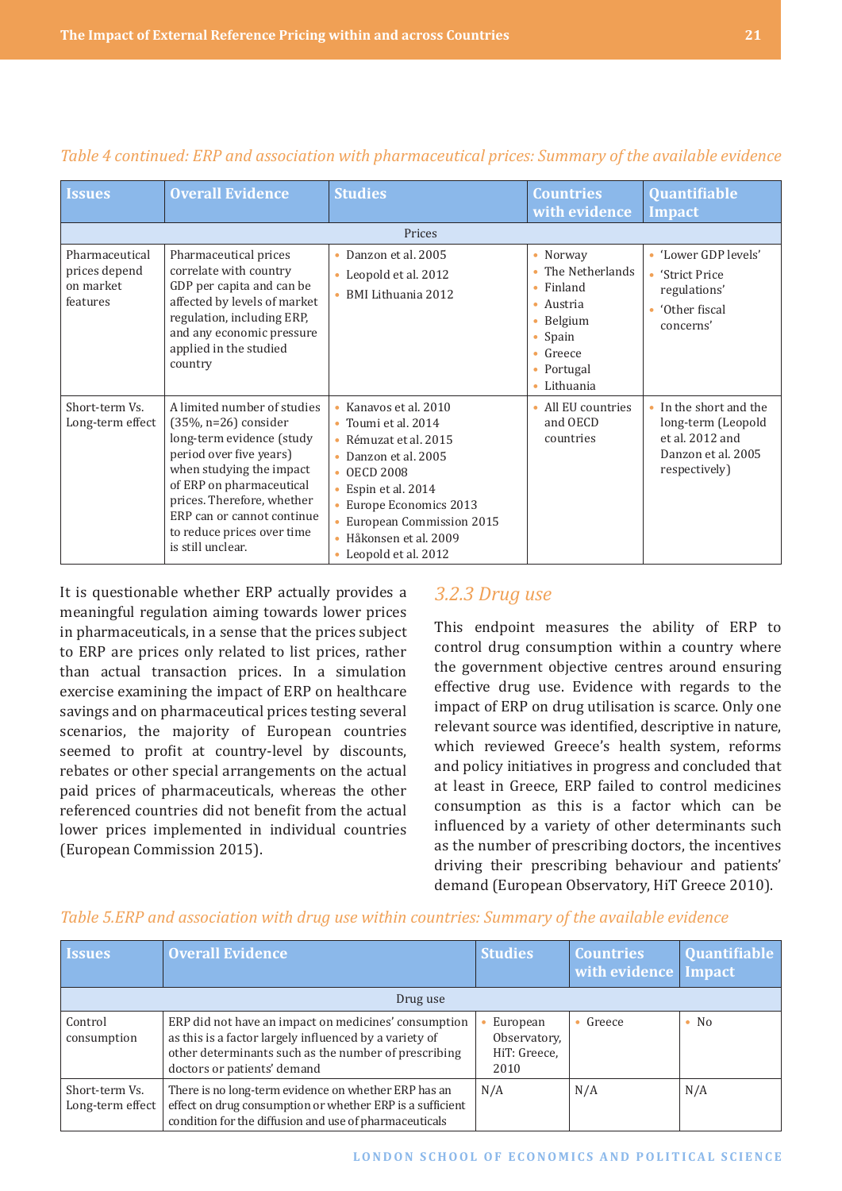*Table 4 continued: ERP and association with pharmaceutical prices: Summary of the available evidence*

| Issues | Overall Evidence | Studies | Countries with evidence | Quantifiable Impact |
|---|---|---|---|---|
| | | Prices | | |
| Pharmaceutical prices depend on market features | Pharmaceutical prices correlate with country GDP per capita and can be affected by levels of market regulation, including ERP, and any economic pressure applied in the studied country | • Danzon et al. 2005<br>• Leopold et al. 2012<br>• BMI Lithuania 2012 | • Norway<br>• The Netherlands<br>• Finland<br>• Austria<br>• Belgium<br>• Spain<br>• Greece<br>• Portugal<br>• Lithuania | • 'Lower GDP levels'<br>• 'Strict Price regulations'<br>• 'Other fiscal concerns' |
| Short-term Vs. Long-term effect | A limited number of studies (35%, n=26) consider long-term evidence (study period over five years) when studying the impact of ERP on pharmaceutical prices. Therefore, whether ERP can or cannot continue to reduce prices over time is still unclear. | • Kanavos et al. 2010<br>• Toumi et al. 2014<br>• Rémuzat et al. 2015<br>• Danzon et al. 2005<br>• OECD 2008<br>• Espin et al. 2014<br>• Europe Economics 2013<br>• European Commission 2015<br>• Håkonsen et al. 2009<br>• Leopold et al. 2012 | • All EU countries and OECD countries | • In the short and the long-term (Leopold et al. 2012 and Danzon et al. 2005 respectively) |

It is questionable whether ERP actually provides a meaningful regulation aiming towards lower prices in pharmaceuticals, in a sense that the prices subject to ERP are prices only related to list prices, rather than actual transaction prices. In a simulation exercise examining the impact of ERP on healthcare savings and on pharmaceutical prices testing several scenarios, the majority of European countries seemed to profit at country-level by discounts, rebates or other special arrangements on the actual paid prices of pharmaceuticals, whereas the other referenced countries did not benefit from the actual lower prices implemented in individual countries (European Commission 2015).

### 3.2.3 Drug use

This endpoint measures the ability of ERP to control drug consumption within a country where the government objective centres around ensuring effective drug use. Evidence with regards to the impact of ERP on drug utilisation is scarce. Only one relevant source was identified, descriptive in nature, which reviewed Greece's health system, reforms and policy initiatives in progress and concluded that at least in Greece, ERP failed to control medicines consumption as this is a factor which can be influenced by a variety of other determinants such as the number of prescribing doctors, the incentives driving their prescribing behaviour and patients' demand (European Observatory, HiT Greece 2010).

*Table 5.ERP and association with drug use within countries: Summary of the available evidence*

| Issues | Overall Evidence | Studies | Countries with evidence | Quantifiable Impact |
|---|---|---|---|---|
| | | Drug use | | |
| Control consumption | ERP did not have an impact on medicines' consumption as this is a factor largely influenced by a variety of other determinants such as the number of prescribing doctors or patients' demand | • European Observatory, HiT: Greece, 2010 | • Greece | • No |
| Short-term Vs. Long-term effect | There is no long-term evidence on whether ERP has an effect on drug consumption or whether ERP is a sufficient condition for the diffusion and use of pharmaceuticals | N/A | N/A | N/A |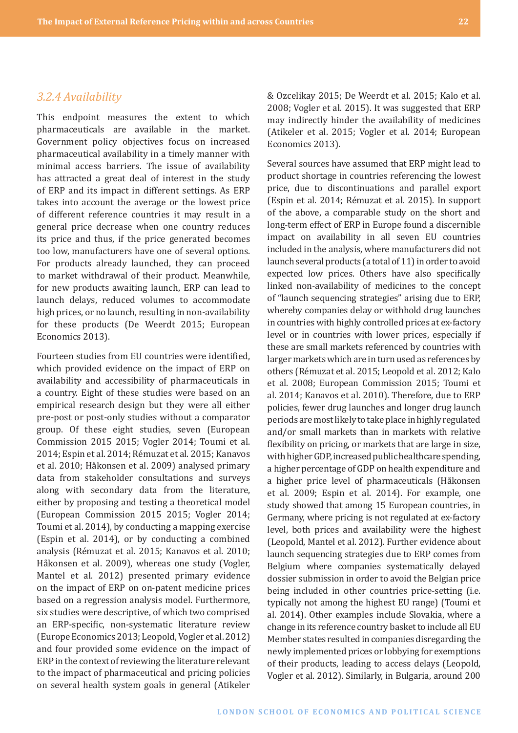### *3.2.4 Availability*

This endpoint measures the extent to which pharmaceuticals are available in the market. Government policy objectives focus on increased pharmaceutical availability in a timely manner with minimal access barriers. The issue of availability has attracted a great deal of interest in the study of ERP and its impact in different settings. As ERP takes into account the average or the lowest price of different reference countries it may result in a general price decrease when one country reduces its price and thus, if the price generated becomes too low, manufacturers have one of several options. For products already launched, they can proceed to market withdrawal of their product. Meanwhile, for new products awaiting launch, ERP can lead to launch delays, reduced volumes to accommodate high prices, or no launch, resulting in non-availability for these products (De Weerdt 2015; European Economics 2013).

Fourteen studies from EU countries were identified, which provided evidence on the impact of ERP on availability and accessibility of pharmaceuticals in a country. Eight of these studies were based on an empirical research design but they were all either pre-post or post-only studies without a comparator group. Of these eight studies, seven (European Commission 2015 2015; Vogler 2014; Toumi et al. 2014; Espin et al. 2014; Rémuzat et al. 2015; Kanavos et al. 2010; Håkonsen et al. 2009) analysed primary data from stakeholder consultations and surveys along with secondary data from the literature, either by proposing and testing a theoretical model (European Commission 2015 2015; Vogler 2014; Toumi et al. 2014), by conducting a mapping exercise (Espin et al. 2014), or by conducting a combined analysis (Rémuzat et al. 2015; Kanavos et al. 2010; Håkonsen et al. 2009), whereas one study (Vogler, Mantel et al. 2012) presented primary evidence on the impact of ERP on on-patent medicine prices based on a regression analysis model. Furthermore, six studies were descriptive, of which two comprised an ERP-specific, non-systematic literature review (Europe Economics 2013; Leopold, Vogler et al. 2012) and four provided some evidence on the impact of ERP in the context of reviewing the literature relevant to the impact of pharmaceutical and pricing policies on several health system goals in general (Atikeler & Ozcelikay 2015; De Weerdt et al. 2015; Kalo et al. 2008; Vogler et al. 2015). It was suggested that ERP may indirectly hinder the availability of medicines (Atikeler et al. 2015; Vogler et al. 2014; European Economics 2013).

Several sources have assumed that ERP might lead to product shortage in countries referencing the lowest price, due to discontinuations and parallel export (Espin et al. 2014; Rémuzat et al. 2015). In support of the above, a comparable study on the short and long-term effect of ERP in Europe found a discernible impact on availability in all seven EU countries included in the analysis, where manufacturers did not launch several products (a total of 11) in order to avoid expected low prices. Others have also specifically linked non-availability of medicines to the concept of "launch sequencing strategies" arising due to ERP, whereby companies delay or withhold drug launches in countries with highly controlled prices at ex-factory level or in countries with lower prices, especially if these are small markets referenced by countries with larger markets which are in turn used as references by others (Rémuzat et al. 2015; Leopold et al. 2012; Kalo et al. 2008; European Commission 2015; Toumi et al. 2014; Kanavos et al. 2010). Therefore, due to ERP policies, fewer drug launches and longer drug launch periods are most likely to take place in highly regulated and/or small markets than in markets with relative flexibility on pricing, or markets that are large in size, with higher GDP, increased public healthcare spending, a higher percentage of GDP on health expenditure and a higher price level of pharmaceuticals (Håkonsen et al. 2009; Espin et al. 2014). For example, one study showed that among 15 European countries, in Germany, where pricing is not regulated at ex-factory level, both prices and availability were the highest (Leopold, Mantel et al. 2012). Further evidence about launch sequencing strategies due to ERP comes from Belgium where companies systematically delayed dossier submission in order to avoid the Belgian price being included in other countries price-setting (i.e. typically not among the highest EU range) (Toumi et al. 2014). Other examples include Slovakia, where a change in its reference country basket to include all EU Member states resulted in companies disregarding the newly implemented prices or lobbying for exemptions of their products, leading to access delays (Leopold, Vogler et al. 2012). Similarly, in Bulgaria, around 200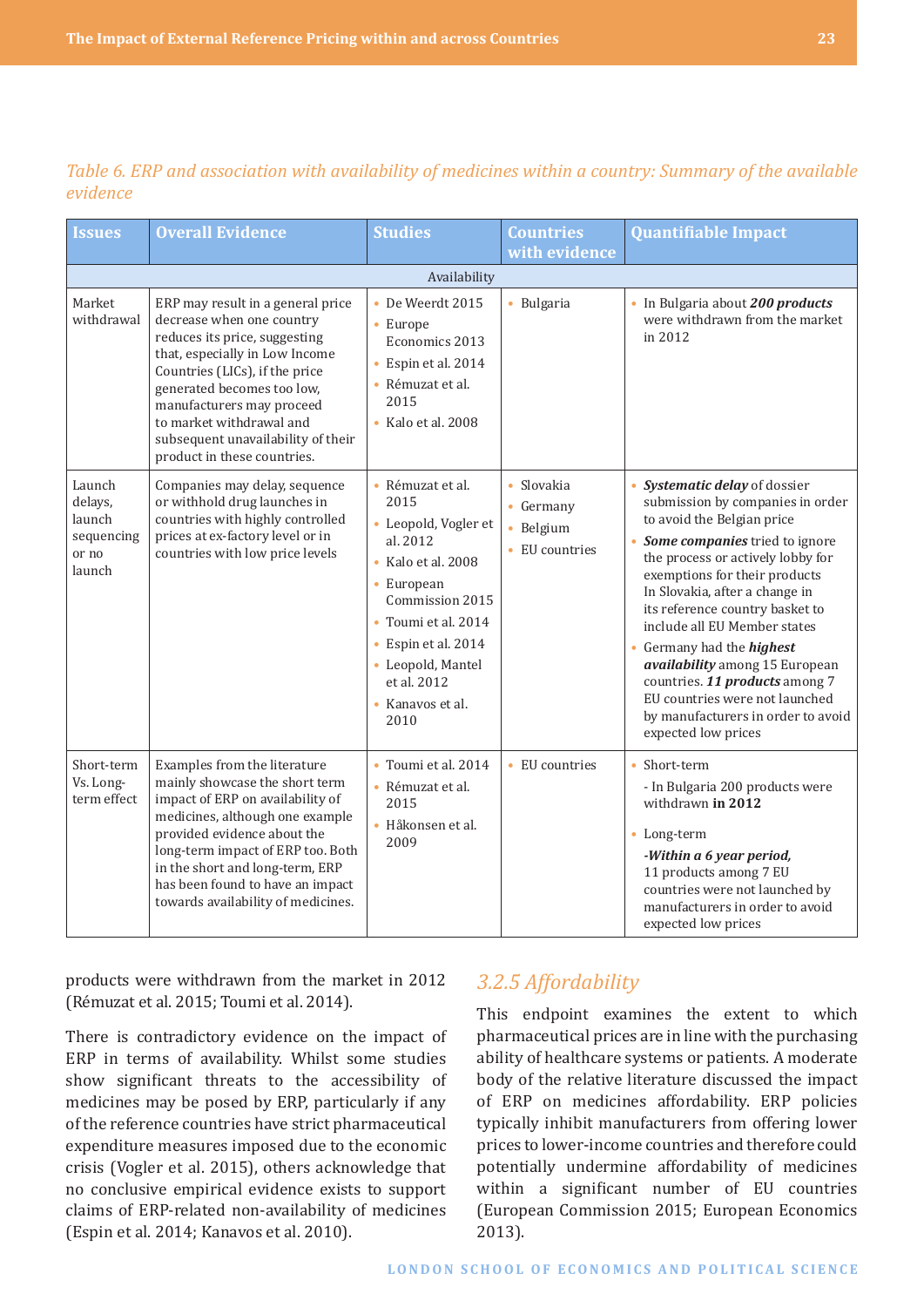*Table 6. ERP and association with availability of medicines within a country: Summary of the available evidence*

| Issues | Overall Evidence | Studies | Countries with evidence | Quantifiable Impact |
|---|---|---|---|---|
| | | Availability | | |
| Market withdrawal | ERP may result in a general price decrease when one country reduces its price, suggesting that, especially in Low Income Countries (LICs), if the price generated becomes too low, manufacturers may proceed to market withdrawal and subsequent unavailability of their product in these countries. | • De Weerdt 2015<br>• Europe Economics 2013<br>• Espin et al. 2014<br>• Rémuzat et al. 2015<br>• Kalo et al. 2008 | • Bulgaria | • In Bulgaria about ***200 products*** were withdrawn from the market in 2012 |
| Launch delays, launch sequencing or no launch | Companies may delay, sequence or withhold drug launches in countries with highly controlled prices at ex-factory level or in countries with low price levels | • Rémuzat et al. 2015<br>• Leopold, Vogler et al. 2012<br>• Kalo et al. 2008<br>• European Commission 2015<br>• Toumi et al. 2014<br>• Espin et al. 2014<br>• Leopold, Mantel et al. 2012<br>• Kanavos et al. 2010 | • Slovakia<br>• Germany<br>• Belgium<br>• EU countries | • ***Systematic delay*** of dossier submission by companies in order to avoid the Belgian price<br>• ***Some companies*** tried to ignore the process or actively lobby for exemptions for their products In Slovakia, after a change in its reference country basket to include all EU Member states<br>• Germany had the ***highest availability*** among 15 European countries. ***11 products*** among 7 EU countries were not launched by manufacturers in order to avoid expected low prices |
| Short-term Vs. Long-term effect | Examples from the literature mainly showcase the short term impact of ERP on availability of medicines, although one example provided evidence about the long-term impact of ERP too. Both in the short and long-term, ERP has been found to have an impact towards availability of medicines. | • Toumi et al. 2014<br>• Rémuzat et al. 2015<br>• Håkonsen et al. 2009 | • EU countries | • Short-term<br>- In Bulgaria 200 products were withdrawn **in 2012**<br>• Long-term<br>***-Within a 6 year period,*** 11 products among 7 EU countries were not launched by manufacturers in order to avoid expected low prices |

products were withdrawn from the market in 2012 (Rémuzat et al. 2015; Toumi et al. 2014).

There is contradictory evidence on the impact of ERP in terms of availability. Whilst some studies show significant threats to the accessibility of medicines may be posed by ERP, particularly if any of the reference countries have strict pharmaceutical expenditure measures imposed due to the economic crisis (Vogler et al. 2015), others acknowledge that no conclusive empirical evidence exists to support claims of ERP-related non-availability of medicines (Espin et al. 2014; Kanavos et al. 2010).

### *3.2.5 Affordability*

This endpoint examines the extent to which pharmaceutical prices are in line with the purchasing ability of healthcare systems or patients. A moderate body of the relative literature discussed the impact of ERP on medicines affordability. ERP policies typically inhibit manufacturers from offering lower prices to lower-income countries and therefore could potentially undermine affordability of medicines within a significant number of EU countries (European Commission 2015; European Economics 2013).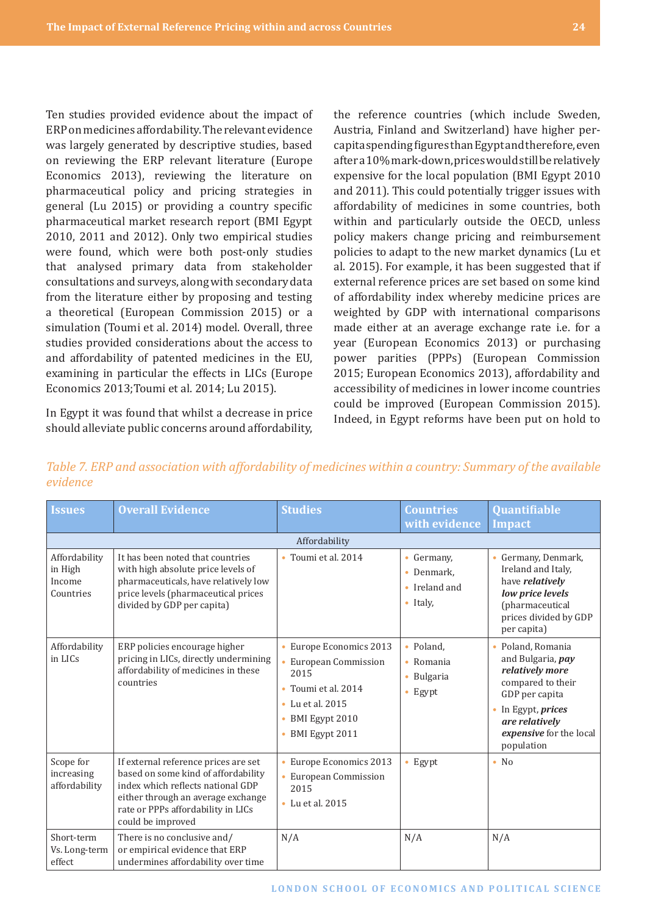Ten studies provided evidence about the impact of ERP on medicines affordability. The relevant evidence was largely generated by descriptive studies, based on reviewing the ERP relevant literature (Europe Economics 2013), reviewing the literature on pharmaceutical policy and pricing strategies in general (Lu 2015) or providing a country specific pharmaceutical market research report (BMI Egypt 2010, 2011 and 2012). Only two empirical studies were found, which were both post-only studies that analysed primary data from stakeholder consultations and surveys, along with secondary data from the literature either by proposing and testing a theoretical (European Commission 2015) or a simulation (Toumi et al. 2014) model. Overall, three studies provided considerations about the access to and affordability of patented medicines in the EU, examining in particular the effects in LICs (Europe Economics 2013;Toumi et al. 2014; Lu 2015).

In Egypt it was found that whilst a decrease in price should alleviate public concerns around affordability, the reference countries (which include Sweden, Austria, Finland and Switzerland) have higher per-capita spending figures than Egypt and therefore, even after a 10% mark-down, prices would still be relatively expensive for the local population (BMI Egypt 2010 and 2011). This could potentially trigger issues with affordability of medicines in some countries, both within and particularly outside the OECD, unless policy makers change pricing and reimbursement policies to adapt to the new market dynamics (Lu et al. 2015). For example, it has been suggested that if external reference prices are set based on some kind of affordability index whereby medicine prices are weighted by GDP with international comparisons made either at an average exchange rate i.e. for a year (European Economics 2013) or purchasing power parities (PPPs) (European Commission 2015; European Economics 2013), affordability and accessibility of medicines in lower income countries could be improved (European Commission 2015). Indeed, in Egypt reforms have been put on hold to

*Table 7. ERP and association with affordability of medicines within a country: Summary of the available evidence*

| Issues | Overall Evidence | Studies | Countries with evidence | Quantifiable Impact |
|---|---|---|---|---|
| | | Affordability | | |
| Affordability in High Income Countries | It has been noted that countries with high absolute price levels of pharmaceuticals, have relatively low price levels (pharmaceutical prices divided by GDP per capita) | • Toumi et al. 2014 | • Germany, • Denmark, • Ireland and • Italy, | • Germany, Denmark, Ireland and Italy, have ***relatively low price levels*** (pharmaceutical prices divided by GDP per capita) |
| Affordability in LICs | ERP policies encourage higher pricing in LICs, directly undermining affordability of medicines in these countries | • Europe Economics 2013 • European Commission 2015 • Toumi et al. 2014 • Lu et al. 2015 • BMI Egypt 2010 • BMI Egypt 2011 | • Poland, • Romania • Bulgaria • Egypt | • Poland, Romania and Bulgaria, ***pay relatively more*** compared to their GDP per capita • In Egypt, ***prices are relatively expensive*** for the local population |
| Scope for increasing affordability | If external reference prices are set based on some kind of affordability index which reflects national GDP either through an average exchange rate or PPPs affordability in LICs could be improved | • Europe Economics 2013 • European Commission 2015 • Lu et al. 2015 | • Egypt | • No |
| Short-term Vs. Long-term effect | There is no conclusive and/ or empirical evidence that ERP undermines affordability over time | N/A | N/A | N/A |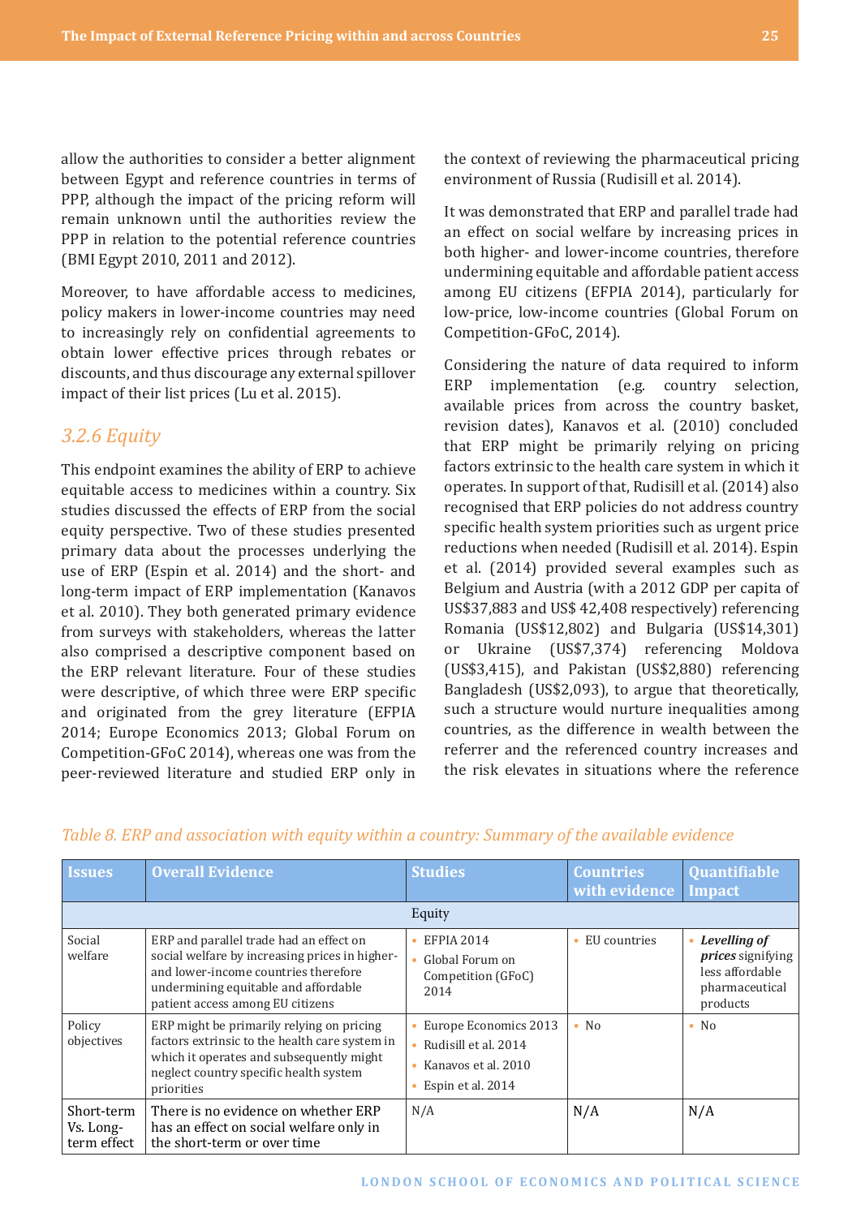allow the authorities to consider a better alignment between Egypt and reference countries in terms of PPP, although the impact of the pricing reform will remain unknown until the authorities review the PPP in relation to the potential reference countries (BMI Egypt 2010, 2011 and 2012).

Moreover, to have affordable access to medicines, policy makers in lower-income countries may need to increasingly rely on confidential agreements to obtain lower effective prices through rebates or discounts, and thus discourage any external spillover impact of their list prices (Lu et al. 2015).

### 3.2.6 Equity

This endpoint examines the ability of ERP to achieve equitable access to medicines within a country. Six studies discussed the effects of ERP from the social equity perspective. Two of these studies presented primary data about the processes underlying the use of ERP (Espin et al. 2014) and the short- and long-term impact of ERP implementation (Kanavos et al. 2010). They both generated primary evidence from surveys with stakeholders, whereas the latter also comprised a descriptive component based on the ERP relevant literature. Four of these studies were descriptive, of which three were ERP specific and originated from the grey literature (EFPIA 2014; Europe Economics 2013; Global Forum on Competition-GFoC 2014), whereas one was from the peer-reviewed literature and studied ERP only in the context of reviewing the pharmaceutical pricing environment of Russia (Rudisill et al. 2014).

It was demonstrated that ERP and parallel trade had an effect on social welfare by increasing prices in both higher- and lower-income countries, therefore undermining equitable and affordable patient access among EU citizens (EFPIA 2014), particularly for low-price, low-income countries (Global Forum on Competition-GFoC, 2014).

Considering the nature of data required to inform ERP implementation (e.g. country selection, available prices from across the country basket, revision dates), Kanavos et al. (2010) concluded that ERP might be primarily relying on pricing factors extrinsic to the health care system in which it operates. In support of that, Rudisill et al. (2014) also recognised that ERP policies do not address country specific health system priorities such as urgent price reductions when needed (Rudisill et al. 2014). Espin et al. (2014) provided several examples such as Belgium and Austria (with a 2012 GDP per capita of US$37,883 and US$ 42,408 respectively) referencing Romania (US$12,802) and Bulgaria (US$14,301) or Ukraine (US$7,374) referencing Moldova (US$3,415), and Pakistan (US$2,880) referencing Bangladesh (US$2,093), to argue that theoretically, such a structure would nurture inequalities among countries, as the difference in wealth between the referrer and the referenced country increases and the risk elevates in situations where the reference

*Table 8. ERP and association with equity within a country: Summary of the available evidence*

| Issues | Overall Evidence | Studies | Countries with evidence | Quantifiable Impact |
|---|---|---|---|---|
| | | Equity | | |
| Social welfare | ERP and parallel trade had an effect on social welfare by increasing prices in higher- and lower-income countries therefore undermining equitable and affordable patient access among EU citizens | • EFPIA 2014<br>• Global Forum on Competition (GFoC) 2014 | • EU countries | • ***Levelling of prices*** signifying less affordable pharmaceutical products |
| Policy objectives | ERP might be primarily relying on pricing factors extrinsic to the health care system in which it operates and subsequently might neglect country specific health system priorities | • Europe Economics 2013<br>• Rudisill et al. 2014<br>• Kanavos et al. 2010<br>• Espin et al. 2014 | • No | • No |
| Short-term Vs. Long-term effect | There is no evidence on whether ERP has an effect on social welfare only in the short-term or over time | N/A | N/A | N/A |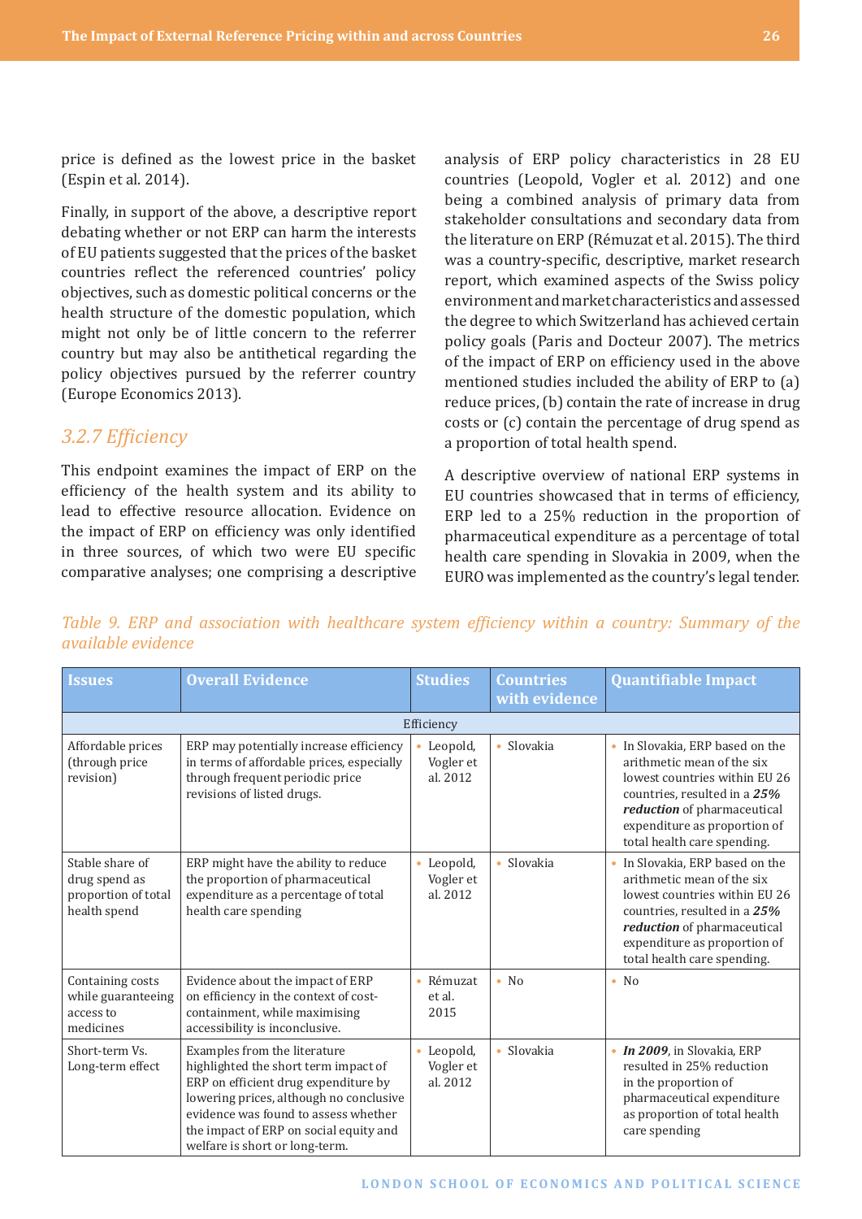price is defined as the lowest price in the basket (Espin et al. 2014).

Finally, in support of the above, a descriptive report debating whether or not ERP can harm the interests of EU patients suggested that the prices of the basket countries reflect the referenced countries' policy objectives, such as domestic political concerns or the health structure of the domestic population, which might not only be of little concern to the referrer country but may also be antithetical regarding the policy objectives pursued by the referrer country (Europe Economics 2013).

### *3.2.7 Efficiency*

This endpoint examines the impact of ERP on the efficiency of the health system and its ability to lead to effective resource allocation. Evidence on the impact of ERP on efficiency was only identified in three sources, of which two were EU specific comparative analyses; one comprising a descriptive analysis of ERP policy characteristics in 28 EU countries (Leopold, Vogler et al. 2012) and one being a combined analysis of primary data from stakeholder consultations and secondary data from the literature on ERP (Rémuzat et al. 2015). The third was a country-specific, descriptive, market research report, which examined aspects of the Swiss policy environment and market characteristics and assessed the degree to which Switzerland has achieved certain policy goals (Paris and Docteur 2007). The metrics of the impact of ERP on efficiency used in the above mentioned studies included the ability of ERP to (a) reduce prices, (b) contain the rate of increase in drug costs or (c) contain the percentage of drug spend as a proportion of total health spend.

A descriptive overview of national ERP systems in EU countries showcased that in terms of efficiency, ERP led to a 25% reduction in the proportion of pharmaceutical expenditure as a percentage of total health care spending in Slovakia in 2009, when the EURO was implemented as the country's legal tender.

*Table 9. ERP and association with healthcare system efficiency within a country: Summary of the available evidence*

| Issues | Overall Evidence | Studies | Countries with evidence | Quantifiable Impact |
|---|---|---|---|---|
| Efficiency | | | | |
| Affordable prices (through price revision) | ERP may potentially increase efficiency in terms of affordable prices, especially through frequent periodic price revisions of listed drugs. | • Leopold, Vogler et al. 2012 | • Slovakia | • In Slovakia, ERP based on the arithmetic mean of the six lowest countries within EU 26 countries, resulted in a ***25% reduction*** of pharmaceutical expenditure as proportion of total health care spending. |
| Stable share of drug spend as proportion of total health spend | ERP might have the ability to reduce the proportion of pharmaceutical expenditure as a percentage of total health care spending | • Leopold, Vogler et al. 2012 | • Slovakia | • In Slovakia, ERP based on the arithmetic mean of the six lowest countries within EU 26 countries, resulted in a ***25% reduction*** of pharmaceutical expenditure as proportion of total health care spending. |
| Containing costs while guaranteeing access to medicines | Evidence about the impact of ERP on efficiency in the context of cost-containment, while maximising accessibility is inconclusive. | • Rémuzat et al. 2015 | • No | • No |
| Short-term Vs. Long-term effect | Examples from the literature highlighted the short term impact of ERP on efficient drug expenditure by lowering prices, although no conclusive evidence was found to assess whether the impact of ERP on social equity and welfare is short or long-term. | • Leopold, Vogler et al. 2012 | • Slovakia | • ***In 2009***, in Slovakia, ERP resulted in 25% reduction in the proportion of pharmaceutical expenditure as proportion of total health care spending |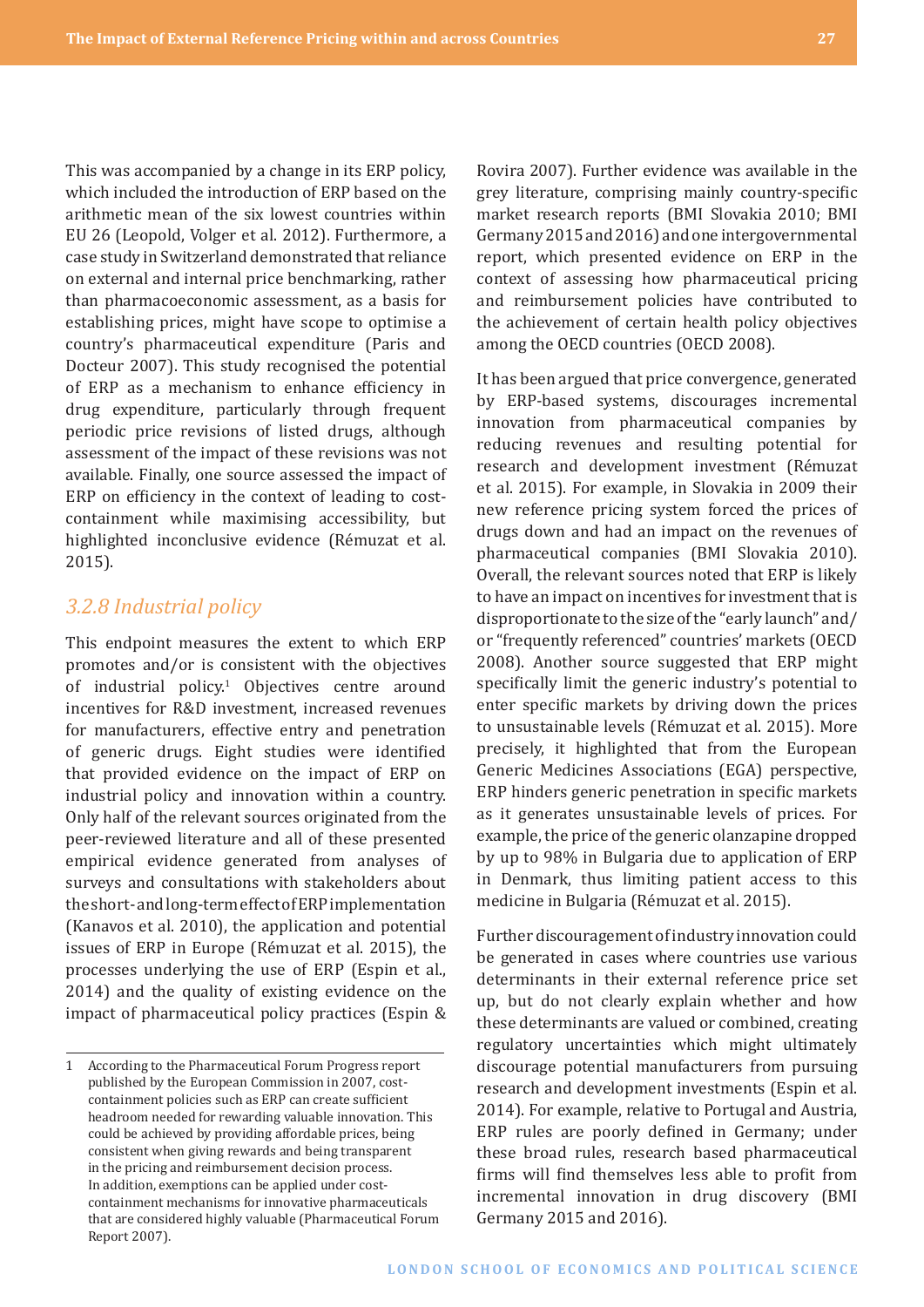This was accompanied by a change in its ERP policy, which included the introduction of ERP based on the arithmetic mean of the six lowest countries within EU 26 (Leopold, Volger et al. 2012). Furthermore, a case study in Switzerland demonstrated that reliance on external and internal price benchmarking, rather than pharmacoeconomic assessment, as a basis for establishing prices, might have scope to optimise a country's pharmaceutical expenditure (Paris and Docteur 2007). This study recognised the potential of ERP as a mechanism to enhance efficiency in drug expenditure, particularly through frequent periodic price revisions of listed drugs, although assessment of the impact of these revisions was not available. Finally, one source assessed the impact of ERP on efficiency in the context of leading to cost-containment while maximising accessibility, but highlighted inconclusive evidence (Rémuzat et al. 2015).

### *3.2.8 Industrial policy*

This endpoint measures the extent to which ERP promotes and/or is consistent with the objectives of industrial policy.[1] Objectives centre around incentives for R&D investment, increased revenues for manufacturers, effective entry and penetration of generic drugs. Eight studies were identified that provided evidence on the impact of ERP on industrial policy and innovation within a country. Only half of the relevant sources originated from the peer-reviewed literature and all of these presented empirical evidence generated from analyses of surveys and consultations with stakeholders about the short- and long-term effect of ERP implementation (Kanavos et al. 2010), the application and potential issues of ERP in Europe (Rémuzat et al. 2015), the processes underlying the use of ERP (Espin et al., 2014) and the quality of existing evidence on the impact of pharmaceutical policy practices (Espin & Rovira 2007). Further evidence was available in the grey literature, comprising mainly country-specific market research reports (BMI Slovakia 2010; BMI Germany 2015 and 2016) and one intergovernmental report, which presented evidence on ERP in the context of assessing how pharmaceutical pricing and reimbursement policies have contributed to the achievement of certain health policy objectives among the OECD countries (OECD 2008).

It has been argued that price convergence, generated by ERP-based systems, discourages incremental innovation from pharmaceutical companies by reducing revenues and resulting potential for research and development investment (Rémuzat et al. 2015). For example, in Slovakia in 2009 their new reference pricing system forced the prices of drugs down and had an impact on the revenues of pharmaceutical companies (BMI Slovakia 2010). Overall, the relevant sources noted that ERP is likely to have an impact on incentives for investment that is disproportionate to the size of the "early launch" and/or "frequently referenced" countries' markets (OECD 2008). Another source suggested that ERP might specifically limit the generic industry's potential to enter specific markets by driving down the prices to unsustainable levels (Rémuzat et al. 2015). More precisely, it highlighted that from the European Generic Medicines Associations (EGA) perspective, ERP hinders generic penetration in specific markets as it generates unsustainable levels of prices. For example, the price of the generic olanzapine dropped by up to 98% in Bulgaria due to application of ERP in Denmark, thus limiting patient access to this medicine in Bulgaria (Rémuzat et al. 2015).

Further discouragement of industry innovation could be generated in cases where countries use various determinants in their external reference price set up, but do not clearly explain whether and how these determinants are valued or combined, creating regulatory uncertainties which might ultimately discourage potential manufacturers from pursuing research and development investments (Espin et al. 2014). For example, relative to Portugal and Austria, ERP rules are poorly defined in Germany; under these broad rules, research based pharmaceutical firms will find themselves less able to profit from incremental innovation in drug discovery (BMI Germany 2015 and 2016).

---

1 According to the Pharmaceutical Forum Progress report published by the European Commission in 2007, cost-containment policies such as ERP can create sufficient headroom needed for rewarding valuable innovation. This could be achieved by providing affordable prices, being consistent when giving rewards and being transparent in the pricing and reimbursement decision process. In addition, exemptions can be applied under cost-containment mechanisms for innovative pharmaceuticals that are considered highly valuable (Pharmaceutical Forum Report 2007).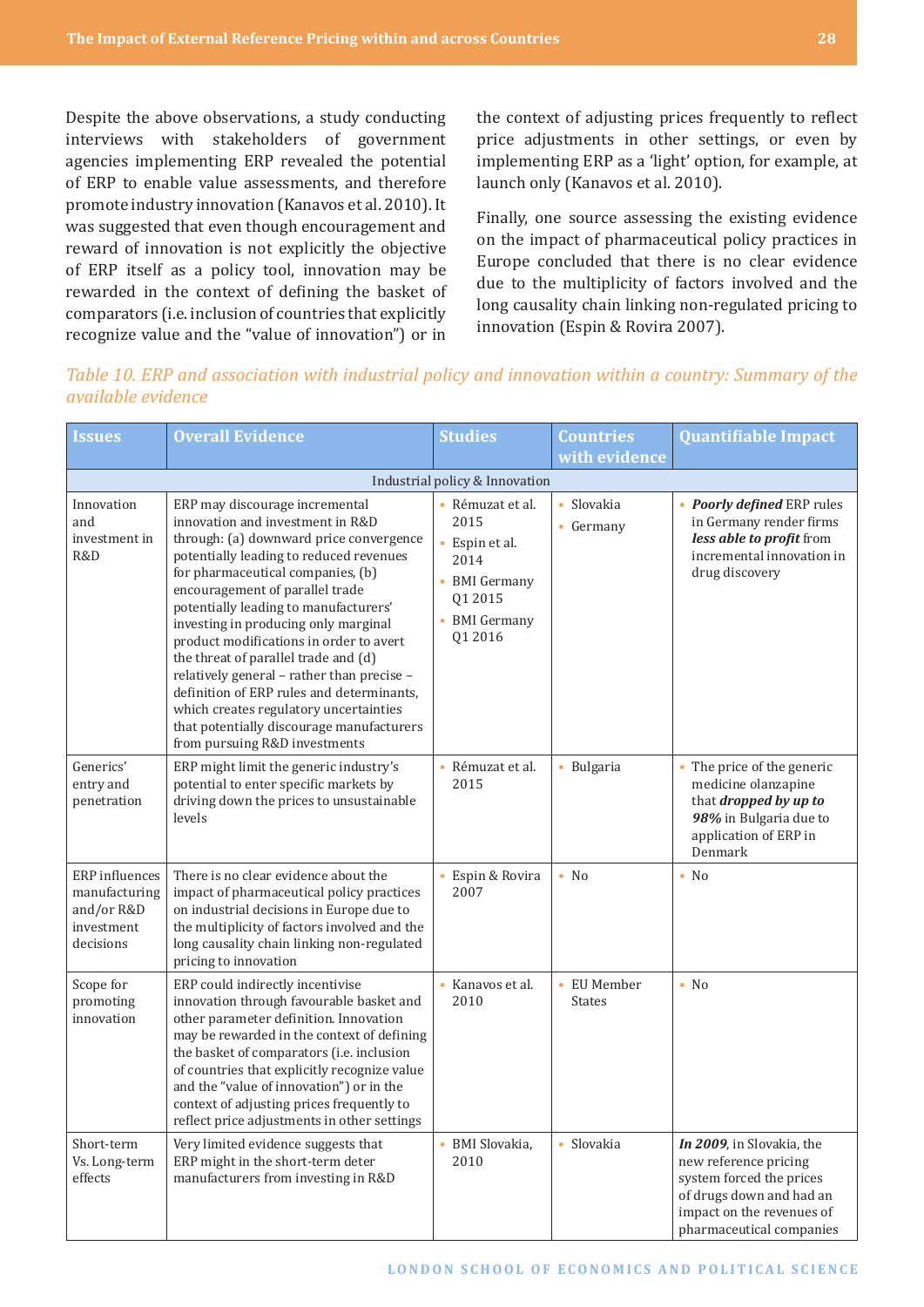Despite the above observations, a study conducting interviews with stakeholders of government agencies implementing ERP revealed the potential of ERP to enable value assessments, and therefore promote industry innovation (Kanavos et al. 2010). It was suggested that even though encouragement and reward of innovation is not explicitly the objective of ERP itself as a policy tool, innovation may be rewarded in the context of defining the basket of comparators (i.e. inclusion of countries that explicitly recognize value and the "value of innovation") or in the context of adjusting prices frequently to reflect price adjustments in other settings, or even by implementing ERP as a 'light' option, for example, at launch only (Kanavos et al. 2010).

Finally, one source assessing the existing evidence on the impact of pharmaceutical policy practices in Europe concluded that there is no clear evidence due to the multiplicity of factors involved and the long causality chain linking non-regulated pricing to innovation (Espin & Rovira 2007).

*Table 10. ERP and association with industrial policy and innovation within a country: Summary of the available evidence*

| Issues | Overall Evidence | Studies | Countries with evidence | Quantifiable Impact |
|---|---|---|---|---|
| Industrial policy & Innovation | | | | |
| Innovation and investment in R&D | ERP may discourage incremental innovation and investment in R&D through: (a) downward price convergence potentially leading to reduced revenues for pharmaceutical companies, (b) encouragement of parallel trade potentially leading to manufacturers' investing in producing only marginal product modifications in order to avert the threat of parallel trade and (d) relatively general – rather than precise – definition of ERP rules and determinants, which creates regulatory uncertainties that potentially discourage manufacturers from pursuing R&D investments | • Rémuzat et al. 2015<br>• Espin et al. 2014<br>• BMI Germany Q1 2015<br>• BMI Germany Q1 2016 | • Slovakia<br>• Germany | • ***Poorly defined*** ERP rules in Germany render firms ***less able to profit*** from incremental innovation in drug discovery |
| Generics' entry and penetration | ERP might limit the generic industry's potential to enter specific markets by driving down the prices to unsustainable levels | • Rémuzat et al. 2015 | • Bulgaria | • The price of the generic medicine olanzapine that ***dropped by up to 98%*** in Bulgaria due to application of ERP in Denmark |
| ERP influences manufacturing and/or R&D investment decisions | There is no clear evidence about the impact of pharmaceutical policy practices on industrial decisions in Europe due to the multiplicity of factors involved and the long causality chain linking non-regulated pricing to innovation | • Espin & Rovira 2007 | • No | • No |
| Scope for promoting innovation | ERP could indirectly incentivise innovation through favourable basket and other parameter definition. Innovation may be rewarded in the context of defining the basket of comparators (i.e. inclusion of countries that explicitly recognize value and the "value of innovation") or in the context of adjusting prices frequently to reflect price adjustments in other settings | • Kanavos et al. 2010 | • EU Member States | • No |
| Short-term Vs. Long-term effects | Very limited evidence suggests that ERP might in the short-term deter manufacturers from investing in R&D | • BMI Slovakia, 2010 | • Slovakia | ***In 2009***, in Slovakia, the new reference pricing system forced the prices of drugs down and had an impact on the revenues of pharmaceutical companies |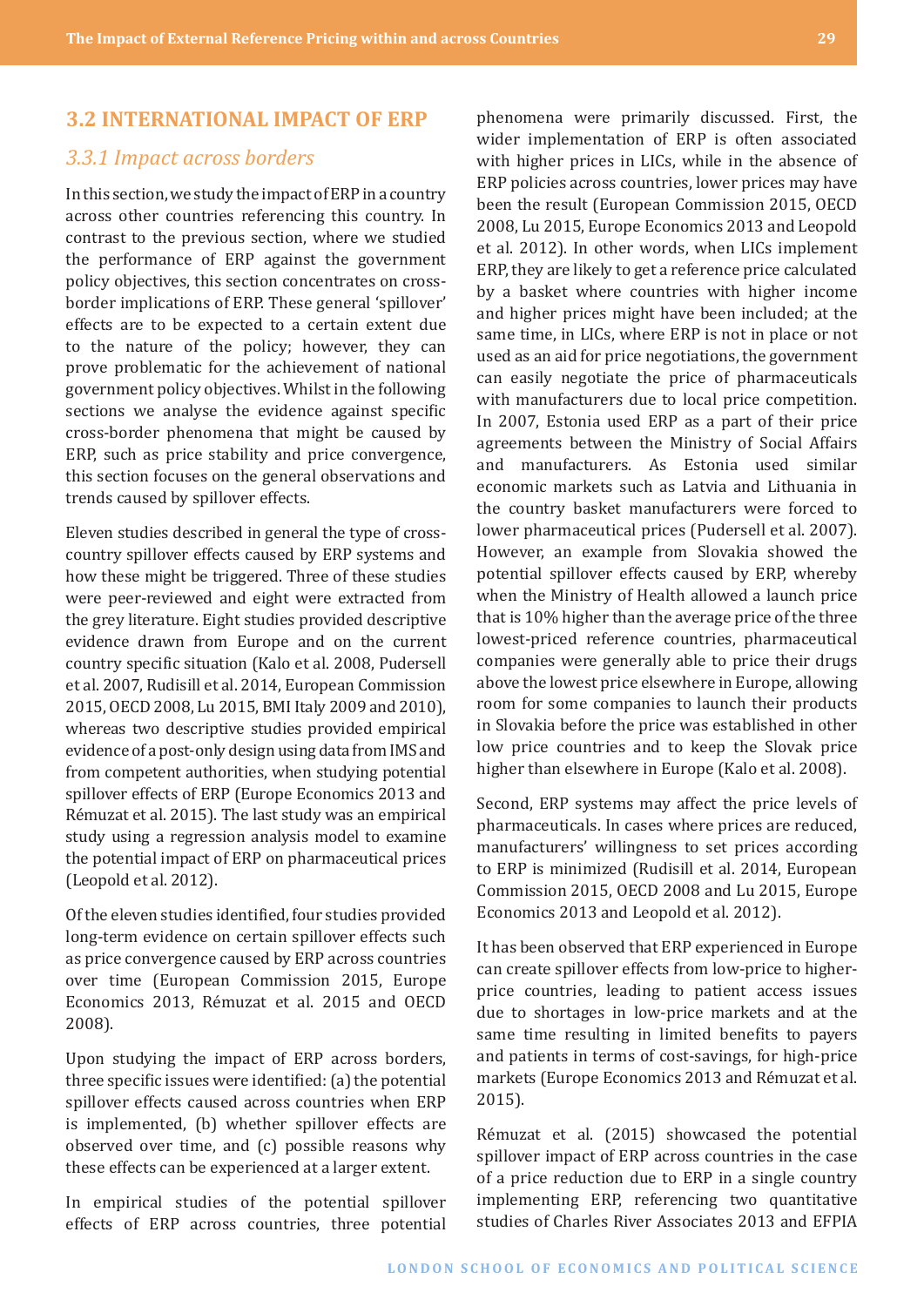## 3.2 INTERNATIONAL IMPACT OF ERP

### *3.3.1 Impact across borders*

In this section, we study the impact of ERP in a country across other countries referencing this country. In contrast to the previous section, where we studied the performance of ERP against the government policy objectives, this section concentrates on cross-border implications of ERP. These general 'spillover' effects are to be expected to a certain extent due to the nature of the policy; however, they can prove problematic for the achievement of national government policy objectives. Whilst in the following sections we analyse the evidence against specific cross-border phenomena that might be caused by ERP, such as price stability and price convergence, this section focuses on the general observations and trends caused by spillover effects.

Eleven studies described in general the type of cross-country spillover effects caused by ERP systems and how these might be triggered. Three of these studies were peer-reviewed and eight were extracted from the grey literature. Eight studies provided descriptive evidence drawn from Europe and on the current country specific situation (Kalo et al. 2008, Pudersell et al. 2007, Rudisill et al. 2014, European Commission 2015, OECD 2008, Lu 2015, BMI Italy 2009 and 2010), whereas two descriptive studies provided empirical evidence of a post-only design using data from IMS and from competent authorities, when studying potential spillover effects of ERP (Europe Economics 2013 and Rémuzat et al. 2015). The last study was an empirical study using a regression analysis model to examine the potential impact of ERP on pharmaceutical prices (Leopold et al. 2012).

Of the eleven studies identified, four studies provided long-term evidence on certain spillover effects such as price convergence caused by ERP across countries over time (European Commission 2015, Europe Economics 2013, Rémuzat et al. 2015 and OECD 2008).

Upon studying the impact of ERP across borders, three specific issues were identified: (a) the potential spillover effects caused across countries when ERP is implemented, (b) whether spillover effects are observed over time, and (c) possible reasons why these effects can be experienced at a larger extent.

In empirical studies of the potential spillover effects of ERP across countries, three potential phenomena were primarily discussed. First, the wider implementation of ERP is often associated with higher prices in LICs, while in the absence of ERP policies across countries, lower prices may have been the result (European Commission 2015, OECD 2008, Lu 2015, Europe Economics 2013 and Leopold et al. 2012). In other words, when LICs implement ERP, they are likely to get a reference price calculated by a basket where countries with higher income and higher prices might have been included; at the same time, in LICs, where ERP is not in place or not used as an aid for price negotiations, the government can easily negotiate the price of pharmaceuticals with manufacturers due to local price competition. In 2007, Estonia used ERP as a part of their price agreements between the Ministry of Social Affairs and manufacturers. As Estonia used similar economic markets such as Latvia and Lithuania in the country basket manufacturers were forced to lower pharmaceutical prices (Pudersell et al. 2007). However, an example from Slovakia showed the potential spillover effects caused by ERP, whereby when the Ministry of Health allowed a launch price that is 10% higher than the average price of the three lowest-priced reference countries, pharmaceutical companies were generally able to price their drugs above the lowest price elsewhere in Europe, allowing room for some companies to launch their products in Slovakia before the price was established in other low price countries and to keep the Slovak price higher than elsewhere in Europe (Kalo et al. 2008).

Second, ERP systems may affect the price levels of pharmaceuticals. In cases where prices are reduced, manufacturers' willingness to set prices according to ERP is minimized (Rudisill et al. 2014, European Commission 2015, OECD 2008 and Lu 2015, Europe Economics 2013 and Leopold et al. 2012).

It has been observed that ERP experienced in Europe can create spillover effects from low-price to higher-price countries, leading to patient access issues due to shortages in low-price markets and at the same time resulting in limited benefits to payers and patients in terms of cost-savings, for high-price markets (Europe Economics 2013 and Rémuzat et al. 2015).

Rémuzat et al. (2015) showcased the potential spillover impact of ERP across countries in the case of a price reduction due to ERP in a single country implementing ERP, referencing two quantitative studies of Charles River Associates 2013 and EFPIA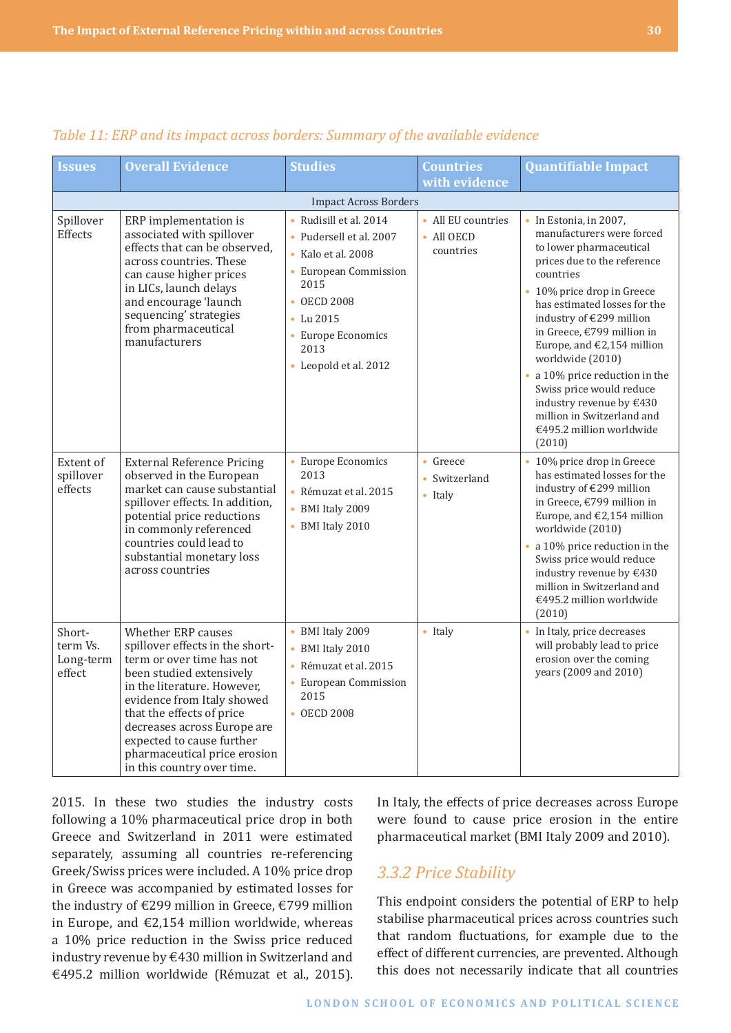*Table 11: ERP and its impact across borders: Summary of the available evidence*

| Issues | Overall Evidence | Studies | Countries with evidence | Quantifiable Impact |
|---|---|---|---|---|
| Impact Across Borders | | | | |
| Spillover Effects | ERP implementation is associated with spillover effects that can be observed, across countries. These can cause higher prices in LICs, launch delays and encourage 'launch sequencing' strategies from pharmaceutical manufacturers | • Rudisill et al. 2014<br>• Pudersell et al. 2007<br>• Kalo et al. 2008<br>• European Commission 2015<br>• OECD 2008<br>• Lu 2015<br>• Europe Economics 2013<br>• Leopold et al. 2012 | • All EU countries<br>• All OECD countries | • In Estonia, in 2007, manufacturers were forced to lower pharmaceutical prices due to the reference countries<br>• 10% price drop in Greece has estimated losses for the industry of €299 million in Greece, €799 million in Europe, and €2,154 million worldwide (2010)<br>• a 10% price reduction in the Swiss price would reduce industry revenue by €430 million in Switzerland and €495.2 million worldwide (2010) |
| Extent of spillover effects | External Reference Pricing observed in the European market can cause substantial spillover effects. In addition, potential price reductions in commonly referenced countries could lead to substantial monetary loss across countries | • Europe Economics 2013<br>• Rémuzat et al. 2015<br>• BMI Italy 2009<br>• BMI Italy 2010 | • Greece<br>• Switzerland<br>• Italy | • 10% price drop in Greece has estimated losses for the industry of €299 million in Greece, €799 million in Europe, and €2,154 million worldwide (2010)<br>• a 10% price reduction in the Swiss price would reduce industry revenue by €430 million in Switzerland and €495.2 million worldwide (2010) |
| Short-term Vs. Long-term effect | Whether ERP causes spillover effects in the short-term or over time has not been studied extensively in the literature. However, evidence from Italy showed that the effects of price decreases across Europe are expected to cause further pharmaceutical price erosion in this country over time. | • BMI Italy 2009<br>• BMI Italy 2010<br>• Rémuzat et al. 2015<br>• European Commission 2015<br>• OECD 2008 | • Italy | • In Italy, price decreases will probably lead to price erosion over the coming years (2009 and 2010) |

2015. In these two studies the industry costs following a 10% pharmaceutical price drop in both Greece and Switzerland in 2011 were estimated separately, assuming all countries re-referencing Greek/Swiss prices were included. A 10% price drop in Greece was accompanied by estimated losses for the industry of €299 million in Greece, €799 million in Europe, and €2,154 million worldwide, whereas a 10% price reduction in the Swiss price reduced industry revenue by €430 million in Switzerland and €495.2 million worldwide (Rémuzat et al., 2015). In Italy, the effects of price decreases across Europe were found to cause price erosion in the entire pharmaceutical market (BMI Italy 2009 and 2010).

### 3.3.2 Price Stability

This endpoint considers the potential of ERP to help stabilise pharmaceutical prices across countries such that random fluctuations, for example due to the effect of different currencies, are prevented. Although this does not necessarily indicate that all countries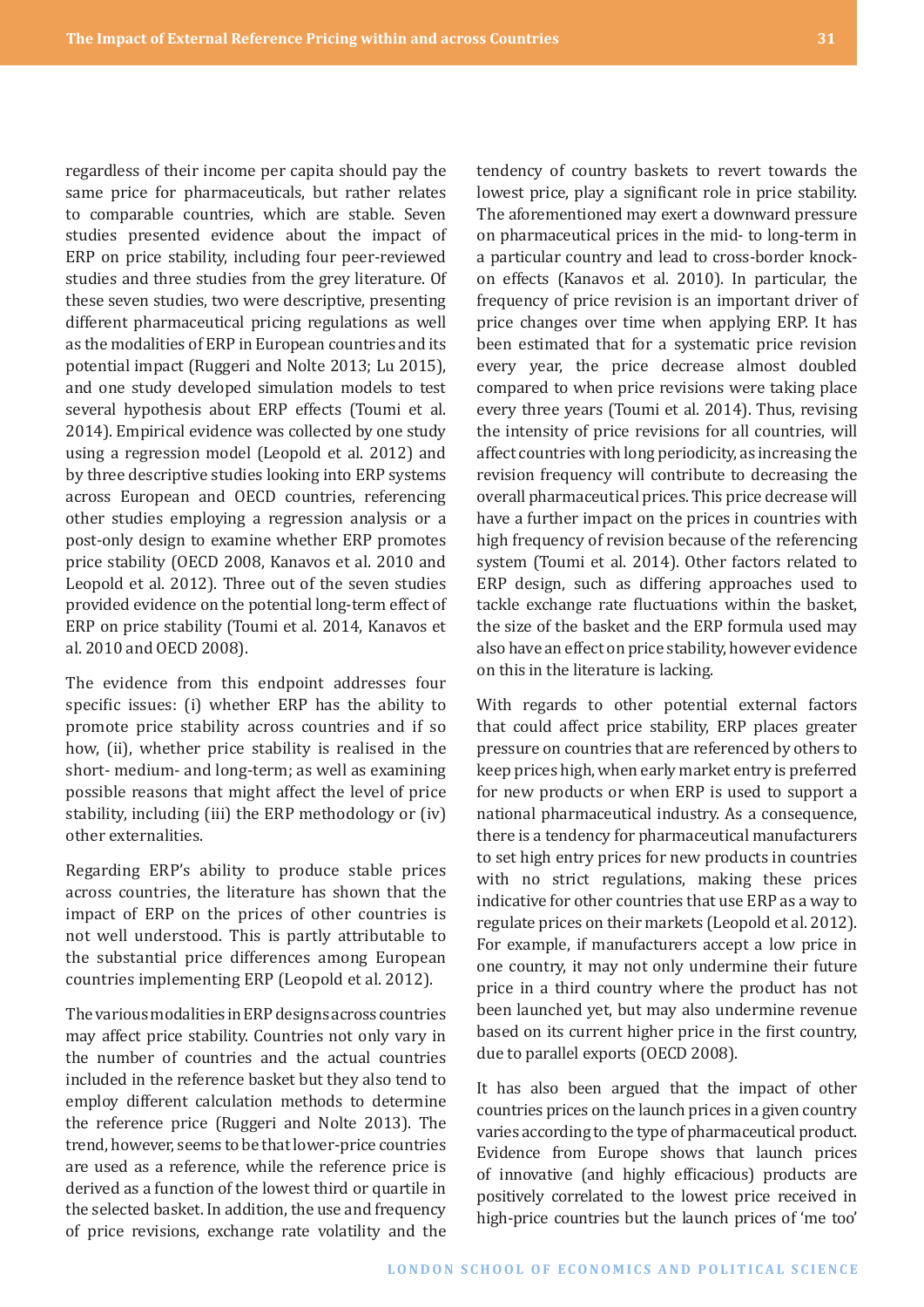regardless of their income per capita should pay the same price for pharmaceuticals, but rather relates to comparable countries, which are stable. Seven studies presented evidence about the impact of ERP on price stability, including four peer-reviewed studies and three studies from the grey literature. Of these seven studies, two were descriptive, presenting different pharmaceutical pricing regulations as well as the modalities of ERP in European countries and its potential impact (Ruggeri and Nolte 2013; Lu 2015), and one study developed simulation models to test several hypothesis about ERP effects (Toumi et al. 2014). Empirical evidence was collected by one study using a regression model (Leopold et al. 2012) and by three descriptive studies looking into ERP systems across European and OECD countries, referencing other studies employing a regression analysis or a post-only design to examine whether ERP promotes price stability (OECD 2008, Kanavos et al. 2010 and Leopold et al. 2012). Three out of the seven studies provided evidence on the potential long-term effect of ERP on price stability (Toumi et al. 2014, Kanavos et al. 2010 and OECD 2008).

The evidence from this endpoint addresses four specific issues: (i) whether ERP has the ability to promote price stability across countries and if so how, (ii), whether price stability is realised in the short- medium- and long-term; as well as examining possible reasons that might affect the level of price stability, including (iii) the ERP methodology or (iv) other externalities.

Regarding ERP's ability to produce stable prices across countries, the literature has shown that the impact of ERP on the prices of other countries is not well understood. This is partly attributable to the substantial price differences among European countries implementing ERP (Leopold et al. 2012).

The various modalities in ERP designs across countries may affect price stability. Countries not only vary in the number of countries and the actual countries included in the reference basket but they also tend to employ different calculation methods to determine the reference price (Ruggeri and Nolte 2013). The trend, however, seems to be that lower-price countries are used as a reference, while the reference price is derived as a function of the lowest third or quartile in the selected basket. In addition, the use and frequency of price revisions, exchange rate volatility and the tendency of country baskets to revert towards the lowest price, play a significant role in price stability. The aforementioned may exert a downward pressure on pharmaceutical prices in the mid- to long-term in a particular country and lead to cross-border knock-on effects (Kanavos et al. 2010). In particular, the frequency of price revision is an important driver of price changes over time when applying ERP. It has been estimated that for a systematic price revision every year, the price decrease almost doubled compared to when price revisions were taking place every three years (Toumi et al. 2014). Thus, revising the intensity of price revisions for all countries, will affect countries with long periodicity, as increasing the revision frequency will contribute to decreasing the overall pharmaceutical prices. This price decrease will have a further impact on the prices in countries with high frequency of revision because of the referencing system (Toumi et al. 2014). Other factors related to ERP design, such as differing approaches used to tackle exchange rate fluctuations within the basket, the size of the basket and the ERP formula used may also have an effect on price stability, however evidence on this in the literature is lacking.

With regards to other potential external factors that could affect price stability, ERP places greater pressure on countries that are referenced by others to keep prices high, when early market entry is preferred for new products or when ERP is used to support a national pharmaceutical industry. As a consequence, there is a tendency for pharmaceutical manufacturers to set high entry prices for new products in countries with no strict regulations, making these prices indicative for other countries that use ERP as a way to regulate prices on their markets (Leopold et al. 2012). For example, if manufacturers accept a low price in one country, it may not only undermine their future price in a third country where the product has not been launched yet, but may also undermine revenue based on its current higher price in the first country, due to parallel exports (OECD 2008).

It has also been argued that the impact of other countries prices on the launch prices in a given country varies according to the type of pharmaceutical product. Evidence from Europe shows that launch prices of innovative (and highly efficacious) products are positively correlated to the lowest price received in high-price countries but the launch prices of 'me too'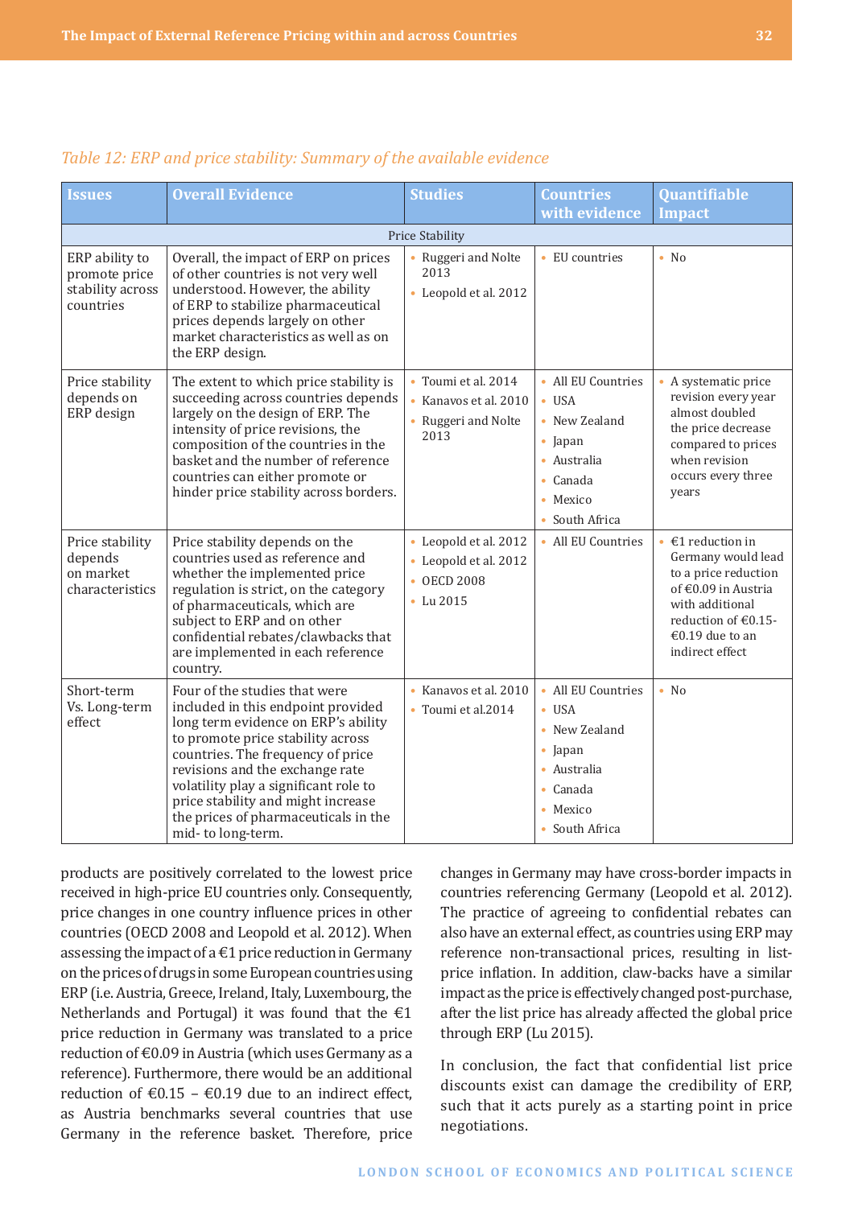*Table 12: ERP and price stability: Summary of the available evidence*

| Issues | Overall Evidence | Studies | Countries with evidence | Quantifiable Impact |
|---|---|---|---|---|
| Price Stability | | | | |
| ERP ability to promote price stability across countries | Overall, the impact of ERP on prices of other countries is not very well understood. However, the ability of ERP to stabilize pharmaceutical prices depends largely on other market characteristics as well as on the ERP design. | • Ruggeri and Nolte 2013<br>• Leopold et al. 2012 | • EU countries | • No |
| Price stability depends on ERP design | The extent to which price stability is succeeding across countries depends largely on the design of ERP. The intensity of price revisions, the composition of the countries in the basket and the number of reference countries can either promote or hinder price stability across borders. | • Toumi et al. 2014<br>• Kanavos et al. 2010<br>• Ruggeri and Nolte 2013 | • All EU Countries<br>• USA<br>• New Zealand<br>• Japan<br>• Australia<br>• Canada<br>• Mexico<br>• South Africa | • A systematic price revision every year almost doubled the price decrease compared to prices when revision occurs every three years |
| Price stability depends on market characteristics | Price stability depends on the countries used as reference and whether the implemented price regulation is strict, on the category of pharmaceuticals, which are subject to ERP and on other confidential rebates/clawbacks that are implemented in each reference country. | • Leopold et al. 2012<br>• Leopold et al. 2012<br>• OECD 2008<br>• Lu 2015 | • All EU Countries | • €1 reduction in Germany would lead to a price reduction of €0.09 in Austria with additional reduction of €0.15-€0.19 due to an indirect effect |
| Short-term Vs. Long-term effect | Four of the studies that were included in this endpoint provided long term evidence on ERP's ability to promote price stability across countries. The frequency of price revisions and the exchange rate volatility play a significant role to price stability and might increase the prices of pharmaceuticals in the mid- to long-term. | • Kanavos et al. 2010<br>• Toumi et al.2014 | • All EU Countries<br>• USA<br>• New Zealand<br>• Japan<br>• Australia<br>• Canada<br>• Mexico<br>• South Africa | • No |

products are positively correlated to the lowest price received in high-price EU countries only. Consequently, price changes in one country influence prices in other countries (OECD 2008 and Leopold et al. 2012). When assessing the impact of a €1 price reduction in Germany on the prices of drugs in some European countries using ERP (i.e. Austria, Greece, Ireland, Italy, Luxembourg, the Netherlands and Portugal) it was found that the €1 price reduction in Germany was translated to a price reduction of €0.09 in Austria (which uses Germany as a reference). Furthermore, there would be an additional reduction of €0.15 – €0.19 due to an indirect effect, as Austria benchmarks several countries that use Germany in the reference basket. Therefore, price changes in Germany may have cross-border impacts in countries referencing Germany (Leopold et al. 2012). The practice of agreeing to confidential rebates can also have an external effect, as countries using ERP may reference non-transactional prices, resulting in list-price inflation. In addition, claw-backs have a similar impact as the price is effectively changed post-purchase, after the list price has already affected the global price through ERP (Lu 2015).

In conclusion, the fact that confidential list price discounts exist can damage the credibility of ERP, such that it acts purely as a starting point in price negotiations.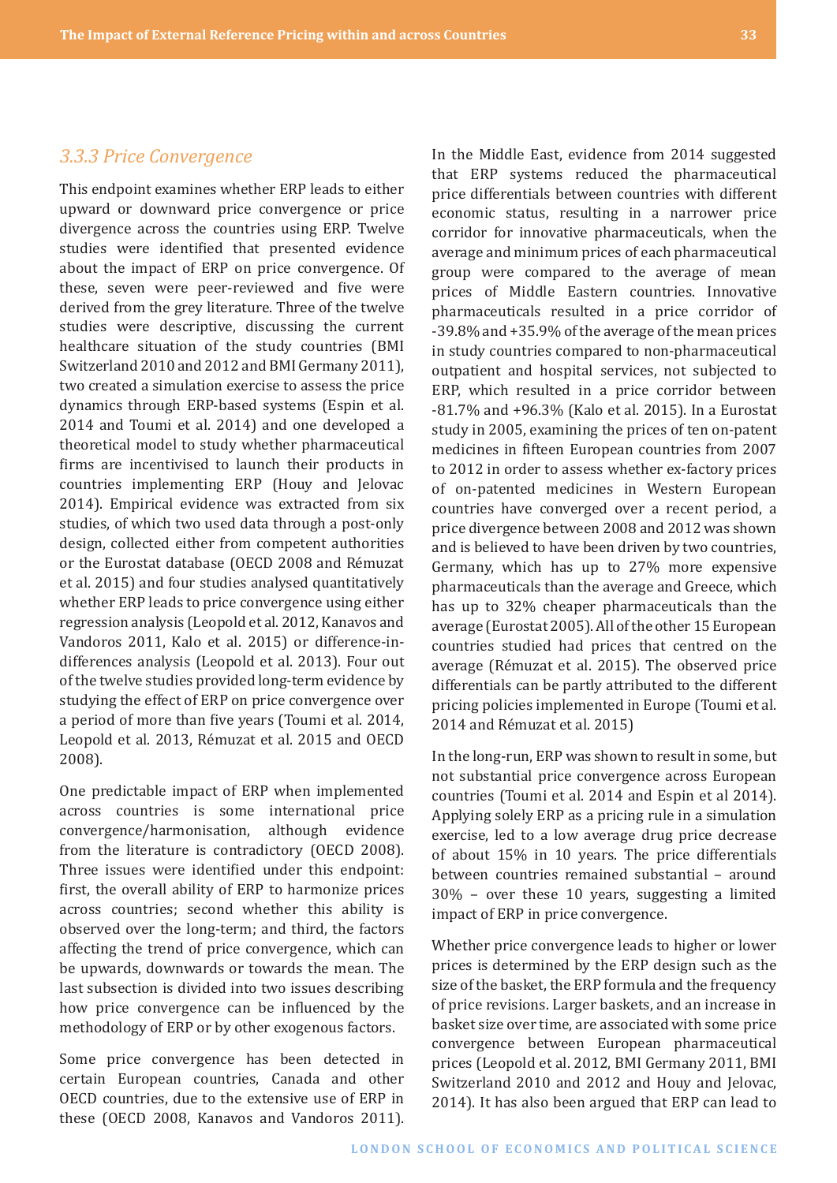### *3.3.3 Price Convergence*

This endpoint examines whether ERP leads to either upward or downward price convergence or price divergence across the countries using ERP. Twelve studies were identified that presented evidence about the impact of ERP on price convergence. Of these, seven were peer-reviewed and five were derived from the grey literature. Three of the twelve studies were descriptive, discussing the current healthcare situation of the study countries (BMI Switzerland 2010 and 2012 and BMI Germany 2011), two created a simulation exercise to assess the price dynamics through ERP-based systems (Espin et al. 2014 and Toumi et al. 2014) and one developed a theoretical model to study whether pharmaceutical firms are incentivised to launch their products in countries implementing ERP (Houy and Jelovac 2014). Empirical evidence was extracted from six studies, of which two used data through a post-only design, collected either from competent authorities or the Eurostat database (OECD 2008 and Rémuzat et al. 2015) and four studies analysed quantitatively whether ERP leads to price convergence using either regression analysis (Leopold et al. 2012, Kanavos and Vandoros 2011, Kalo et al. 2015) or difference-in-differences analysis (Leopold et al. 2013). Four out of the twelve studies provided long-term evidence by studying the effect of ERP on price convergence over a period of more than five years (Toumi et al. 2014, Leopold et al. 2013, Rémuzat et al. 2015 and OECD 2008).

One predictable impact of ERP when implemented across countries is some international price convergence/harmonisation, although evidence from the literature is contradictory (OECD 2008). Three issues were identified under this endpoint: first, the overall ability of ERP to harmonize prices across countries; second whether this ability is observed over the long-term; and third, the factors affecting the trend of price convergence, which can be upwards, downwards or towards the mean. The last subsection is divided into two issues describing how price convergence can be influenced by the methodology of ERP or by other exogenous factors.

Some price convergence has been detected in certain European countries, Canada and other OECD countries, due to the extensive use of ERP in these (OECD 2008, Kanavos and Vandoros 2011). In the Middle East, evidence from 2014 suggested that ERP systems reduced the pharmaceutical price differentials between countries with different economic status, resulting in a narrower price corridor for innovative pharmaceuticals, when the average and minimum prices of each pharmaceutical group were compared to the average of mean prices of Middle Eastern countries. Innovative pharmaceuticals resulted in a price corridor of -39.8% and +35.9% of the average of the mean prices in study countries compared to non-pharmaceutical outpatient and hospital services, not subjected to ERP, which resulted in a price corridor between -81.7% and +96.3% (Kalo et al. 2015). In a Eurostat study in 2005, examining the prices of ten on-patent medicines in fifteen European countries from 2007 to 2012 in order to assess whether ex-factory prices of on-patented medicines in Western European countries have converged over a recent period, a price divergence between 2008 and 2012 was shown and is believed to have been driven by two countries, Germany, which has up to 27% more expensive pharmaceuticals than the average and Greece, which has up to 32% cheaper pharmaceuticals than the average (Eurostat 2005). All of the other 15 European countries studied had prices that centred on the average (Rémuzat et al. 2015). The observed price differentials can be partly attributed to the different pricing policies implemented in Europe (Toumi et al. 2014 and Rémuzat et al. 2015)

In the long-run, ERP was shown to result in some, but not substantial price convergence across European countries (Toumi et al. 2014 and Espin et al 2014). Applying solely ERP as a pricing rule in a simulation exercise, led to a low average drug price decrease of about 15% in 10 years. The price differentials between countries remained substantial – around 30% – over these 10 years, suggesting a limited impact of ERP in price convergence.

Whether price convergence leads to higher or lower prices is determined by the ERP design such as the size of the basket, the ERP formula and the frequency of price revisions. Larger baskets, and an increase in basket size over time, are associated with some price convergence between European pharmaceutical prices (Leopold et al. 2012, BMI Germany 2011, BMI Switzerland 2010 and 2012 and Houy and Jelovac, 2014). It has also been argued that ERP can lead to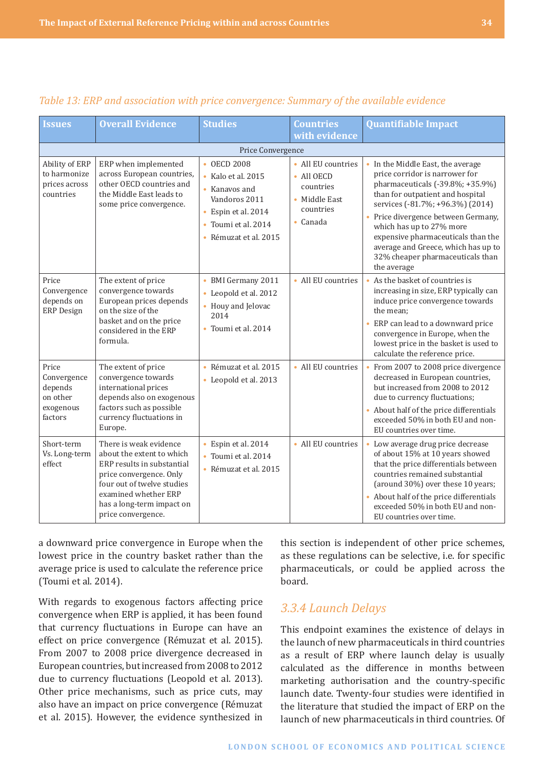*Table 13: ERP and association with price convergence: Summary of the available evidence*

| Issues | Overall Evidence | Studies | Countries with evidence | Quantifiable Impact |
|---|---|---|---|---|
| Price Convergence | | | | |
| Ability of ERP to harmonize prices across countries | ERP when implemented across European countries, other OECD countries and the Middle East leads to some price convergence. | • OECD 2008<br>• Kalo et al. 2015<br>• Kanavos and Vandoros 2011<br>• Espin et al. 2014<br>• Toumi et al. 2014<br>• Rémuzat et al. 2015 | • All EU countries<br>• All OECD countries<br>• Middle East countries<br>• Canada | • In the Middle East, the average price corridor is narrower for pharmaceuticals (-39.8%; +35.9%) than for outpatient and hospital services (-81.7%; +96.3%) (2014)<br>• Price divergence between Germany, which has up to 27% more expensive pharmaceuticals than the average and Greece, which has up to 32% cheaper pharmaceuticals than the average |
| Price Convergence depends on ERP Design | The extent of price convergence towards European prices depends on the size of the basket and on the price considered in the ERP formula. | • BMI Germany 2011<br>• Leopold et al. 2012<br>• Houy and Jelovac 2014<br>• Toumi et al. 2014 | • All EU countries | • As the basket of countries is increasing in size, ERP typically can induce price convergence towards the mean;<br>• ERP can lead to a downward price convergence in Europe, when the lowest price in the basket is used to calculate the reference price. |
| Price Convergence depends on other exogenous factors | The extent of price convergence towards international prices depends also on exogenous factors such as possible currency fluctuations in Europe. | • Rémuzat et al. 2015<br>• Leopold et al. 2013 | • All EU countries | • From 2007 to 2008 price divergence decreased in European countries, but increased from 2008 to 2012 due to currency fluctuations;<br>• About half of the price differentials exceeded 50% in both EU and non-EU countries over time. |
| Short-term Vs. Long-term effect | There is weak evidence about the extent to which ERP results in substantial price convergence. Only four out of twelve studies examined whether ERP has a long-term impact on price convergence. | • Espin et al. 2014<br>• Toumi et al. 2014<br>• Rémuzat et al. 2015 | • All EU countries | • Low average drug price decrease of about 15% at 10 years showed that the price differentials between countries remained substantial (around 30%) over these 10 years;<br>• About half of the price differentials exceeded 50% in both EU and non-EU countries over time. |

a downward price convergence in Europe when the lowest price in the country basket rather than the average price is used to calculate the reference price (Toumi et al. 2014).

With regards to exogenous factors affecting price convergence when ERP is applied, it has been found that currency fluctuations in Europe can have an effect on price convergence (Rémuzat et al. 2015). From 2007 to 2008 price divergence decreased in European countries, but increased from 2008 to 2012 due to currency fluctuations (Leopold et al. 2013). Other price mechanisms, such as price cuts, may also have an impact on price convergence (Rémuzat et al. 2015). However, the evidence synthesized in this section is independent of other price schemes, as these regulations can be selective, i.e. for specific pharmaceuticals, or could be applied across the board.

### 3.3.4 Launch Delays

This endpoint examines the existence of delays in the launch of new pharmaceuticals in third countries as a result of ERP where launch delay is usually calculated as the difference in months between marketing authorisation and the country-specific launch date. Twenty-four studies were identified in the literature that studied the impact of ERP on the launch of new pharmaceuticals in third countries. Of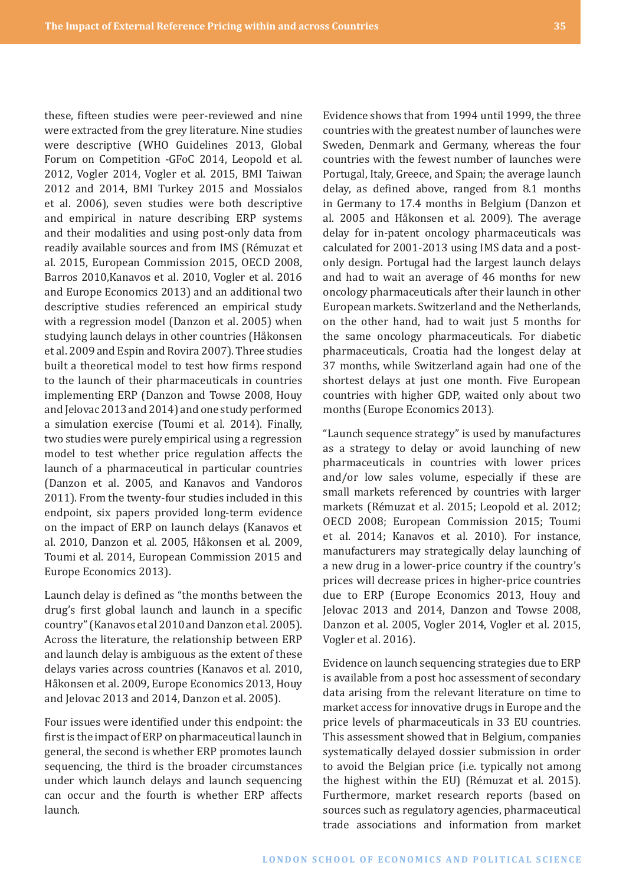these, fifteen studies were peer-reviewed and nine were extracted from the grey literature. Nine studies were descriptive (WHO Guidelines 2013, Global Forum on Competition -GFoC 2014, Leopold et al. 2012, Vogler 2014, Vogler et al. 2015, BMI Taiwan 2012 and 2014, BMI Turkey 2015 and Mossialos et al. 2006), seven studies were both descriptive and empirical in nature describing ERP systems and their modalities and using post-only data from readily available sources and from IMS (Rémuzat et al. 2015, European Commission 2015, OECD 2008, Barros 2010,Kanavos et al. 2010, Vogler et al. 2016 and Europe Economics 2013) and an additional two descriptive studies referenced an empirical study with a regression model (Danzon et al. 2005) when studying launch delays in other countries (Håkonsen et al. 2009 and Espin and Rovira 2007). Three studies built a theoretical model to test how firms respond to the launch of their pharmaceuticals in countries implementing ERP (Danzon and Towse 2008, Houy and Jelovac 2013 and 2014) and one study performed a simulation exercise (Toumi et al. 2014). Finally, two studies were purely empirical using a regression model to test whether price regulation affects the launch of a pharmaceutical in particular countries (Danzon et al. 2005, and Kanavos and Vandoros 2011). From the twenty-four studies included in this endpoint, six papers provided long-term evidence on the impact of ERP on launch delays (Kanavos et al. 2010, Danzon et al. 2005, Håkonsen et al. 2009, Toumi et al. 2014, European Commission 2015 and Europe Economics 2013).

Launch delay is defined as "the months between the drug's first global launch and launch in a specific country" (Kanavos et al 2010 and Danzon et al. 2005). Across the literature, the relationship between ERP and launch delay is ambiguous as the extent of these delays varies across countries (Kanavos et al. 2010, Håkonsen et al. 2009, Europe Economics 2013, Houy and Jelovac 2013 and 2014, Danzon et al. 2005).

Four issues were identified under this endpoint: the first is the impact of ERP on pharmaceutical launch in general, the second is whether ERP promotes launch sequencing, the third is the broader circumstances under which launch delays and launch sequencing can occur and the fourth is whether ERP affects launch.

Evidence shows that from 1994 until 1999, the three countries with the greatest number of launches were Sweden, Denmark and Germany, whereas the four countries with the fewest number of launches were Portugal, Italy, Greece, and Spain; the average launch delay, as defined above, ranged from 8.1 months in Germany to 17.4 months in Belgium (Danzon et al. 2005 and Håkonsen et al. 2009). The average delay for in-patent oncology pharmaceuticals was calculated for 2001-2013 using IMS data and a post-only design. Portugal had the largest launch delays and had to wait an average of 46 months for new oncology pharmaceuticals after their launch in other European markets. Switzerland and the Netherlands, on the other hand, had to wait just 5 months for the same oncology pharmaceuticals. For diabetic pharmaceuticals, Croatia had the longest delay at 37 months, while Switzerland again had one of the shortest delays at just one month. Five European countries with higher GDP, waited only about two months (Europe Economics 2013).

"Launch sequence strategy" is used by manufactures as a strategy to delay or avoid launching of new pharmaceuticals in countries with lower prices and/or low sales volume, especially if these are small markets referenced by countries with larger markets (Rémuzat et al. 2015; Leopold et al. 2012; OECD 2008; European Commission 2015; Toumi et al. 2014; Kanavos et al. 2010). For instance, manufacturers may strategically delay launching of a new drug in a lower-price country if the country's prices will decrease prices in higher-price countries due to ERP (Europe Economics 2013, Houy and Jelovac 2013 and 2014, Danzon and Towse 2008, Danzon et al. 2005, Vogler 2014, Vogler et al. 2015, Vogler et al. 2016).

Evidence on launch sequencing strategies due to ERP is available from a post hoc assessment of secondary data arising from the relevant literature on time to market access for innovative drugs in Europe and the price levels of pharmaceuticals in 33 EU countries. This assessment showed that in Belgium, companies systematically delayed dossier submission in order to avoid the Belgian price (i.e. typically not among the highest within the EU) (Rémuzat et al. 2015). Furthermore, market research reports (based on sources such as regulatory agencies, pharmaceutical trade associations and information from market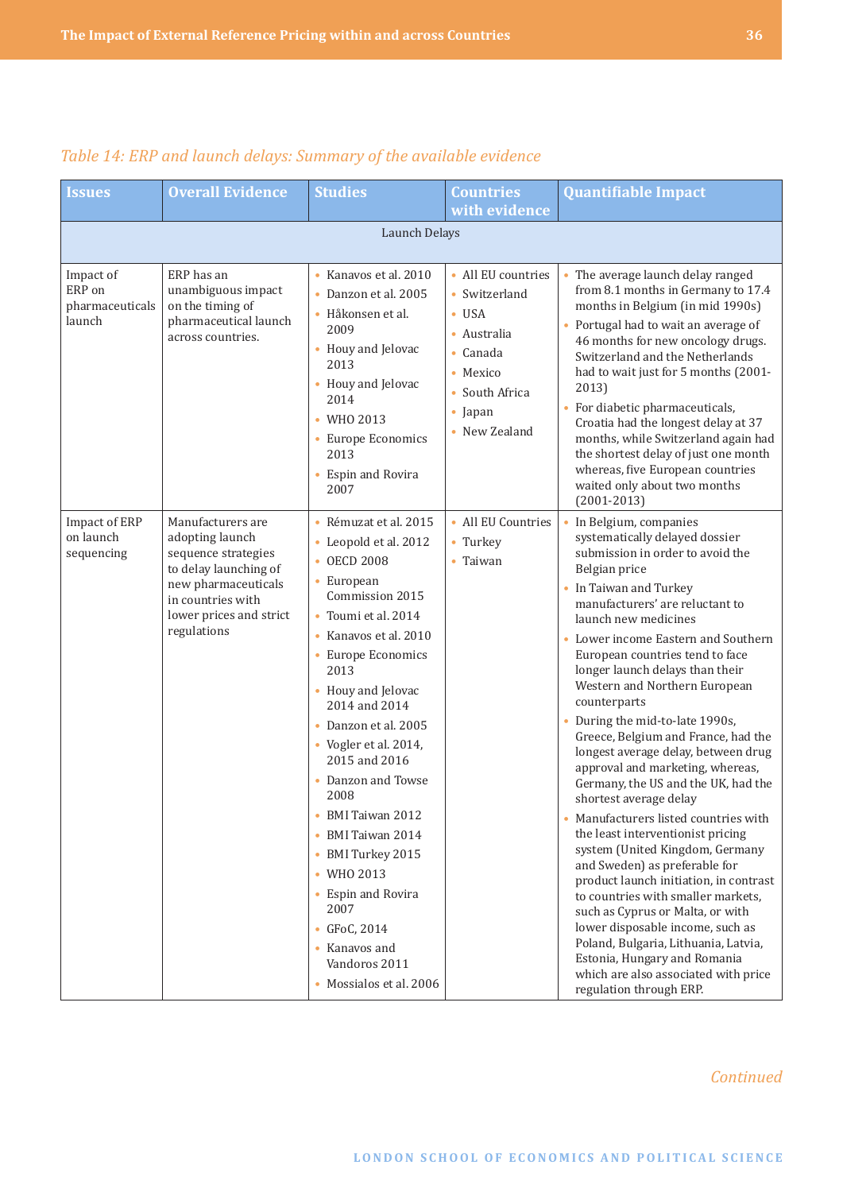*Table 14: ERP and launch delays: Summary of the available evidence*

| Issues | Overall Evidence | Studies | Countries with evidence | Quantifiable Impact |
|---|---|---|---|---|
| Launch Delays | | | | |
| Impact of ERP on pharmaceuticals launch | ERP has an unambiguous impact on the timing of pharmaceutical launch across countries. | • Kanavos et al. 2010<br>• Danzon et al. 2005<br>• Håkonsen et al. 2009<br>• Houy and Jelovac 2013<br>• Houy and Jelovac 2014<br>• WHO 2013<br>• Europe Economics 2013<br>• Espin and Rovira 2007 | • All EU countries<br>• Switzerland<br>• USA<br>• Australia<br>• Canada<br>• Mexico<br>• South Africa<br>• Japan<br>• New Zealand | • The average launch delay ranged from 8.1 months in Germany to 17.4 months in Belgium (in mid 1990s)<br>• Portugal had to wait an average of 46 months for new oncology drugs. Switzerland and the Netherlands had to wait just for 5 months (2001-2013)<br>• For diabetic pharmaceuticals, Croatia had the longest delay at 37 months, while Switzerland again had the shortest delay of just one month whereas, five European countries waited only about two months (2001-2013) |
| Impact of ERP on launch sequencing | Manufacturers are adopting launch sequence strategies to delay launching of new pharmaceuticals in countries with lower prices and strict regulations | • Rémuzat et al. 2015<br>• Leopold et al. 2012<br>• OECD 2008<br>• European Commission 2015<br>• Toumi et al. 2014<br>• Kanavos et al. 2010<br>• Europe Economics 2013<br>• Houy and Jelovac 2014 and 2014<br>• Danzon et al. 2005<br>• Vogler et al. 2014, 2015 and 2016<br>• Danzon and Towse 2008<br>• BMI Taiwan 2012<br>• BMI Taiwan 2014<br>• BMI Turkey 2015<br>• WHO 2013<br>• Espin and Rovira 2007<br>• GFoC, 2014<br>• Kanavos and Vandoros 2011<br>• Mossialos et al. 2006 | • All EU Countries<br>• Turkey<br>• Taiwan | • In Belgium, companies systematically delayed dossier submission in order to avoid the Belgian price<br>• In Taiwan and Turkey manufacturers' are reluctant to launch new medicines<br>• Lower income Eastern and Southern European countries tend to face longer launch delays than their Western and Northern European counterparts<br>• During the mid-to-late 1990s, Greece, Belgium and France, had the longest average delay, between drug approval and marketing, whereas, Germany, the US and the UK, had the shortest average delay<br>• Manufacturers listed countries with the least interventionist pricing system (United Kingdom, Germany and Sweden) as preferable for product launch initiation, in contrast to countries with smaller markets, such as Cyprus or Malta, or with lower disposable income, such as Poland, Bulgaria, Lithuania, Latvia, Estonia, Hungary and Romania which are also associated with price regulation through ERP. |

*Continued*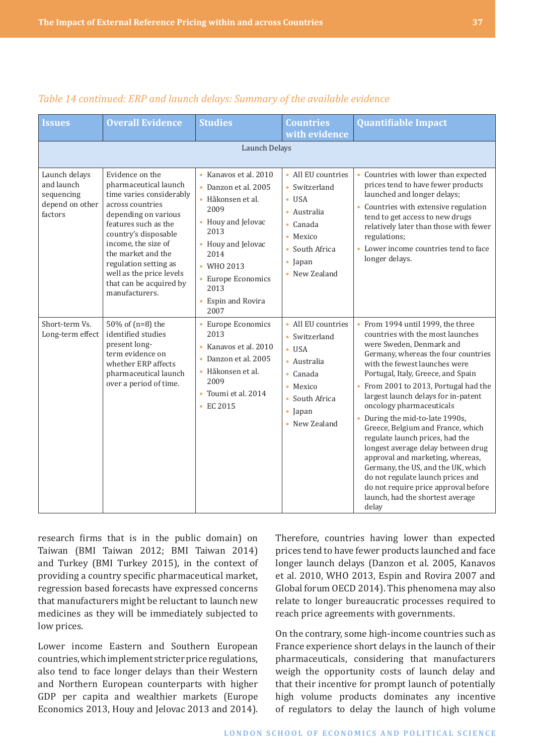*Table 14 continued: ERP and launch delays: Summary of the available evidence*

| Issues | Overall Evidence | Studies | Countries with evidence | Quantifiable Impact |
|---|---|---|---|---|
| Launch Delays | | | | |
| Launch delays and launch sequencing depend on other factors | Evidence on the pharmaceutical launch time varies considerably across countries depending on various features such as the country's disposable income, the size of the market and the regulation setting as well as the price levels that can be acquired by manufacturers. | • Kanavos et al. 2010<br>• Danzon et al. 2005<br>• Håkonsen et al. 2009<br>• Houy and Jelovac 2013<br>• Houy and Jelovac 2014<br>• WHO 2013<br>• Europe Economics 2013<br>• Espin and Rovira 2007 | • All EU countries<br>• Switzerland<br>• USA<br>• Australia<br>• Canada<br>• Mexico<br>• South Africa<br>• Japan<br>• New Zealand | • Countries with lower than expected prices tend to have fewer products launched and longer delays;<br>• Countries with extensive regulation tend to get access to new drugs relatively later than those with fewer regulations;<br>• Lower income countries tend to face longer delays. |
| Short-term Vs. Long-term effect | 50% of (n=8) the identified studies present long-term evidence on whether ERP affects pharmaceutical launch over a period of time. | • Europe Economics 2013<br>• Kanavos et al. 2010<br>• Danzon et al. 2005<br>• Håkonsen et al. 2009<br>• Toumi et al. 2014<br>• EC 2015 | • All EU countries<br>• Switzerland<br>• USA<br>• Australia<br>• Canada<br>• Mexico<br>• South Africa<br>• Japan<br>• New Zealand | • From 1994 until 1999, the three countries with the most launches were Sweden, Denmark and Germany, whereas the four countries with the fewest launches were Portugal, Italy, Greece, and Spain<br>• From 2001 to 2013, Portugal had the largest launch delays for in-patent oncology pharmaceuticals<br>• During the mid-to-late 1990s, Greece, Belgium and France, which regulate launch prices, had the longest average delay between drug approval and marketing, whereas, Germany, the US, and the UK, which do not regulate launch prices and do not require price approval before launch, had the shortest average delay |

research firms that is in the public domain) on Taiwan (BMI Taiwan 2012; BMI Taiwan 2014) and Turkey (BMI Turkey 2015), in the context of providing a country specific pharmaceutical market, regression based forecasts have expressed concerns that manufacturers might be reluctant to launch new medicines as they will be immediately subjected to low prices.

Lower income Eastern and Southern European countries, which implement stricter price regulations, also tend to face longer delays than their Western and Northern European counterparts with higher GDP per capita and wealthier markets (Europe Economics 2013, Houy and Jelovac 2013 and 2014). Therefore, countries having lower than expected prices tend to have fewer products launched and face longer launch delays (Danzon et al. 2005, Kanavos et al. 2010, WHO 2013, Espin and Rovira 2007 and Global forum OECD 2014). This phenomena may also relate to longer bureaucratic processes required to reach price agreements with governments.

On the contrary, some high-income countries such as France experience short delays in the launch of their pharmaceuticals, considering that manufacturers weigh the opportunity costs of launch delay and that their incentive for prompt launch of potentially high volume products dominates any incentive of regulators to delay the launch of high volume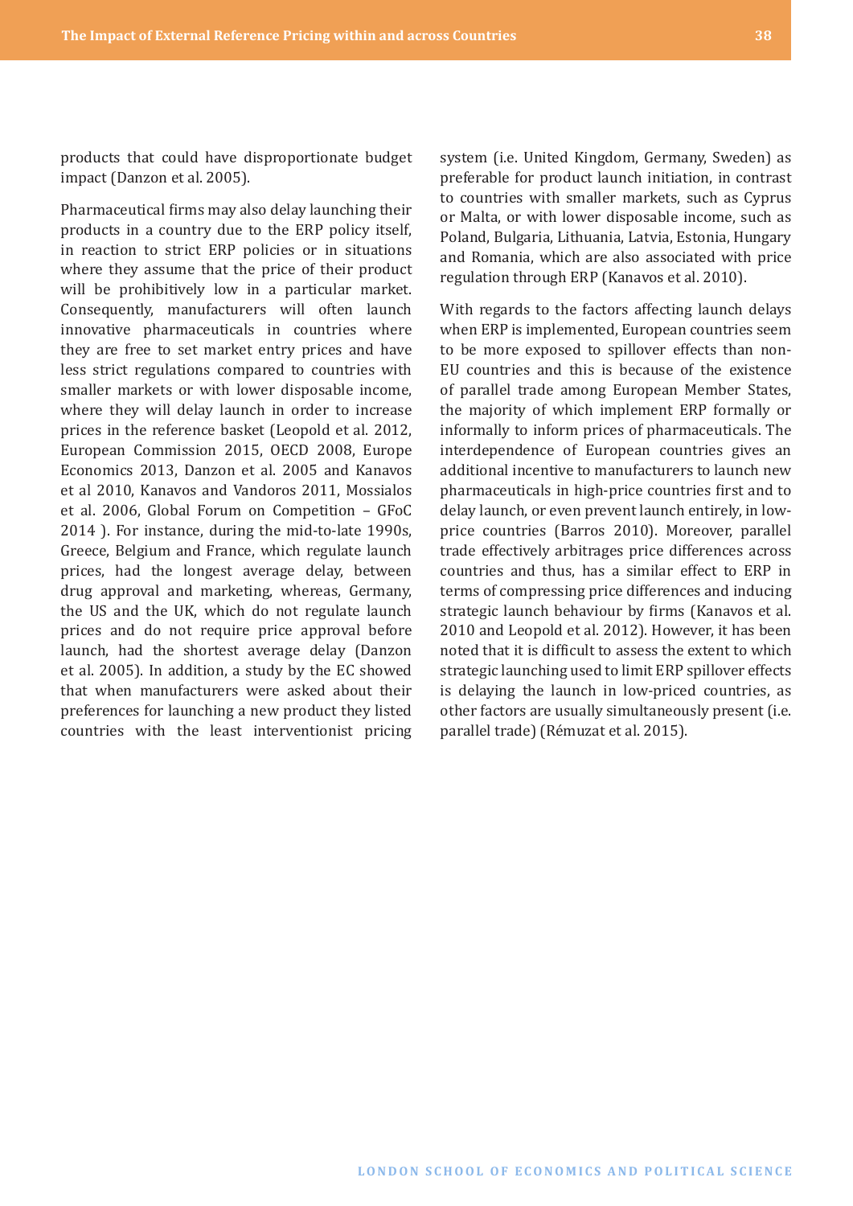products that could have disproportionate budget impact (Danzon et al. 2005).

Pharmaceutical firms may also delay launching their products in a country due to the ERP policy itself, in reaction to strict ERP policies or in situations where they assume that the price of their product will be prohibitively low in a particular market. Consequently, manufacturers will often launch innovative pharmaceuticals in countries where they are free to set market entry prices and have less strict regulations compared to countries with smaller markets or with lower disposable income, where they will delay launch in order to increase prices in the reference basket (Leopold et al. 2012, European Commission 2015, OECD 2008, Europe Economics 2013, Danzon et al. 2005 and Kanavos et al 2010, Kanavos and Vandoros 2011, Mossialos et al. 2006, Global Forum on Competition – GFoC 2014 ). For instance, during the mid-to-late 1990s, Greece, Belgium and France, which regulate launch prices, had the longest average delay, between drug approval and marketing, whereas, Germany, the US and the UK, which do not regulate launch prices and do not require price approval before launch, had the shortest average delay (Danzon et al. 2005). In addition, a study by the EC showed that when manufacturers were asked about their preferences for launching a new product they listed countries with the least interventionist pricing system (i.e. United Kingdom, Germany, Sweden) as preferable for product launch initiation, in contrast to countries with smaller markets, such as Cyprus or Malta, or with lower disposable income, such as Poland, Bulgaria, Lithuania, Latvia, Estonia, Hungary and Romania, which are also associated with price regulation through ERP (Kanavos et al. 2010).

With regards to the factors affecting launch delays when ERP is implemented, European countries seem to be more exposed to spillover effects than non-EU countries and this is because of the existence of parallel trade among European Member States, the majority of which implement ERP formally or informally to inform prices of pharmaceuticals. The interdependence of European countries gives an additional incentive to manufacturers to launch new pharmaceuticals in high-price countries first and to delay launch, or even prevent launch entirely, in low-price countries (Barros 2010). Moreover, parallel trade effectively arbitrages price differences across countries and thus, has a similar effect to ERP in terms of compressing price differences and inducing strategic launch behaviour by firms (Kanavos et al. 2010 and Leopold et al. 2012). However, it has been noted that it is difficult to assess the extent to which strategic launching used to limit ERP spillover effects is delaying the launch in low-priced countries, as other factors are usually simultaneously present (i.e. parallel trade) (Rémuzat et al. 2015).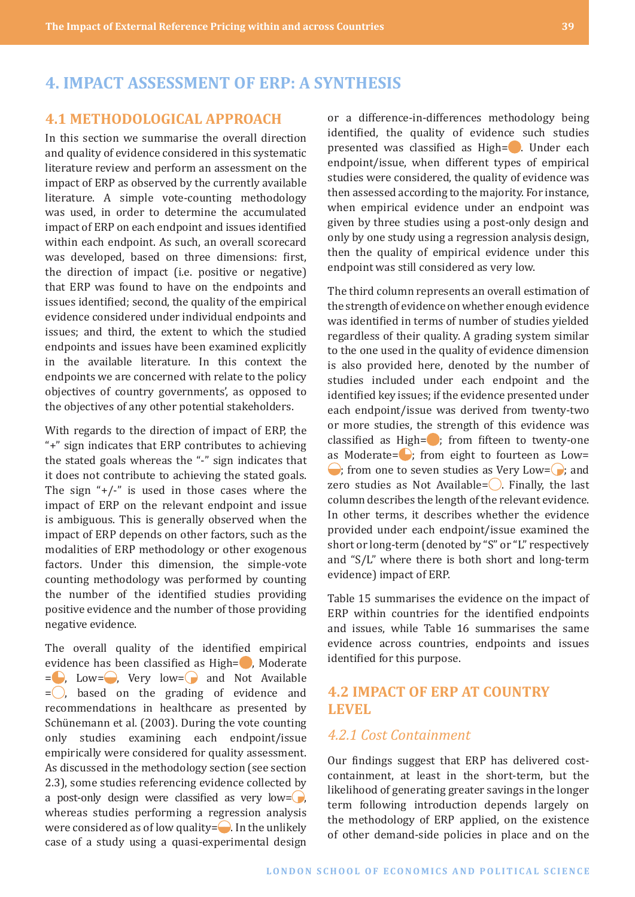# 4. IMPACT ASSESSMENT OF ERP: A SYNTHESIS

## 4.1 METHODOLOGICAL APPROACH

In this section we summarise the overall direction and quality of evidence considered in this systematic literature review and perform an assessment on the impact of ERP as observed by the currently available literature. A simple vote-counting methodology was used, in order to determine the accumulated impact of ERP on each endpoint and issues identified within each endpoint. As such, an overall scorecard was developed, based on three dimensions: first, the direction of impact (i.e. positive or negative) that ERP was found to have on the endpoints and issues identified; second, the quality of the empirical evidence considered under individual endpoints and issues; and third, the extent to which the studied endpoints and issues have been examined explicitly in the available literature. In this context the endpoints we are concerned with relate to the policy objectives of country governments', as opposed to the objectives of any other potential stakeholders.

With regards to the direction of impact of ERP, the "+" sign indicates that ERP contributes to achieving the stated goals whereas the "-" sign indicates that it does not contribute to achieving the stated goals. The sign "+/-" is used in those cases where the impact of ERP on the relevant endpoint and issue is ambiguous. This is generally observed when the impact of ERP depends on other factors, such as the modalities of ERP methodology or other exogenous factors. Under this dimension, the simple-vote counting methodology was performed by counting the number of the identified studies providing positive evidence and the number of those providing negative evidence.

The overall quality of the identified empirical evidence has been classified as High=●, Moderate =◕, Low=◒, Very low=◔ and Not Available =○, based on the grading of evidence and recommendations in healthcare as presented by Schünemann et al. (2003). During the vote counting only studies examining each endpoint/issue empirically were considered for quality assessment. As discussed in the methodology section (see section 2.3), some studies referencing evidence collected by a post-only design were classified as very low=◔, whereas studies performing a regression analysis were considered as of low quality=◒. In the unlikely case of a study using a quasi-experimental design or a difference-in-differences methodology being identified, the quality of evidence such studies presented was classified as High=●. Under each endpoint/issue, when different types of empirical studies were considered, the quality of evidence was then assessed according to the majority. For instance, when empirical evidence under an endpoint was given by three studies using a post-only design and only by one study using a regression analysis design, then the quality of empirical evidence under this endpoint was still considered as very low.

The third column represents an overall estimation of the strength of evidence on whether enough evidence was identified in terms of number of studies yielded regardless of their quality. A grading system similar to the one used in the quality of evidence dimension is also provided here, denoted by the number of studies included under each endpoint and the identified key issues; if the evidence presented under each endpoint/issue was derived from twenty-two or more studies, the strength of this evidence was classified as High=●; from fifteen to twenty-one as Moderate=◕; from eight to fourteen as Low=◒; from one to seven studies as Very Low=◔; and zero studies as Not Available=○. Finally, the last column describes the length of the relevant evidence. In other terms, it describes whether the evidence provided under each endpoint/issue examined the short or long-term (denoted by "S" or "L" respectively and "S/L" where there is both short and long-term evidence) impact of ERP.

Table 15 summarises the evidence on the impact of ERP within countries for the identified endpoints and issues, while Table 16 summarises the same evidence across countries, endpoints and issues identified for this purpose.

## 4.2 IMPACT OF ERP AT COUNTRY LEVEL

### *4.2.1 Cost Containment*

Our findings suggest that ERP has delivered cost-containment, at least in the short-term, but the likelihood of generating greater savings in the longer term following introduction depends largely on the methodology of ERP applied, on the existence of other demand-side policies in place and on the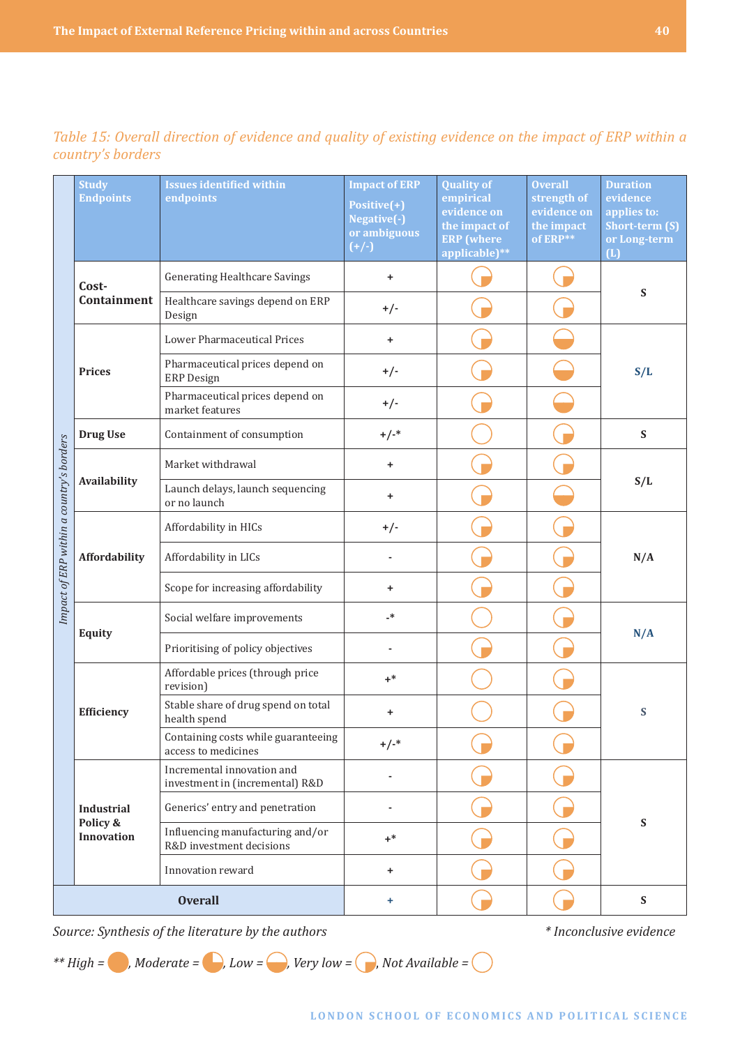*Table 15: Overall direction of evidence and quality of existing evidence on the impact of ERP within a country's borders*

| | Study Endpoints | Issues identified within endpoints | Impact of ERP Positive(+) Negative(-) or ambiguous (+/-) | Quality of empirical evidence on the impact of ERP (where applicable)** | Overall strength of evidence on the impact of ERP** | Duration evidence applies to: Short-term (S) or Long-term (L) |
|---|---|---|---|---|---|---|
| *Impact of ERP within a country's borders* | **Cost-Containment** | Generating Healthcare Savings | + | Very low | Very low | S |
| | | Healthcare savings depend on ERP Design | +/- | Very low | Very low | |
| | **Prices** | Lower Pharmaceutical Prices | + | Very low | Low | S/L |
| | | Pharmaceutical prices depend on ERP Design | +/- | Very low | Low | |
| | | Pharmaceutical prices depend on market features | +/- | Very low | Low | |
| | **Drug Use** | Containment of consumption | +/-* | Not Available | Very low | S |
| | **Availability** | Market withdrawal | + | Very low | Very low | S/L |
| | | Launch delays, launch sequencing or no launch | + | Very low | Low | |
| | **Affordability** | Affordability in HICs | +/- | Very low | Very low | N/A |
| | | Affordability in LICs | - | Very low | Very low | |
| | | Scope for increasing affordability | + | Very low | Very low | |
| | **Equity** | Social welfare improvements | -* | Not Available | Very low | N/A |
| | | Prioritising of policy objectives | - | Very low | Very low | |
| | **Efficiency** | Affordable prices (through price revision) | +* | Not Available | Very low | S |
| | | Stable share of drug spend on total health spend | + | Not Available | Very low | |
| | | Containing costs while guaranteeing access to medicines | +/-* | Very low | Very low | |
| | **Industrial Policy & Innovation** | Incremental innovation and investment in (incremental) R&D | - | Very low | Very low | S |
| | | Generics' entry and penetration | - | Very low | Very low | |
| | | Influencing manufacturing and/or R&D investment decisions | +* | Very low | Very low | |
| | | Innovation reward | + | Very low | Very low | |
| **Overall** | | | + | Very low | Very low | S |

*Source: Synthesis of the literature by the authors*

*\* Inconclusive evidence*

*\*\* High = (full circle), Moderate = (three-quarter circle), Low = (half circle), Very low = (quarter circle), Not Available = (empty circle)*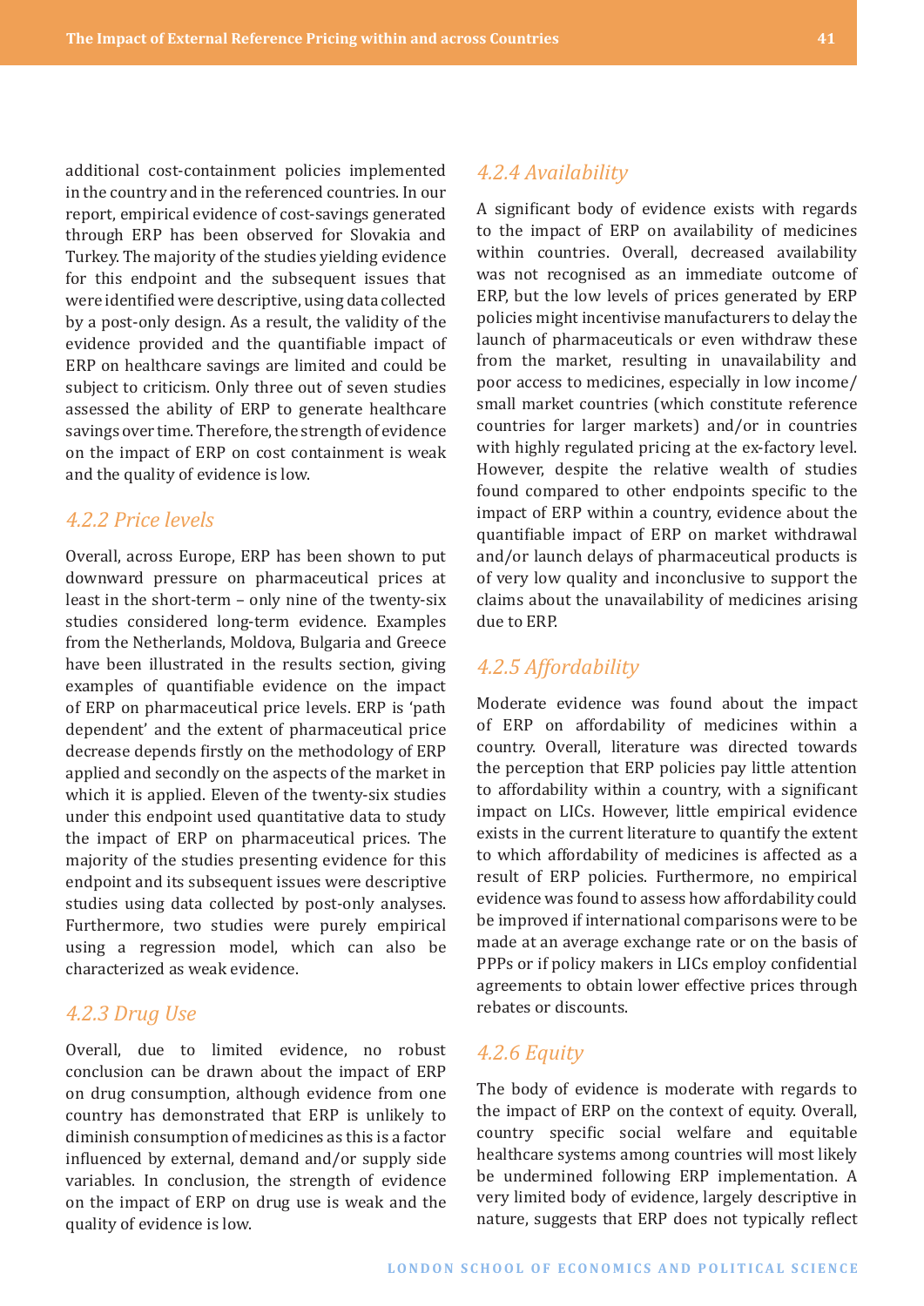additional cost-containment policies implemented in the country and in the referenced countries. In our report, empirical evidence of cost-savings generated through ERP has been observed for Slovakia and Turkey. The majority of the studies yielding evidence for this endpoint and the subsequent issues that were identified were descriptive, using data collected by a post-only design. As a result, the validity of the evidence provided and the quantifiable impact of ERP on healthcare savings are limited and could be subject to criticism. Only three out of seven studies assessed the ability of ERP to generate healthcare savings over time. Therefore, the strength of evidence on the impact of ERP on cost containment is weak and the quality of evidence is low.

### *4.2.2 Price levels*

Overall, across Europe, ERP has been shown to put downward pressure on pharmaceutical prices at least in the short-term – only nine of the twenty-six studies considered long-term evidence. Examples from the Netherlands, Moldova, Bulgaria and Greece have been illustrated in the results section, giving examples of quantifiable evidence on the impact of ERP on pharmaceutical price levels. ERP is 'path dependent' and the extent of pharmaceutical price decrease depends firstly on the methodology of ERP applied and secondly on the aspects of the market in which it is applied. Eleven of the twenty-six studies under this endpoint used quantitative data to study the impact of ERP on pharmaceutical prices. The majority of the studies presenting evidence for this endpoint and its subsequent issues were descriptive studies using data collected by post-only analyses. Furthermore, two studies were purely empirical using a regression model, which can also be characterized as weak evidence.

### *4.2.3 Drug Use*

Overall, due to limited evidence, no robust conclusion can be drawn about the impact of ERP on drug consumption, although evidence from one country has demonstrated that ERP is unlikely to diminish consumption of medicines as this is a factor influenced by external, demand and/or supply side variables. In conclusion, the strength of evidence on the impact of ERP on drug use is weak and the quality of evidence is low.

### *4.2.4 Availability*

A significant body of evidence exists with regards to the impact of ERP on availability of medicines within countries. Overall, decreased availability was not recognised as an immediate outcome of ERP, but the low levels of prices generated by ERP policies might incentivise manufacturers to delay the launch of pharmaceuticals or even withdraw these from the market, resulting in unavailability and poor access to medicines, especially in low income/small market countries (which constitute reference countries for larger markets) and/or in countries with highly regulated pricing at the ex-factory level. However, despite the relative wealth of studies found compared to other endpoints specific to the impact of ERP within a country, evidence about the quantifiable impact of ERP on market withdrawal and/or launch delays of pharmaceutical products is of very low quality and inconclusive to support the claims about the unavailability of medicines arising due to ERP.

### *4.2.5 Affordability*

Moderate evidence was found about the impact of ERP on affordability of medicines within a country. Overall, literature was directed towards the perception that ERP policies pay little attention to affordability within a country, with a significant impact on LICs. However, little empirical evidence exists in the current literature to quantify the extent to which affordability of medicines is affected as a result of ERP policies. Furthermore, no empirical evidence was found to assess how affordability could be improved if international comparisons were to be made at an average exchange rate or on the basis of PPPs or if policy makers in LICs employ confidential agreements to obtain lower effective prices through rebates or discounts.

### *4.2.6 Equity*

The body of evidence is moderate with regards to the impact of ERP on the context of equity. Overall, country specific social welfare and equitable healthcare systems among countries will most likely be undermined following ERP implementation. A very limited body of evidence, largely descriptive in nature, suggests that ERP does not typically reflect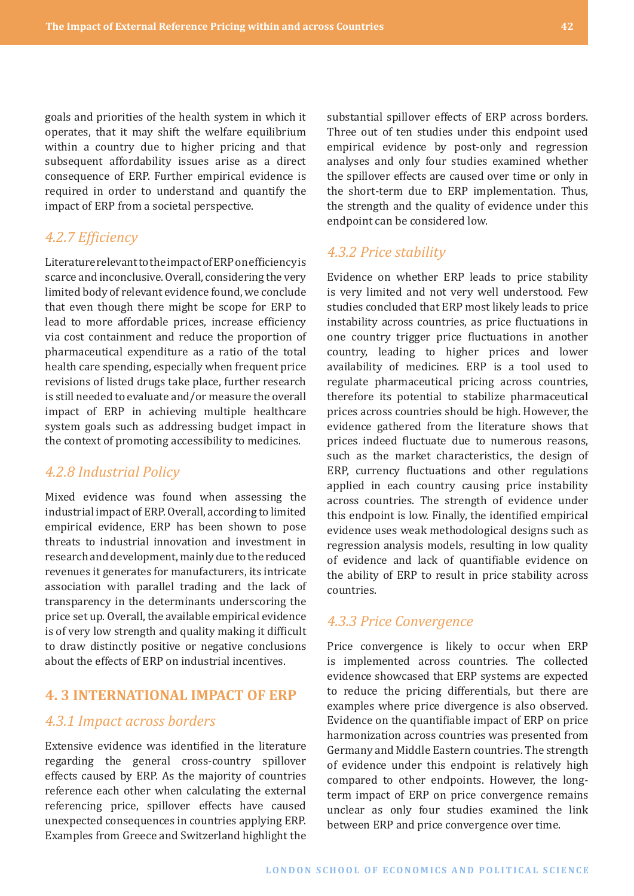goals and priorities of the health system in which it operates, that it may shift the welfare equilibrium within a country due to higher pricing and that subsequent affordability issues arise as a direct consequence of ERP. Further empirical evidence is required in order to understand and quantify the impact of ERP from a societal perspective.

### *4.2.7 Efficiency*

Literature relevant to the impact of ERP on efficiency is scarce and inconclusive. Overall, considering the very limited body of relevant evidence found, we conclude that even though there might be scope for ERP to lead to more affordable prices, increase efficiency via cost containment and reduce the proportion of pharmaceutical expenditure as a ratio of the total health care spending, especially when frequent price revisions of listed drugs take place, further research is still needed to evaluate and/or measure the overall impact of ERP in achieving multiple healthcare system goals such as addressing budget impact in the context of promoting accessibility to medicines.

### *4.2.8 Industrial Policy*

Mixed evidence was found when assessing the industrial impact of ERP. Overall, according to limited empirical evidence, ERP has been shown to pose threats to industrial innovation and investment in research and development, mainly due to the reduced revenues it generates for manufacturers, its intricate association with parallel trading and the lack of transparency in the determinants underscoring the price set up. Overall, the available empirical evidence is of very low strength and quality making it difficult to draw distinctly positive or negative conclusions about the effects of ERP on industrial incentives.

## 4. 3 INTERNATIONAL IMPACT OF ERP

### *4.3.1 Impact across borders*

Extensive evidence was identified in the literature regarding the general cross-country spillover effects caused by ERP. As the majority of countries reference each other when calculating the external referencing price, spillover effects have caused unexpected consequences in countries applying ERP. Examples from Greece and Switzerland highlight the substantial spillover effects of ERP across borders. Three out of ten studies under this endpoint used empirical evidence by post-only and regression analyses and only four studies examined whether the spillover effects are caused over time or only in the short-term due to ERP implementation. Thus, the strength and the quality of evidence under this endpoint can be considered low.

### *4.3.2 Price stability*

Evidence on whether ERP leads to price stability is very limited and not very well understood. Few studies concluded that ERP most likely leads to price instability across countries, as price fluctuations in one country trigger price fluctuations in another country, leading to higher prices and lower availability of medicines. ERP is a tool used to regulate pharmaceutical pricing across countries, therefore its potential to stabilize pharmaceutical prices across countries should be high. However, the evidence gathered from the literature shows that prices indeed fluctuate due to numerous reasons, such as the market characteristics, the design of ERP, currency fluctuations and other regulations applied in each country causing price instability across countries. The strength of evidence under this endpoint is low. Finally, the identified empirical evidence uses weak methodological designs such as regression analysis models, resulting in low quality of evidence and lack of quantifiable evidence on the ability of ERP to result in price stability across countries.

### *4.3.3 Price Convergence*

Price convergence is likely to occur when ERP is implemented across countries. The collected evidence showcased that ERP systems are expected to reduce the pricing differentials, but there are examples where price divergence is also observed. Evidence on the quantifiable impact of ERP on price harmonization across countries was presented from Germany and Middle Eastern countries. The strength of evidence under this endpoint is relatively high compared to other endpoints. However, the long-term impact of ERP on price convergence remains unclear as only four studies examined the link between ERP and price convergence over time.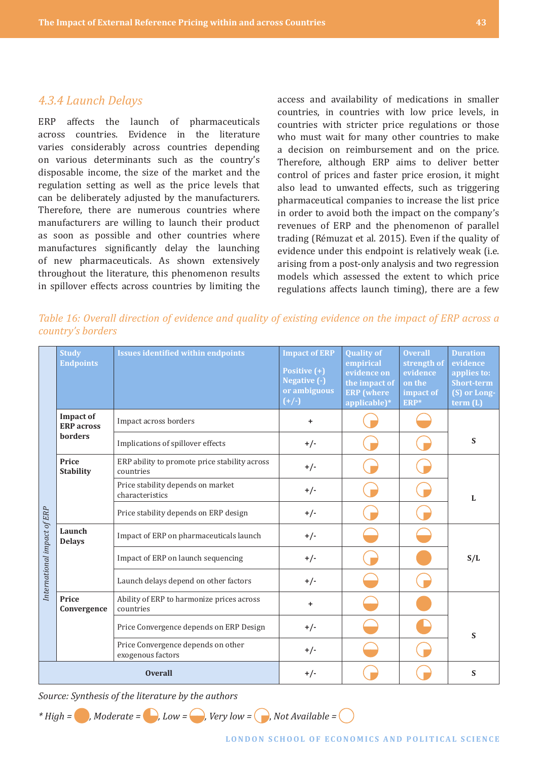### *4.3.4 Launch Delays*

ERP affects the launch of pharmaceuticals across countries. Evidence in the literature varies considerably across countries depending on various determinants such as the country's disposable income, the size of the market and the regulation setting as well as the price levels that can be deliberately adjusted by the manufacturers. Therefore, there are numerous countries where manufacturers are willing to launch their product as soon as possible and other countries where manufactures significantly delay the launching of new pharmaceuticals. As shown extensively throughout the literature, this phenomenon results in spillover effects across countries by limiting the access and availability of medications in smaller countries, in countries with low price levels, in countries with stricter price regulations or those who must wait for many other countries to make a decision on reimbursement and on the price. Therefore, although ERP aims to deliver better control of prices and faster price erosion, it might also lead to unwanted effects, such as triggering pharmaceutical companies to increase the list price in order to avoid both the impact on the company's revenues of ERP and the phenomenon of parallel trading (Rémuzat et al. 2015). Even if the quality of evidence under this endpoint is relatively weak (i.e. arising from a post-only analysis and two regression models which assessed the extent to which price regulations affects launch timing), there are a few

*Table 16: Overall direction of evidence and quality of existing evidence on the impact of ERP across a country's borders*

| | Study Endpoints | Issues identified within endpoints | Impact of ERP Positive (+) Negative (-) or ambiguous (+/-) | Quality of empirical evidence on the impact of ERP (where applicable)* | Overall strength of evidence on the impact of ERP* | Duration evidence applies to: Short-term (S) or Long-term (L) |
|---|---|---|---|---|---|---|
| *International impact of ERP* | Impact of ERP across borders | Impact across borders | + | Very low | Low | S |
| | | Implications of spillover effects | +/- | Very low | Very low | |
| | Price Stability | ERP ability to promote price stability across countries | +/- | Very low | Very low | L |
| | | Price stability depends on market characteristics | +/- | Very low | Very low | |
| | | Price stability depends on ERP design | +/- | Very low | Very low | |
| | Launch Delays | Impact of ERP on pharmaceuticals launch | +/- | Low | Low | S/L |
| | | Impact of ERP on launch sequencing | +/- | Very low | High | |
| | | Launch delays depend on other factors | +/- | Low | Very low | |
| | Price Convergence | Ability of ERP to harmonize prices across countries | + | Low | High | S |
| | | Price Convergence depends on ERP Design | +/- | Low | Moderate | |
| | | Price Convergence depends on other exogenous factors | +/- | Low | Very low | |
| | **Overall** | | +/- | Very low | Very low | S |

*Source: Synthesis of the literature by the authors*

*\* High = ●, Moderate = ◕, Low = ◒, Very low = ◔, Not Available = ○*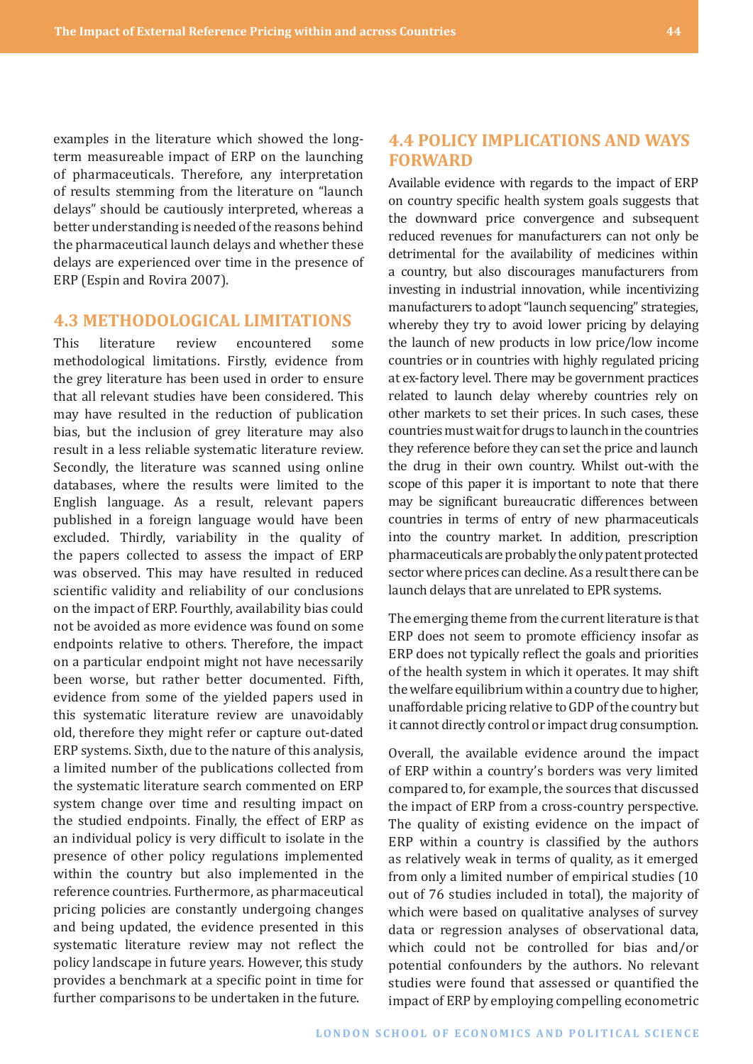examples in the literature which showed the long-term measureable impact of ERP on the launching of pharmaceuticals. Therefore, any interpretation of results stemming from the literature on "launch delays" should be cautiously interpreted, whereas a better understanding is needed of the reasons behind the pharmaceutical launch delays and whether these delays are experienced over time in the presence of ERP (Espin and Rovira 2007).

## 4.3 METHODOLOGICAL LIMITATIONS

This literature review encountered some methodological limitations. Firstly, evidence from the grey literature has been used in order to ensure that all relevant studies have been considered. This may have resulted in the reduction of publication bias, but the inclusion of grey literature may also result in a less reliable systematic literature review. Secondly, the literature was scanned using online databases, where the results were limited to the English language. As a result, relevant papers published in a foreign language would have been excluded. Thirdly, variability in the quality of the papers collected to assess the impact of ERP was observed. This may have resulted in reduced scientific validity and reliability of our conclusions on the impact of ERP. Fourthly, availability bias could not be avoided as more evidence was found on some endpoints relative to others. Therefore, the impact on a particular endpoint might not have necessarily been worse, but rather better documented. Fifth, evidence from some of the yielded papers used in this systematic literature review are unavoidably old, therefore they might refer or capture out-dated ERP systems. Sixth, due to the nature of this analysis, a limited number of the publications collected from the systematic literature search commented on ERP system change over time and resulting impact on the studied endpoints. Finally, the effect of ERP as an individual policy is very difficult to isolate in the presence of other policy regulations implemented within the country but also implemented in the reference countries. Furthermore, as pharmaceutical pricing policies are constantly undergoing changes and being updated, the evidence presented in this systematic literature review may not reflect the policy landscape in future years. However, this study provides a benchmark at a specific point in time for further comparisons to be undertaken in the future.

## 4.4 POLICY IMPLICATIONS AND WAYS FORWARD

Available evidence with regards to the impact of ERP on country specific health system goals suggests that the downward price convergence and subsequent reduced revenues for manufacturers can not only be detrimental for the availability of medicines within a country, but also discourages manufacturers from investing in industrial innovation, while incentivizing manufacturers to adopt "launch sequencing" strategies, whereby they try to avoid lower pricing by delaying the launch of new products in low price/low income countries or in countries with highly regulated pricing at ex-factory level. There may be government practices related to launch delay whereby countries rely on other markets to set their prices. In such cases, these countries must wait for drugs to launch in the countries they reference before they can set the price and launch the drug in their own country. Whilst out-with the scope of this paper it is important to note that there may be significant bureaucratic differences between countries in terms of entry of new pharmaceuticals into the country market. In addition, prescription pharmaceuticals are probably the only patent protected sector where prices can decline. As a result there can be launch delays that are unrelated to EPR systems.

The emerging theme from the current literature is that ERP does not seem to promote efficiency insofar as ERP does not typically reflect the goals and priorities of the health system in which it operates. It may shift the welfare equilibrium within a country due to higher, unaffordable pricing relative to GDP of the country but it cannot directly control or impact drug consumption.

Overall, the available evidence around the impact of ERP within a country's borders was very limited compared to, for example, the sources that discussed the impact of ERP from a cross-country perspective. The quality of existing evidence on the impact of ERP within a country is classified by the authors as relatively weak in terms of quality, as it emerged from only a limited number of empirical studies (10 out of 76 studies included in total), the majority of which were based on qualitative analyses of survey data or regression analyses of observational data, which could not be controlled for bias and/or potential confounders by the authors. No relevant studies were found that assessed or quantified the impact of ERP by employing compelling econometric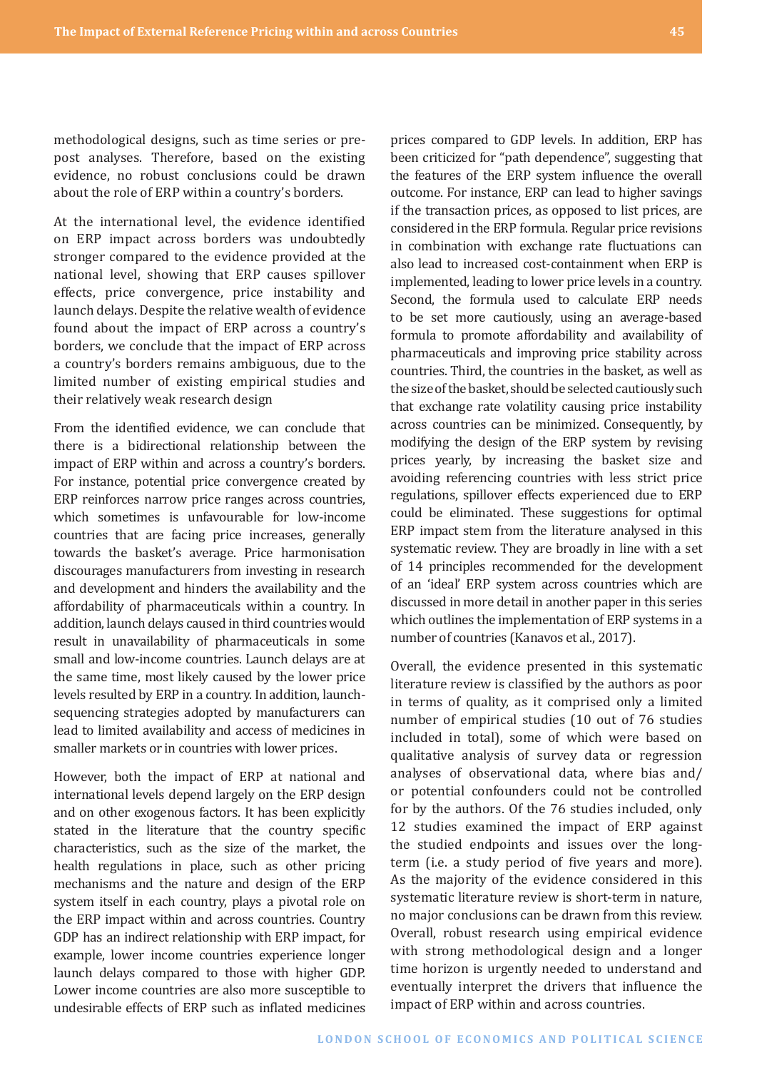methodological designs, such as time series or pre-post analyses. Therefore, based on the existing evidence, no robust conclusions could be drawn about the role of ERP within a country's borders.

At the international level, the evidence identified on ERP impact across borders was undoubtedly stronger compared to the evidence provided at the national level, showing that ERP causes spillover effects, price convergence, price instability and launch delays. Despite the relative wealth of evidence found about the impact of ERP across a country's borders, we conclude that the impact of ERP across a country's borders remains ambiguous, due to the limited number of existing empirical studies and their relatively weak research design

From the identified evidence, we can conclude that there is a bidirectional relationship between the impact of ERP within and across a country's borders. For instance, potential price convergence created by ERP reinforces narrow price ranges across countries, which sometimes is unfavourable for low-income countries that are facing price increases, generally towards the basket's average. Price harmonisation discourages manufacturers from investing in research and development and hinders the availability and the affordability of pharmaceuticals within a country. In addition, launch delays caused in third countries would result in unavailability of pharmaceuticals in some small and low-income countries. Launch delays are at the same time, most likely caused by the lower price levels resulted by ERP in a country. In addition, launch-sequencing strategies adopted by manufacturers can lead to limited availability and access of medicines in smaller markets or in countries with lower prices.

However, both the impact of ERP at national and international levels depend largely on the ERP design and on other exogenous factors. It has been explicitly stated in the literature that the country specific characteristics, such as the size of the market, the health regulations in place, such as other pricing mechanisms and the nature and design of the ERP system itself in each country, plays a pivotal role on the ERP impact within and across countries. Country GDP has an indirect relationship with ERP impact, for example, lower income countries experience longer launch delays compared to those with higher GDP. Lower income countries are also more susceptible to undesirable effects of ERP such as inflated medicines prices compared to GDP levels. In addition, ERP has been criticized for "path dependence", suggesting that the features of the ERP system influence the overall outcome. For instance, ERP can lead to higher savings if the transaction prices, as opposed to list prices, are considered in the ERP formula. Regular price revisions in combination with exchange rate fluctuations can also lead to increased cost-containment when ERP is implemented, leading to lower price levels in a country. Second, the formula used to calculate ERP needs to be set more cautiously, using an average-based formula to promote affordability and availability of pharmaceuticals and improving price stability across countries. Third, the countries in the basket, as well as the size of the basket, should be selected cautiously such that exchange rate volatility causing price instability across countries can be minimized. Consequently, by modifying the design of the ERP system by revising prices yearly, by increasing the basket size and avoiding referencing countries with less strict price regulations, spillover effects experienced due to ERP could be eliminated. These suggestions for optimal ERP impact stem from the literature analysed in this systematic review. They are broadly in line with a set of 14 principles recommended for the development of an 'ideal' ERP system across countries which are discussed in more detail in another paper in this series which outlines the implementation of ERP systems in a number of countries (Kanavos et al., 2017).

Overall, the evidence presented in this systematic literature review is classified by the authors as poor in terms of quality, as it comprised only a limited number of empirical studies (10 out of 76 studies included in total), some of which were based on qualitative analysis of survey data or regression analyses of observational data, where bias and/or potential confounders could not be controlled for by the authors. Of the 76 studies included, only 12 studies examined the impact of ERP against the studied endpoints and issues over the long-term (i.e. a study period of five years and more). As the majority of the evidence considered in this systematic literature review is short-term in nature, no major conclusions can be drawn from this review. Overall, robust research using empirical evidence with strong methodological design and a longer time horizon is urgently needed to understand and eventually interpret the drivers that influence the impact of ERP within and across countries.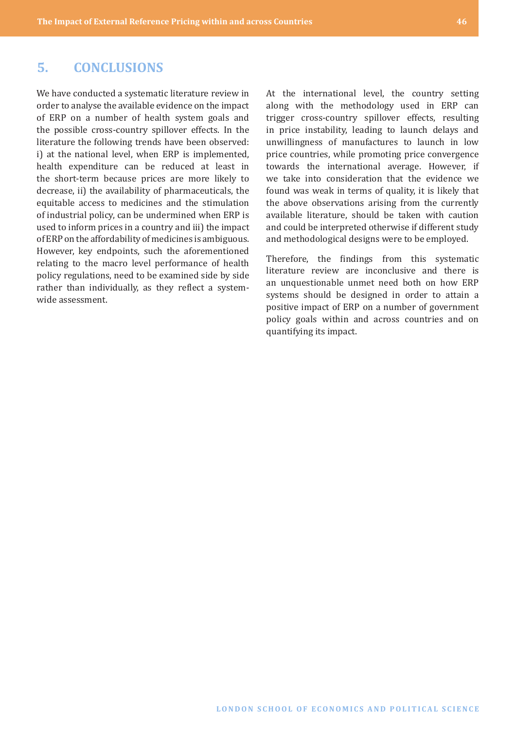## 5. CONCLUSIONS

We have conducted a systematic literature review in order to analyse the available evidence on the impact of ERP on a number of health system goals and the possible cross-country spillover effects. In the literature the following trends have been observed: i) at the national level, when ERP is implemented, health expenditure can be reduced at least in the short-term because prices are more likely to decrease, ii) the availability of pharmaceuticals, the equitable access to medicines and the stimulation of industrial policy, can be undermined when ERP is used to inform prices in a country and iii) the impact of ERP on the affordability of medicines is ambiguous. However, key endpoints, such the aforementioned relating to the macro level performance of health policy regulations, need to be examined side by side rather than individually, as they reflect a system-wide assessment.

At the international level, the country setting along with the methodology used in ERP can trigger cross-country spillover effects, resulting in price instability, leading to launch delays and unwillingness of manufactures to launch in low price countries, while promoting price convergence towards the international average. However, if we take into consideration that the evidence we found was weak in terms of quality, it is likely that the above observations arising from the currently available literature, should be taken with caution and could be interpreted otherwise if different study and methodological designs were to be employed.

Therefore, the findings from this systematic literature review are inconclusive and there is an unquestionable unmet need both on how ERP systems should be designed in order to attain a positive impact of ERP on a number of government policy goals within and across countries and on quantifying its impact.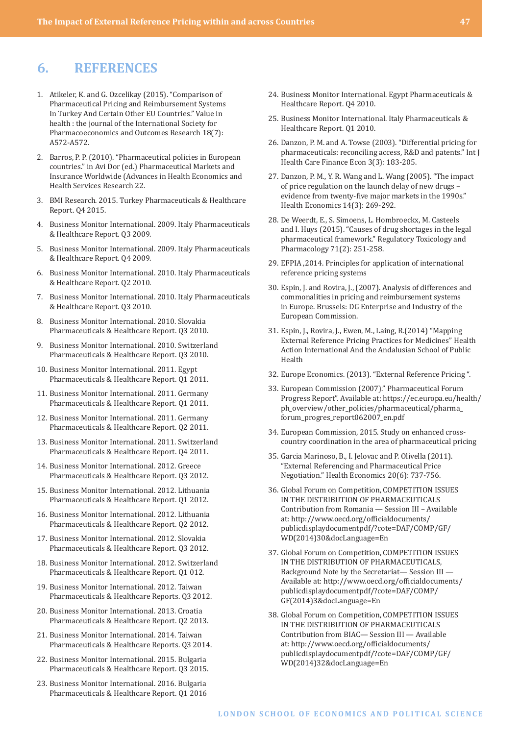## 6. REFERENCES

1. Atikeler, K. and G. Ozcelikay (2015). "Comparison of Pharmaceutical Pricing and Reimbursement Systems In Turkey And Certain Other EU Countries." Value in health : the journal of the International Society for Pharmacoeconomics and Outcomes Research 18(7): A572-A572.

2. Barros, P. P. (2010). "Pharmaceutical policies in European countries." in Avi Dor (ed.) Pharmaceutical Markets and Insurance Worldwide (Advances in Health Economics and Health Services Research 22.

3. BMI Research. 2015. Turkey Pharmaceuticals & Healthcare Report. Q4 2015.

4. Business Monitor International. 2009. Italy Pharmaceuticals & Healthcare Report. Q3 2009.

5. Business Monitor International. 2009. Italy Pharmaceuticals & Healthcare Report. Q4 2009.

6. Business Monitor International. 2010. Italy Pharmaceuticals & Healthcare Report. Q2 2010.

7. Business Monitor International. 2010. Italy Pharmaceuticals & Healthcare Report. Q3 2010.

8. Business Monitor International. 2010. Slovakia Pharmaceuticals & Healthcare Report. Q3 2010.

9. Business Monitor International. 2010. Switzerland Pharmaceuticals & Healthcare Report. Q3 2010.

10. Business Monitor International. 2011. Egypt Pharmaceuticals & Healthcare Report. Q1 2011.

11. Business Monitor International. 2011. Germany Pharmaceuticals & Healthcare Report. Q1 2011.

12. Business Monitor International. 2011. Germany Pharmaceuticals & Healthcare Report. Q2 2011.

13. Business Monitor International. 2011. Switzerland Pharmaceuticals & Healthcare Report. Q4 2011.

14. Business Monitor International. 2012. Greece Pharmaceuticals & Healthcare Report. Q3 2012.

15. Business Monitor International. 2012. Lithuania Pharmaceuticals & Healthcare Report. Q1 2012.

16. Business Monitor International. 2012. Lithuania Pharmaceuticals & Healthcare Report. Q2 2012.

17. Business Monitor International. 2012. Slovakia Pharmaceuticals & Healthcare Report. Q3 2012.

18. Business Monitor International. 2012. Switzerland Pharmaceuticals & Healthcare Report. Q1 012.

19. Business Monitor International. 2012. Taiwan Pharmaceuticals & Healthcare Reports. Q3 2012.

20. Business Monitor International. 2013. Croatia Pharmaceuticals & Healthcare Report. Q2 2013.

21. Business Monitor International. 2014. Taiwan Pharmaceuticals & Healthcare Reports. Q3 2014.

22. Business Monitor International. 2015. Bulgaria Pharmaceuticals & Healthcare Report. Q3 2015.

23. Business Monitor International. 2016. Bulgaria Pharmaceuticals & Healthcare Report. Q1 2016

24. Business Monitor International. Egypt Pharmaceuticals & Healthcare Report. Q4 2010.

25. Business Monitor International. Italy Pharmaceuticals & Healthcare Report. Q1 2010.

26. Danzon, P. M. and A. Towse (2003). "Differential pricing for pharmaceuticals: reconciling access, R&D and patents." Int J Health Care Finance Econ 3(3): 183-205.

27. Danzon, P. M., Y. R. Wang and L. Wang (2005). "The impact of price regulation on the launch delay of new drugs – evidence from twenty-five major markets in the 1990s." Health Economics 14(3): 269-292.

28. De Weerdt, E., S. Simoens, L. Hombroeckx, M. Casteels and I. Huys (2015). "Causes of drug shortages in the legal pharmaceutical framework." Regulatory Toxicology and Pharmacology 71(2): 251-258.

29. EFPIA ,2014. Principles for application of international reference pricing systems

30. Espin, J. and Rovira, J., (2007). Analysis of differences and commonalities in pricing and reimbursement systems in Europe. Brussels: DG Enterprise and Industry of the European Commission.

31. Espin, J., Rovira, J., Ewen, M., Laing, R.(2014) "Mapping External Reference Pricing Practices for Medicines" Health Action International And the Andalusian School of Public Health

32. Europe Economics. (2013). "External Reference Pricing ".

33. European Commission (2007)." Pharmaceutical Forum Progress Report". Available at: https://ec.europa.eu/health/ph_overview/other_policies/pharmaceutical/pharma_forum_progres_report062007_en.pdf

34. European Commission, 2015. Study on enhanced cross-country coordination in the area of pharmaceutical pricing

35. Garcia Marinoso, B., I. Jelovac and P. Olivella (2011). "External Referencing and Pharmaceutical Price Negotiation." Health Economics 20(6): 737-756.

36. Global Forum on Competition, COMPETITION ISSUES IN THE DISTRIBUTION OF PHARMACEUTICALS Contribution from Romania — Session III – Available at: http://www.oecd.org/officialdocuments/publicdisplaydocumentpdf/?cote=DAF/COMP/GF/WD(2014)30&docLanguage=En

37. Global Forum on Competition, COMPETITION ISSUES IN THE DISTRIBUTION OF PHARMACEUTICALS, Background Note by the Secretariat— Session III — Available at: http://www.oecd.org/officialdocuments/publicdisplaydocumentpdf/?cote=DAF/COMP/GF(2014)3&docLanguage=En

38. Global Forum on Competition, COMPETITION ISSUES IN THE DISTRIBUTION OF PHARMACEUTICALS Contribution from BIAC— Session III — Available at: http://www.oecd.org/officialdocuments/publicdisplaydocumentpdf/?cote=DAF/COMP/GF/WD(2014)32&docLanguage=En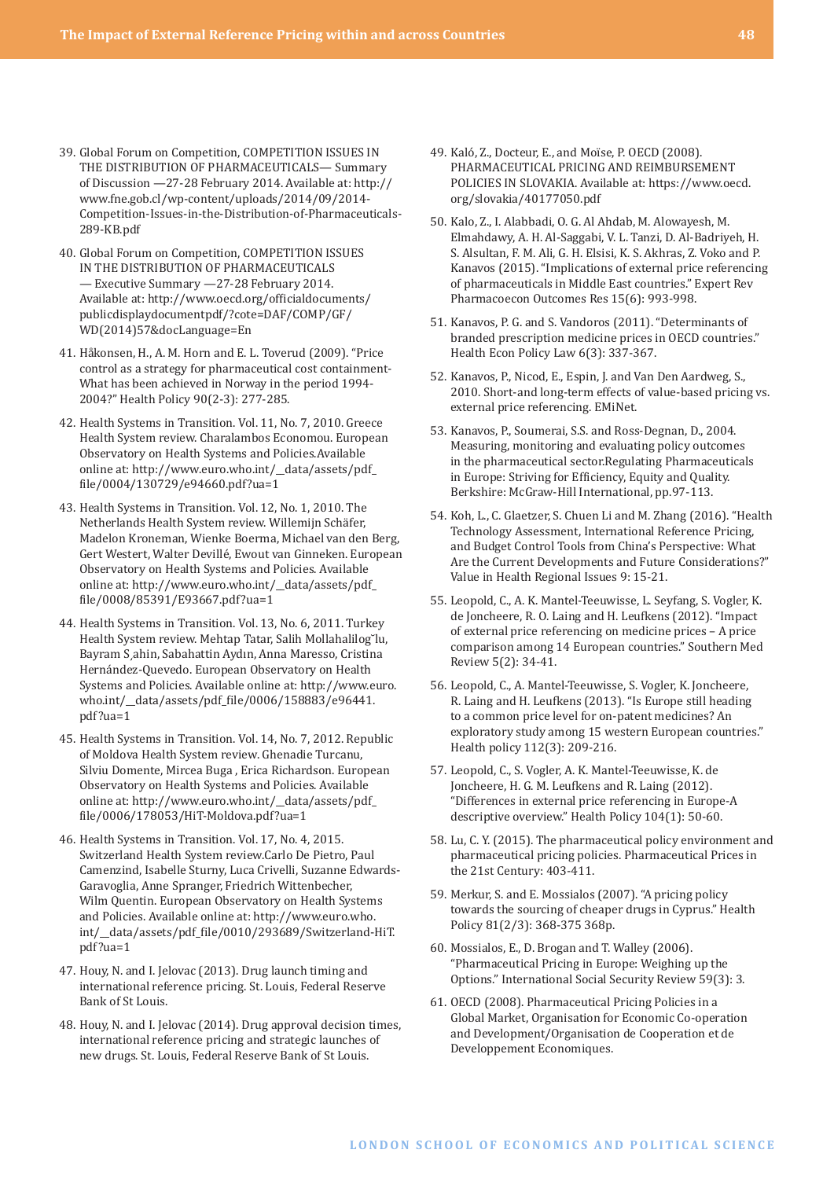39. Global Forum on Competition, COMPETITION ISSUES IN THE DISTRIBUTION OF PHARMACEUTICALS— Summary of Discussion —27-28 February 2014. Available at: http://www.fne.gob.cl/wp-content/uploads/2014/09/2014-Competition-Issues-in-the-Distribution-of-Pharmaceuticals-289-KB.pdf

40. Global Forum on Competition, COMPETITION ISSUES IN THE DISTRIBUTION OF PHARMACEUTICALS — Executive Summary —27-28 February 2014. Available at: http://www.oecd.org/officialdocuments/publicdisplaydocumentpdf/?cote=DAF/COMP/GF/WD(2014)57&docLanguage=En

41. Håkonsen, H., A. M. Horn and E. L. Toverud (2009). "Price control as a strategy for pharmaceutical cost containment-What has been achieved in Norway in the period 1994-2004?" Health Policy 90(2-3): 277-285.

42. Health Systems in Transition. Vol. 11, No. 7, 2010. Greece Health System review. Charalambos Economou. European Observatory on Health Systems and Policies.Available online at: http://www.euro.who.int/__data/assets/pdf_file/0004/130729/e94660.pdf?ua=1

43. Health Systems in Transition. Vol. 12, No. 1, 2010. The Netherlands Health System review. Willemijn Schäfer, Madelon Kroneman, Wienke Boerma, Michael van den Berg, Gert Westert, Walter Devillé, Ewout van Ginneken. European Observatory on Health Systems and Policies. Available online at: http://www.euro.who.int/__data/assets/pdf_file/0008/85391/E93667.pdf?ua=1

44. Health Systems in Transition. Vol. 13, No. 6, 2011. Turkey Health System review. Mehtap Tatar, Salih Mollahaliloğlu, Bayram Şahin, Sabahattin Aydın, Anna Maresso, Cristina Hernández-Quevedo. European Observatory on Health Systems and Policies. Available online at: http://www.euro.who.int/__data/assets/pdf_file/0006/158883/e96441.pdf?ua=1

45. Health Systems in Transition. Vol. 14, No. 7, 2012. Republic of Moldova Health System review. Ghenadie Turcanu, Silviu Domente, Mircea Buga , Erica Richardson. European Observatory on Health Systems and Policies. Available online at: http://www.euro.who.int/__data/assets/pdf_file/0006/178053/HiT-Moldova.pdf?ua=1

46. Health Systems in Transition. Vol. 17, No. 4, 2015. Switzerland Health System review.Carlo De Pietro, Paul Camenzind, Isabelle Sturny, Luca Crivelli, Suzanne Edwards-Garavoglia, Anne Spranger, Friedrich Wittenbecher, Wilm Quentin. European Observatory on Health Systems and Policies. Available online at: http://www.euro.who.int/__data/assets/pdf_file/0010/293689/Switzerland-HiT.pdf?ua=1

47. Houy, N. and I. Jelovac (2013). Drug launch timing and international reference pricing. St. Louis, Federal Reserve Bank of St Louis.

48. Houy, N. and I. Jelovac (2014). Drug approval decision times, international reference pricing and strategic launches of new drugs. St. Louis, Federal Reserve Bank of St Louis.

49. Kaló, Z., Docteur, E., and Moïse, P. OECD (2008). PHARMACEUTICAL PRICING AND REIMBURSEMENT POLICIES IN SLOVAKIA. Available at: https://www.oecd.org/slovakia/40177050.pdf

50. Kalo, Z., I. Alabbadi, O. G. Al Ahdab, M. Alowayesh, M. Elmahdawy, A. H. Al-Saggabi, V. L. Tanzi, D. Al-Badriyeh, H. S. Alsultan, F. M. Ali, G. H. Elsisi, K. S. Akhras, Z. Voko and P. Kanavos (2015). "Implications of external price referencing of pharmaceuticals in Middle East countries." Expert Rev Pharmacoecon Outcomes Res 15(6): 993-998.

51. Kanavos, P. G. and S. Vandoros (2011). "Determinants of branded prescription medicine prices in OECD countries." Health Econ Policy Law 6(3): 337-367.

52. Kanavos, P., Nicod, E., Espin, J. and Van Den Aardweg, S., 2010. Short-and long-term effects of value-based pricing vs. external price referencing. EMiNet.

53. Kanavos, P., Soumerai, S.S. and Ross-Degnan, D., 2004. Measuring, monitoring and evaluating policy outcomes in the pharmaceutical sector.Regulating Pharmaceuticals in Europe: Striving for Efficiency, Equity and Quality. Berkshire: McGraw-Hill International, pp.97-113.

54. Koh, L., C. Glaetzer, S. Chuen Li and M. Zhang (2016). "Health Technology Assessment, International Reference Pricing, and Budget Control Tools from China's Perspective: What Are the Current Developments and Future Considerations?" Value in Health Regional Issues 9: 15-21.

55. Leopold, C., A. K. Mantel-Teeuwisse, L. Seyfang, S. Vogler, K. de Joncheere, R. O. Laing and H. Leufkens (2012). "Impact of external price referencing on medicine prices – A price comparison among 14 European countries." Southern Med Review 5(2): 34-41.

56. Leopold, C., A. Mantel-Teeuwisse, S. Vogler, K. Joncheere, R. Laing and H. Leufkens (2013). "Is Europe still heading to a common price level for on-patent medicines? An exploratory study among 15 western European countries." Health policy 112(3): 209-216.

57. Leopold, C., S. Vogler, A. K. Mantel-Teeuwisse, K. de Joncheere, H. G. M. Leufkens and R. Laing (2012). "Differences in external price referencing in Europe-A descriptive overview." Health Policy 104(1): 50-60.

58. Lu, C. Y. (2015). The pharmaceutical policy environment and pharmaceutical pricing policies. Pharmaceutical Prices in the 21st Century: 403-411.

59. Merkur, S. and E. Mossialos (2007). "A pricing policy towards the sourcing of cheaper drugs in Cyprus." Health Policy 81(2/3): 368-375 368p.

60. Mossialos, E., D. Brogan and T. Walley (2006). "Pharmaceutical Pricing in Europe: Weighing up the Options." International Social Security Review 59(3): 3.

61. OECD (2008). Pharmaceutical Pricing Policies in a Global Market, Organisation for Economic Co-operation and Development/Organisation de Cooperation et de Developpement Economiques.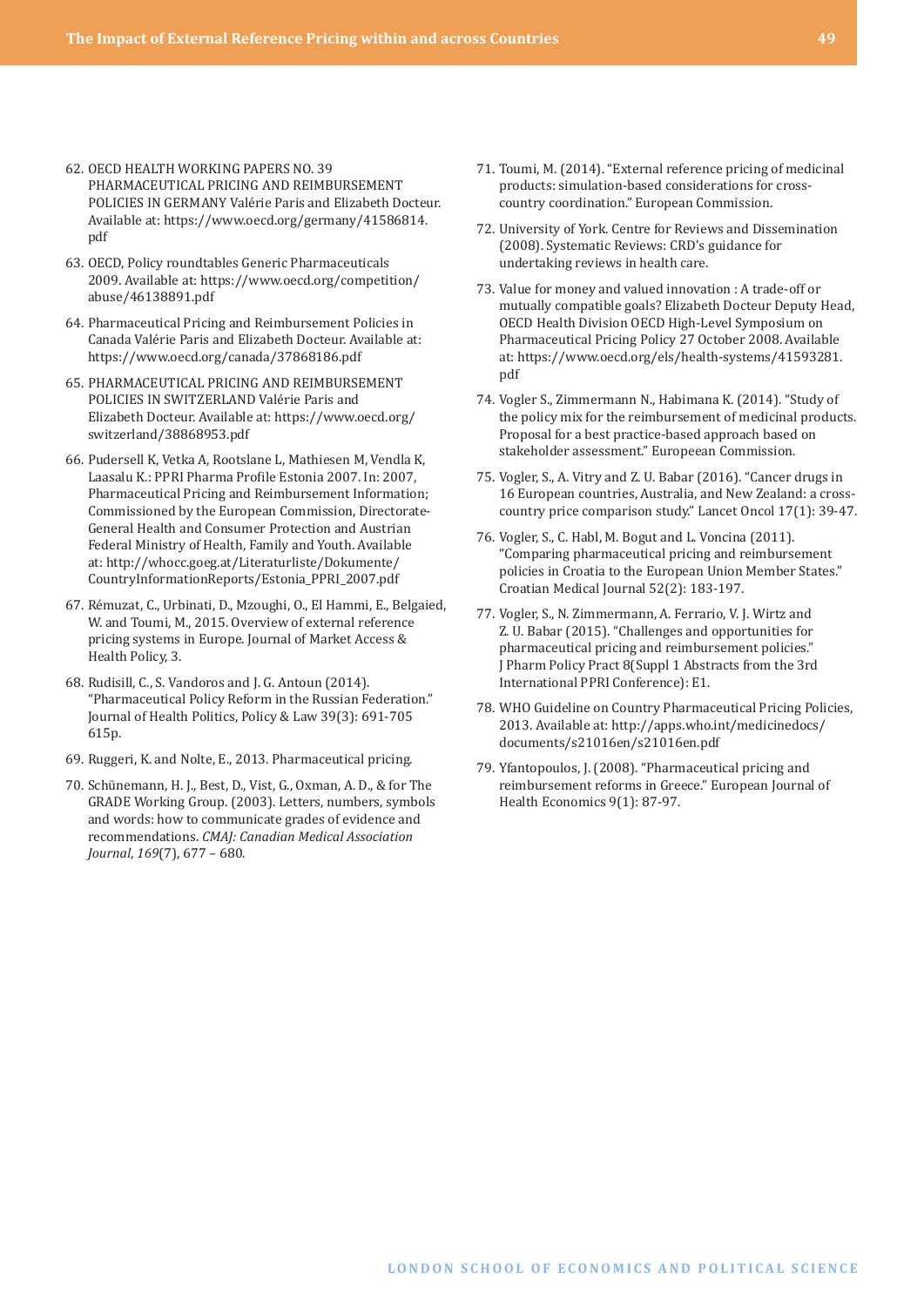62. OECD HEALTH WORKING PAPERS NO. 39 PHARMACEUTICAL PRICING AND REIMBURSEMENT POLICIES IN GERMANY Valérie Paris and Elizabeth Docteur. Available at: https://www.oecd.org/germany/41586814.pdf

63. OECD, Policy roundtables Generic Pharmaceuticals 2009. Available at: https://www.oecd.org/competition/abuse/46138891.pdf

64. Pharmaceutical Pricing and Reimbursement Policies in Canada Valérie Paris and Elizabeth Docteur. Available at: https://www.oecd.org/canada/37868186.pdf

65. PHARMACEUTICAL PRICING AND REIMBURSEMENT POLICIES IN SWITZERLAND Valérie Paris and Elizabeth Docteur. Available at: https://www.oecd.org/switzerland/38868953.pdf

66. Pudersell K, Vetka A, Rootslane L, Mathiesen M, Vendla K, Laasalu K.: PPRI Pharma Profile Estonia 2007. In: 2007, Pharmaceutical Pricing and Reimbursement Information; Commissioned by the European Commission, Directorate-General Health and Consumer Protection and Austrian Federal Ministry of Health, Family and Youth. Available at: http://whocc.goeg.at/Literaturliste/Dokumente/CountryInformationReports/Estonia_PPRI_2007.pdf

67. Rémuzat, C., Urbinati, D., Mzoughi, O., El Hammi, E., Belgaied, W. and Toumi, M., 2015. Overview of external reference pricing systems in Europe. Journal of Market Access & Health Policy, 3.

68. Rudisill, C., S. Vandoros and J. G. Antoun (2014). "Pharmaceutical Policy Reform in the Russian Federation." Journal of Health Politics, Policy & Law 39(3): 691-705 615p.

69. Ruggeri, K. and Nolte, E., 2013. Pharmaceutical pricing.

70. Schünemann, H. J., Best, D., Vist, G., Oxman, A. D., & for The GRADE Working Group. (2003). Letters, numbers, symbols and words: how to communicate grades of evidence and recommendations. *CMAJ: Canadian Medical Association Journal*, *169*(7), 677 – 680.

71. Toumi, M. (2014). "External reference pricing of medicinal products: simulation-based considerations for cross-country coordination." European Commission.

72. University of York. Centre for Reviews and Dissemination (2008). Systematic Reviews: CRD's guidance for undertaking reviews in health care.

73. Value for money and valued innovation : A trade-off or mutually compatible goals? Elizabeth Docteur Deputy Head, OECD Health Division OECD High-Level Symposium on Pharmaceutical Pricing Policy 27 October 2008. Available at: https://www.oecd.org/els/health-systems/41593281.pdf

74. Vogler S., Zimmermann N., Habimana K. (2014). "Study of the policy mix for the reimbursement of medicinal products. Proposal for a best practice-based approach based on stakeholder assessment." Eurpoean Commission.

75. Vogler, S., A. Vitry and Z. U. Babar (2016). "Cancer drugs in 16 European countries, Australia, and New Zealand: a cross-country price comparison study." Lancet Oncol 17(1): 39-47.

76. Vogler, S., C. Habl, M. Bogut and L. Voncina (2011). "Comparing pharmaceutical pricing and reimbursement policies in Croatia to the European Union Member States." Croatian Medical Journal 52(2): 183-197.

77. Vogler, S., N. Zimmermann, A. Ferrario, V. J. Wirtz and Z. U. Babar (2015). "Challenges and opportunities for pharmaceutical pricing and reimbursement policies." J Pharm Policy Pract 8(Suppl 1 Abstracts from the 3rd International PPRI Conference): E1.

78. WHO Guideline on Country Pharmaceutical Pricing Policies, 2013. Available at: http://apps.who.int/medicinedocs/documents/s21016en/s21016en.pdf

79. Yfantopoulos, J. (2008). "Pharmaceutical pricing and reimbursement reforms in Greece." European Journal of Health Economics 9(1): 87-97.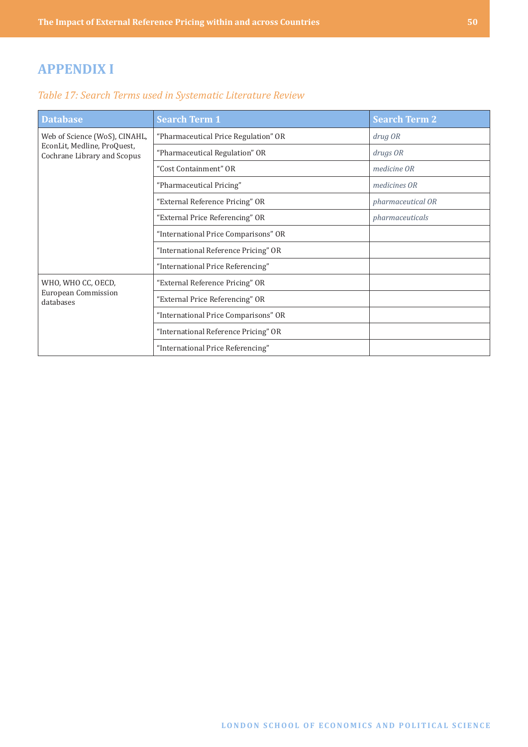# APPENDIX I

*Table 17: Search Terms used in Systematic Literature Review*

| Database | Search Term 1 | Search Term 2 |
|---|---|---|
| Web of Science (WoS), CINAHL, EconLit, Medline, ProQuest, Cochrane Library and Scopus | "Pharmaceutical Price Regulation" OR | *drug OR* |
| | "Pharmaceutical Regulation" OR | *drugs OR* |
| | "Cost Containment" OR | *medicine OR* |
| | "Pharmaceutical Pricing" | *medicines OR* |
| | "External Reference Pricing" OR | *pharmaceutical OR* |
| | "External Price Referencing" OR | *pharmaceuticals* |
| | "International Price Comparisons" OR | |
| | "International Reference Pricing" OR | |
| | "International Price Referencing" | |
| WHO, WHO CC, OECD, European Commission databases | "External Reference Pricing" OR | |
| | "External Price Referencing" OR | |
| | "International Price Comparisons" OR | |
| | "International Reference Pricing" OR | |
| | "International Price Referencing" | |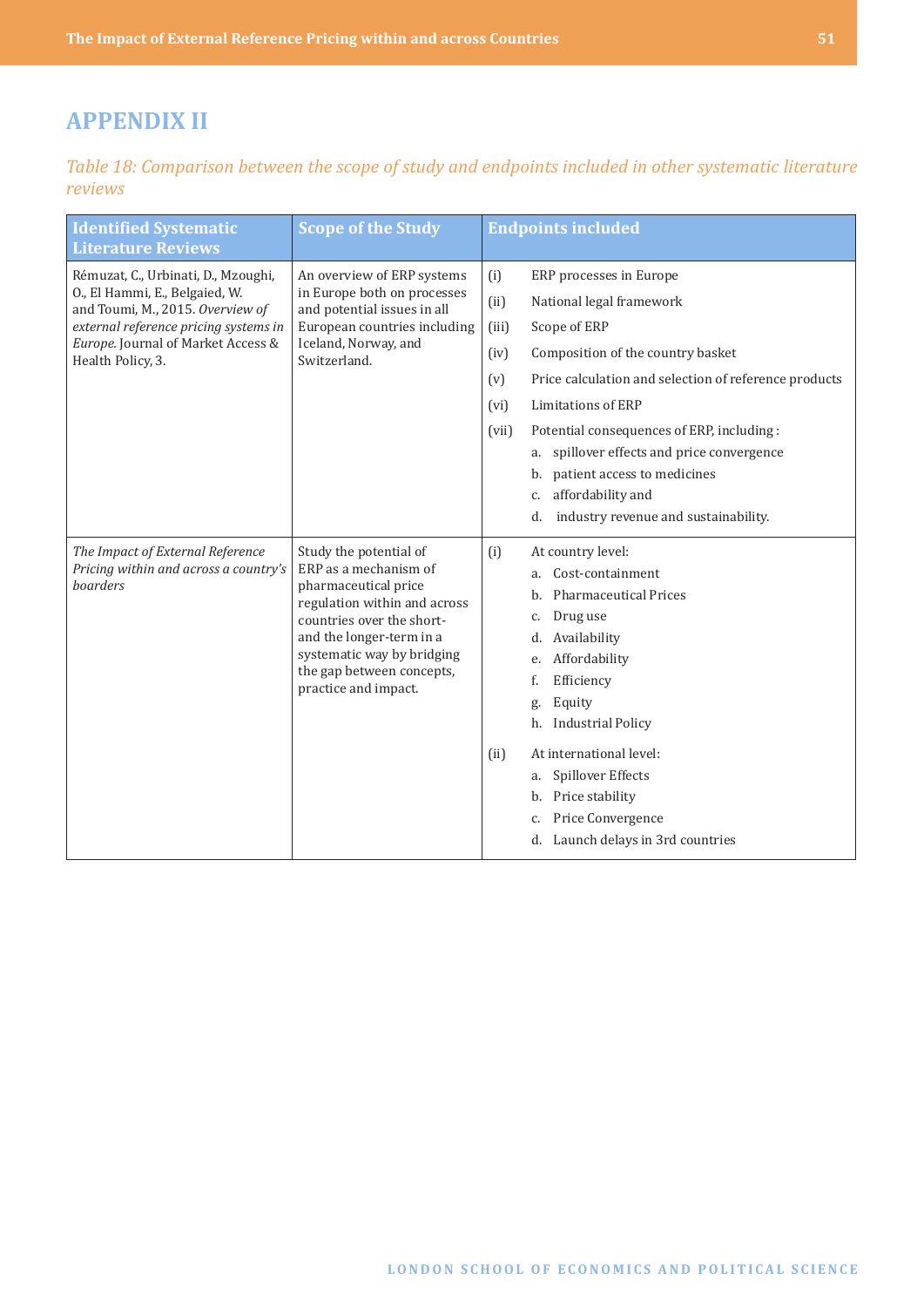# APPENDIX II

*Table 18: Comparison between the scope of study and endpoints included in other systematic literature reviews*

| Identified Systematic Literature Reviews | Scope of the Study | Endpoints included |
| --- | --- | --- |
| Rémuzat, C., Urbinati, D., Mzoughi, O., El Hammi, E., Belgaied, W. and Toumi, M., 2015. *Overview of external reference pricing systems in Europe.* Journal of Market Access & Health Policy, 3. | An overview of ERP systems in Europe both on processes and potential issues in all European countries including Iceland, Norway, and Switzerland. | (i) ERP processes in Europe<br>(ii) National legal framework<br>(iii) Scope of ERP<br>(iv) Composition of the country basket<br>(v) Price calculation and selection of reference products<br>(vi) Limitations of ERP<br>(vii) Potential consequences of ERP, including :<br>a. spillover effects and price convergence<br>b. patient access to medicines<br>c. affordability and<br>d. industry revenue and sustainability. |
| *The Impact of External Reference Pricing within and across a country's boarders* | Study the potential of ERP as a mechanism of pharmaceutical price regulation within and across countries over the short- and the longer-term in a systematic way by bridging the gap between concepts, practice and impact. | (i) At country level:<br>a. Cost-containment<br>b. Pharmaceutical Prices<br>c. Drug use<br>d. Availability<br>e. Affordability<br>f. Efficiency<br>g. Equity<br>h. Industrial Policy<br>(ii) At international level:<br>a. Spillover Effects<br>b. Price stability<br>c. Price Convergence<br>d. Launch delays in 3rd countries |